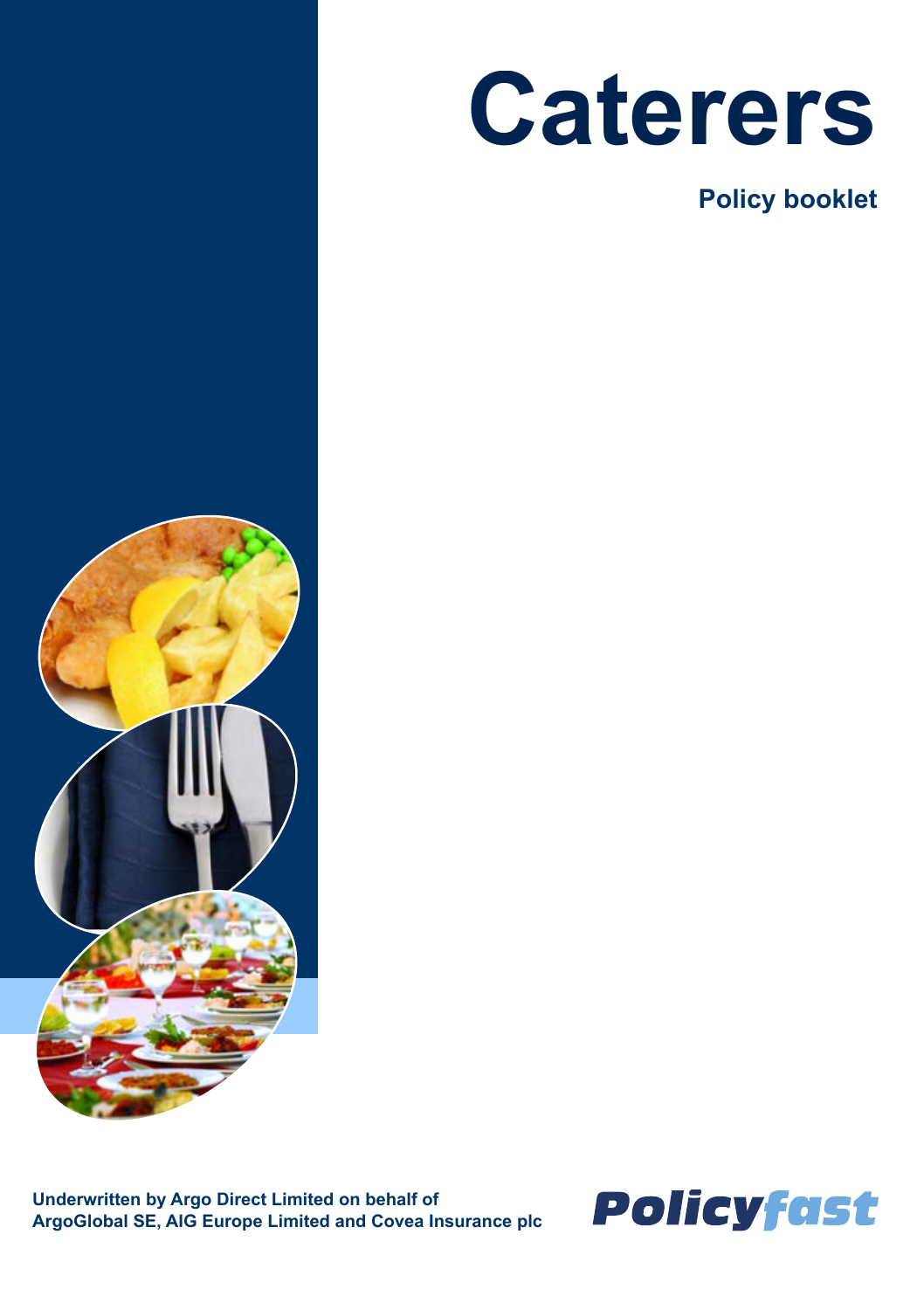# Caterers

## Policy booklet

**Underwritten by Argo Direct Limited on behalf of ArgoGlobal SE, AIG Europe Limited and Covea Insurance plc**

Policyfast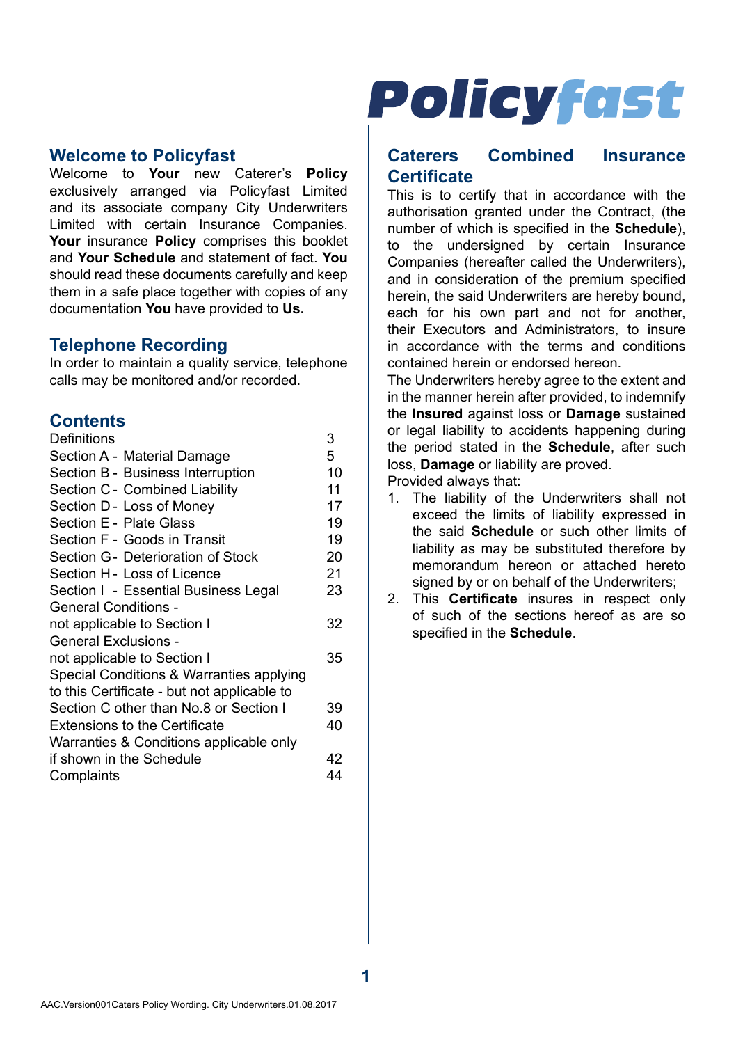## Welcome to Policyfast

Welcome to **Your** new Caterer's **Policy** exclusively arranged via Policyfast Limited and its associate company City Underwriters Limited with certain Insurance Companies. **Your** insurance **Policy** comprises this booklet and **Your Schedule** and statement of fact. **You** should read these documents carefully and keep them in a safe place together with copies of any documentation **You** have provided to **Us.**

## Telephone Recording

In order to maintain a quality service, telephone calls may be monitored and/or recorded.

## Contents

| | |
|---|---|
| Definitions | 3 |
| Section A - Material Damage | 5 |
| Section B - Business Interruption | 10 |
| Section C - Combined Liability | 11 |
| Section D - Loss of Money | 17 |
| Section E - Plate Glass | 19 |
| Section F - Goods in Transit | 19 |
| Section G - Deterioration of Stock | 20 |
| Section H - Loss of Licence | 21 |
| Section I - Essential Business Legal | 23 |
| General Conditions - not applicable to Section I | 32 |
| General Exclusions - not applicable to Section I | 35 |
| Special Conditions & Warranties applying to this Certificate - but not applicable to Section C other than No.8 or Section I | 39 |
| Extensions to the Certificate | 40 |
| Warranties & Conditions applicable only if shown in the Schedule | 42 |
| Complaints | 44 |

# Policyfast

## Caterers Combined Insurance Certificate

This is to certify that in accordance with the authorisation granted under the Contract, (the number of which is specified in the **Schedule**), to the undersigned by certain Insurance Companies (hereafter called the Underwriters), and in consideration of the premium specified herein, the said Underwriters are hereby bound, each for his own part and not for another, their Executors and Administrators, to insure in accordance with the terms and conditions contained herein or endorsed hereon.

The Underwriters hereby agree to the extent and in the manner herein after provided, to indemnify the **Insured** against loss or **Damage** sustained or legal liability to accidents happening during the period stated in the **Schedule**, after such loss, **Damage** or liability are proved.

Provided always that:

1. The liability of the Underwriters shall not exceed the limits of liability expressed in the said **Schedule** or such other limits of liability as may be substituted therefore by memorandum hereon or attached hereto signed by or on behalf of the Underwriters;
2. This **Certificate** insures in respect only of such of the sections hereof as are so specified in the **Schedule**.

AAC.Version001Caters Policy Wording. City Underwriters.01.08.2017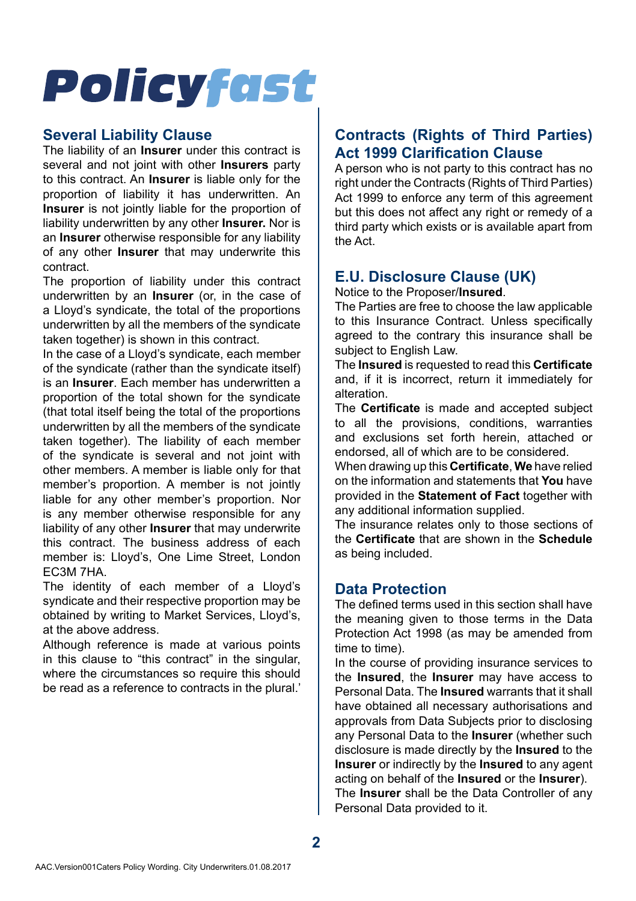# Policyfast

## Several Liability Clause

The liability of an **Insurer** under this contract is several and not joint with other **Insurers** party to this contract. An **Insurer** is liable only for the proportion of liability it has underwritten. An **Insurer** is not jointly liable for the proportion of liability underwritten by any other **Insurer.** Nor is an **Insurer** otherwise responsible for any liability of any other **Insurer** that may underwrite this contract.

The proportion of liability under this contract underwritten by an **Insurer** (or, in the case of a Lloyd's syndicate, the total of the proportions underwritten by all the members of the syndicate taken together) is shown in this contract.

In the case of a Lloyd's syndicate, each member of the syndicate (rather than the syndicate itself) is an **Insurer**. Each member has underwritten a proportion of the total shown for the syndicate (that total itself being the total of the proportions underwritten by all the members of the syndicate taken together). The liability of each member of the syndicate is several and not joint with other members. A member is liable only for that member's proportion. A member is not jointly liable for any other member's proportion. Nor is any member otherwise responsible for any liability of any other **Insurer** that may underwrite this contract. The business address of each member is: Lloyd's, One Lime Street, London EC3M 7HA.

The identity of each member of a Lloyd's syndicate and their respective proportion may be obtained by writing to Market Services, Lloyd's, at the above address.

Although reference is made at various points in this clause to "this contract" in the singular, where the circumstances so require this should be read as a reference to contracts in the plural.'

## Contracts (Rights of Third Parties) Act 1999 Clarification Clause

A person who is not party to this contract has no right under the Contracts (Rights of Third Parties) Act 1999 to enforce any term of this agreement but this does not affect any right or remedy of a third party which exists or is available apart from the Act.

## E.U. Disclosure Clause (UK)

Notice to the Proposer/**Insured**.

The Parties are free to choose the law applicable to this Insurance Contract. Unless specifically agreed to the contrary this insurance shall be subject to English Law.

The **Insured** is requested to read this **Certificate** and, if it is incorrect, return it immediately for alteration.

The **Certificate** is made and accepted subject to all the provisions, conditions, warranties and exclusions set forth herein, attached or endorsed, all of which are to be considered.

When drawing up this **Certificate**, **We** have relied on the information and statements that **You** have provided in the **Statement of Fact** together with any additional information supplied.

The insurance relates only to those sections of the **Certificate** that are shown in the **Schedule** as being included.

## Data Protection

The defined terms used in this section shall have the meaning given to those terms in the Data Protection Act 1998 (as may be amended from time to time).

In the course of providing insurance services to the **Insured**, the **Insurer** may have access to Personal Data. The **Insured** warrants that it shall have obtained all necessary authorisations and approvals from Data Subjects prior to disclosing any Personal Data to the **Insurer** (whether such disclosure is made directly by the **Insured** to the **Insurer** or indirectly by the **Insured** to any agent acting on behalf of the **Insured** or the **Insurer**).

The **Insurer** shall be the Data Controller of any Personal Data provided to it.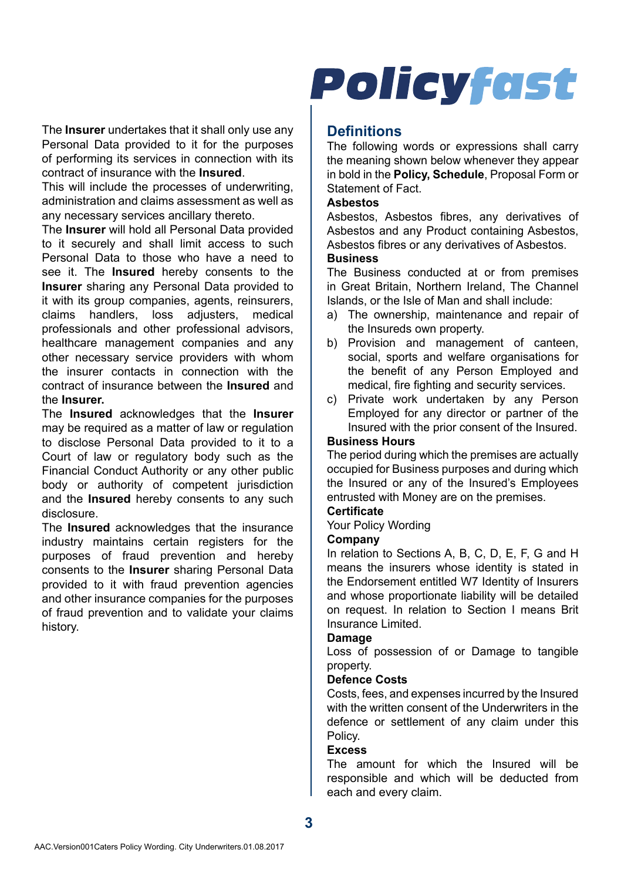The **Insurer** undertakes that it shall only use any Personal Data provided to it for the purposes of performing its services in connection with its contract of insurance with the **Insured**.

This will include the processes of underwriting, administration and claims assessment as well as any necessary services ancillary thereto.

The **Insurer** will hold all Personal Data provided to it securely and shall limit access to such Personal Data to those who have a need to see it. The **Insured** hereby consents to the **Insurer** sharing any Personal Data provided to it with its group companies, agents, reinsurers, claims handlers, loss adjusters, medical professionals and other professional advisors, healthcare management companies and any other necessary service providers with whom the insurer contacts in connection with the contract of insurance between the **Insured** and the **Insurer.**

The **Insured** acknowledges that the **Insurer** may be required as a matter of law or regulation to disclose Personal Data provided to it to a Court of law or regulatory body such as the Financial Conduct Authority or any other public body or authority of competent jurisdiction and the **Insured** hereby consents to any such disclosure.

The **Insured** acknowledges that the insurance industry maintains certain registers for the purposes of fraud prevention and hereby consents to the **Insurer** sharing Personal Data provided to it with fraud prevention agencies and other insurance companies for the purposes of fraud prevention and to validate your claims history.

## Definitions

The following words or expressions shall carry the meaning shown below whenever they appear in bold in the **Policy, Schedule**, Proposal Form or Statement of Fact.

**Asbestos**

Asbestos, Asbestos fibres, any derivatives of Asbestos and any Product containing Asbestos, Asbestos fibres or any derivatives of Asbestos.

**Business**

The Business conducted at or from premises in Great Britain, Northern Ireland, The Channel Islands, or the Isle of Man and shall include:

a) The ownership, maintenance and repair of the Insureds own property.
b) Provision and management of canteen, social, sports and welfare organisations for the benefit of any Person Employed and medical, fire fighting and security services.
c) Private work undertaken by any Person Employed for any director or partner of the Insured with the prior consent of the Insured.

**Business Hours**

The period during which the premises are actually occupied for Business purposes and during which the Insured or any of the Insured's Employees entrusted with Money are on the premises.

**Certificate**

Your Policy Wording

**Company**

In relation to Sections A, B, C, D, E, F, G and H means the insurers whose identity is stated in the Endorsement entitled W7 Identity of Insurers and whose proportionate liability will be detailed on request. In relation to Section I means Brit Insurance Limited.

**Damage**

Loss of possession of or Damage to tangible property.

**Defence Costs**

Costs, fees, and expenses incurred by the Insured with the written consent of the Underwriters in the defence or settlement of any claim under this Policy.

**Excess**

The amount for which the Insured will be responsible and which will be deducted from each and every claim.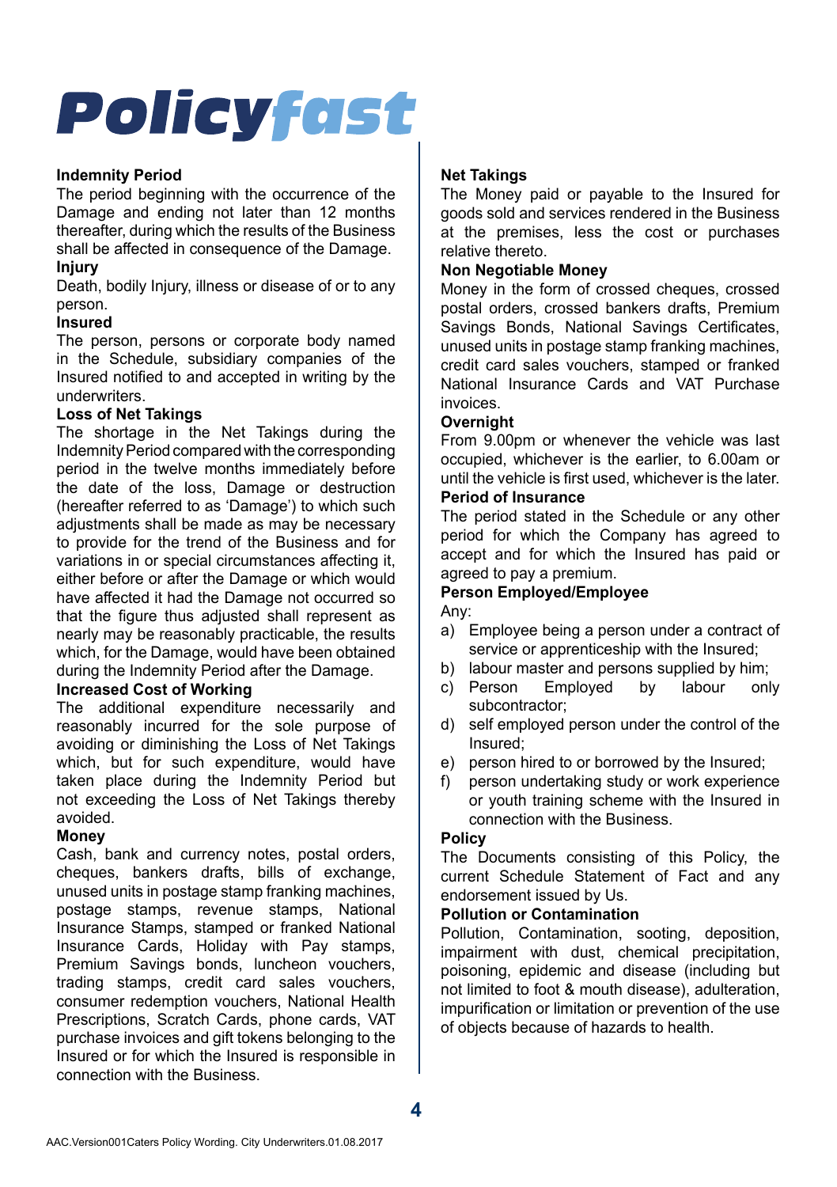**Indemnity Period**

The period beginning with the occurrence of the Damage and ending not later than 12 months thereafter, during which the results of the Business shall be affected in consequence of the Damage.

**Injury**

Death, bodily Injury, illness or disease of or to any person.

**Insured**

The person, persons or corporate body named in the Schedule, subsidiary companies of the Insured notified to and accepted in writing by the underwriters.

**Loss of Net Takings**

The shortage in the Net Takings during the Indemnity Period compared with the corresponding period in the twelve months immediately before the date of the loss, Damage or destruction (hereafter referred to as 'Damage') to which such adjustments shall be made as may be necessary to provide for the trend of the Business and for variations in or special circumstances affecting it, either before or after the Damage or which would have affected it had the Damage not occurred so that the figure thus adjusted shall represent as nearly may be reasonably practicable, the results which, for the Damage, would have been obtained during the Indemnity Period after the Damage.

**Increased Cost of Working**

The additional expenditure necessarily and reasonably incurred for the sole purpose of avoiding or diminishing the Loss of Net Takings which, but for such expenditure, would have taken place during the Indemnity Period but not exceeding the Loss of Net Takings thereby avoided.

**Money**

Cash, bank and currency notes, postal orders, cheques, bankers drafts, bills of exchange, unused units in postage stamp franking machines, postage stamps, revenue stamps, National Insurance Stamps, stamped or franked National Insurance Cards, Holiday with Pay stamps, Premium Savings bonds, luncheon vouchers, trading stamps, credit card sales vouchers, consumer redemption vouchers, National Health Prescriptions, Scratch Cards, phone cards, VAT purchase invoices and gift tokens belonging to the Insured or for which the Insured is responsible in connection with the Business.

**Net Takings**

The Money paid or payable to the Insured for goods sold and services rendered in the Business at the premises, less the cost or purchases relative thereto.

**Non Negotiable Money**

Money in the form of crossed cheques, crossed postal orders, crossed bankers drafts, Premium Savings Bonds, National Savings Certificates, unused units in postage stamp franking machines, credit card sales vouchers, stamped or franked National Insurance Cards and VAT Purchase invoices.

**Overnight**

From 9.00pm or whenever the vehicle was last occupied, whichever is the earlier, to 6.00am or until the vehicle is first used, whichever is the later.

**Period of Insurance**

The period stated in the Schedule or any other period for which the Company has agreed to accept and for which the Insured has paid or agreed to pay a premium.

**Person Employed/Employee**

Any:

a) Employee being a person under a contract of service or apprenticeship with the Insured;
b) labour master and persons supplied by him;
c) Person Employed by labour only subcontractor;
d) self employed person under the control of the Insured;
e) person hired to or borrowed by the Insured;
f) person undertaking study or work experience or youth training scheme with the Insured in connection with the Business.

**Policy**

The Documents consisting of this Policy, the current Schedule Statement of Fact and any endorsement issued by Us.

**Pollution or Contamination**

Pollution, Contamination, sooting, deposition, impairment with dust, chemical precipitation, poisoning, epidemic and disease (including but not limited to foot & mouth disease), adulteration, impurification or limitation or prevention of the use of objects because of hazards to health.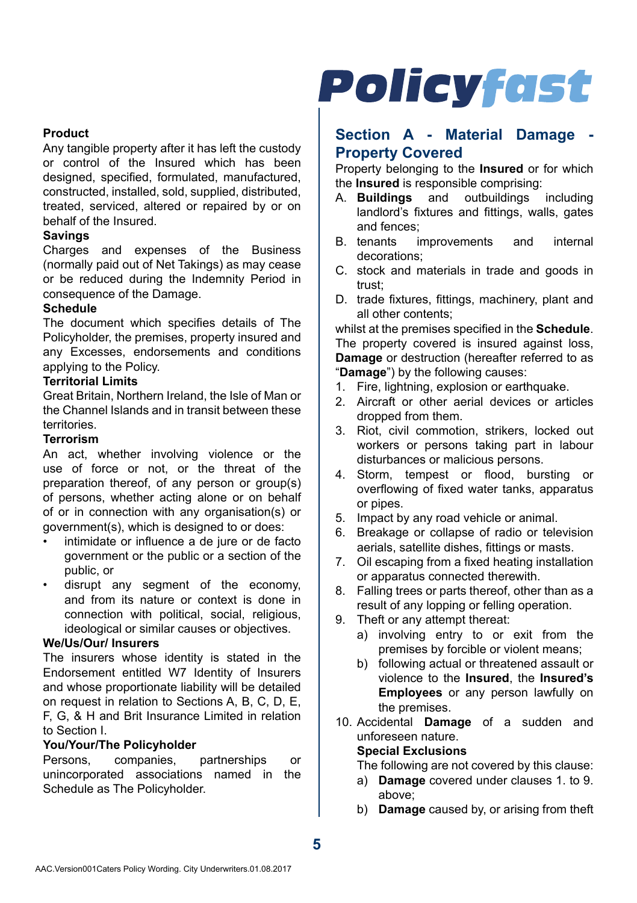**Product**

Any tangible property after it has left the custody or control of the Insured which has been designed, specified, formulated, manufactured, constructed, installed, sold, supplied, distributed, treated, serviced, altered or repaired by or on behalf of the Insured.

**Savings**

Charges and expenses of the Business (normally paid out of Net Takings) as may cease or be reduced during the Indemnity Period in consequence of the Damage.

**Schedule**

The document which specifies details of The Policyholder, the premises, property insured and any Excesses, endorsements and conditions applying to the Policy.

**Territorial Limits**

Great Britain, Northern Ireland, the Isle of Man or the Channel Islands and in transit between these territories.

**Terrorism**

An act, whether involving violence or the use of force or not, or the threat of the preparation thereof, of any person or group(s) of persons, whether acting alone or on behalf of or in connection with any organisation(s) or government(s), which is designed to or does:

- intimidate or influence a de jure or de facto government or the public or a section of the public, or
- disrupt any segment of the economy, and from its nature or context is done in connection with political, social, religious, ideological or similar causes or objectives.

**We/Us/Our/ Insurers**

The insurers whose identity is stated in the Endorsement entitled W7 Identity of Insurers and whose proportionate liability will be detailed on request in relation to Sections A, B, C, D, E, F, G, & H and Brit Insurance Limited in relation to Section I.

**You/Your/The Policyholder**

Persons, companies, partnerships or unincorporated associations named in the Schedule as The Policyholder.

## Section A - Material Damage - Property Covered

Property belonging to the **Insured** or for which the **Insured** is responsible comprising:

A. **Buildings** and outbuildings including landlord's fixtures and fittings, walls, gates and fences;
B. tenants improvements and internal decorations;
C. stock and materials in trade and goods in trust;
D. trade fixtures, fittings, machinery, plant and all other contents;

whilst at the premises specified in the **Schedule**. The property covered is insured against loss, **Damage** or destruction (hereafter referred to as "**Damage**") by the following causes:

1. Fire, lightning, explosion or earthquake.
2. Aircraft or other aerial devices or articles dropped from them.
3. Riot, civil commotion, strikers, locked out workers or persons taking part in labour disturbances or malicious persons.
4. Storm, tempest or flood, bursting or overflowing of fixed water tanks, apparatus or pipes.
5. Impact by any road vehicle or animal.
6. Breakage or collapse of radio or television aerials, satellite dishes, fittings or masts.
7. Oil escaping from a fixed heating installation or apparatus connected therewith.
8. Falling trees or parts thereof, other than as a result of any lopping or felling operation.
9. Theft or any attempt thereat:
   a) involving entry to or exit from the premises by forcible or violent means;
   b) following actual or threatened assault or violence to the **Insured**, the **Insured's Employees** or any person lawfully on the premises.
10. Accidental **Damage** of a sudden and unforeseen nature.

    **Special Exclusions**

    The following are not covered by this clause:

    a) **Damage** covered under clauses 1. to 9. above;
    b) **Damage** caused by, or arising from theft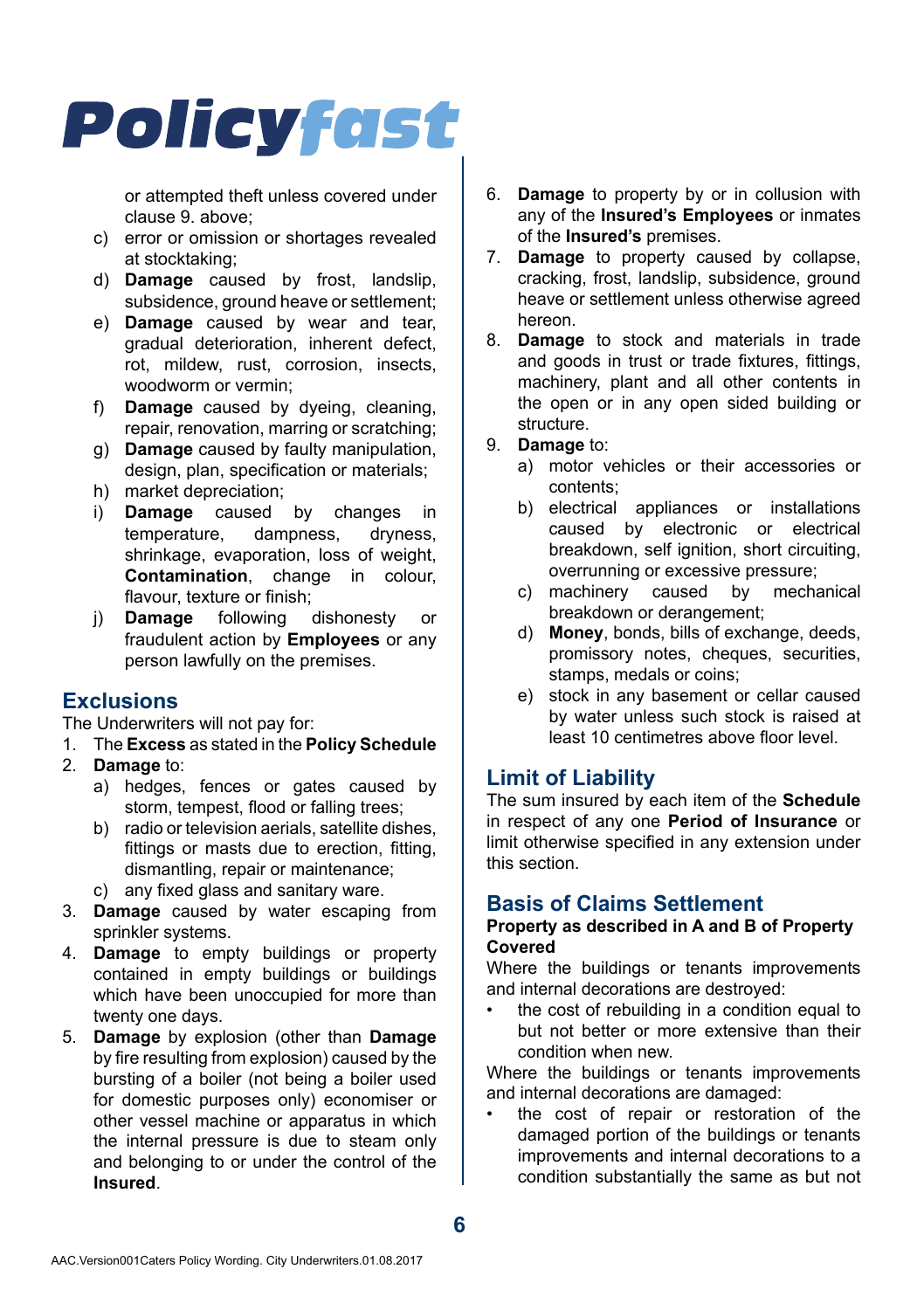or attempted theft unless covered under clause 9. above;

c) error or omission or shortages revealed at stocktaking;
d) **Damage** caused by frost, landslip, subsidence, ground heave or settlement;
e) **Damage** caused by wear and tear, gradual deterioration, inherent defect, rot, mildew, rust, corrosion, insects, woodworm or vermin;
f) **Damage** caused by dyeing, cleaning, repair, renovation, marring or scratching;
g) **Damage** caused by faulty manipulation, design, plan, specification or materials;
h) market depreciation;
i) **Damage** caused by changes in temperature, dampness, dryness, shrinkage, evaporation, loss of weight, **Contamination**, change in colour, flavour, texture or finish;
j) **Damage** following dishonesty or fraudulent action by **Employees** or any person lawfully on the premises.

## Exclusions

The Underwriters will not pay for:

1. The **Excess** as stated in the **Policy Schedule**
2. **Damage** to:
   a) hedges, fences or gates caused by storm, tempest, flood or falling trees;
   b) radio or television aerials, satellite dishes, fittings or masts due to erection, fitting, dismantling, repair or maintenance;
   c) any fixed glass and sanitary ware.
3. **Damage** caused by water escaping from sprinkler systems.
4. **Damage** to empty buildings or property contained in empty buildings or buildings which have been unoccupied for more than twenty one days.
5. **Damage** by explosion (other than **Damage** by fire resulting from explosion) caused by the bursting of a boiler (not being a boiler used for domestic purposes only) economiser or other vessel machine or apparatus in which the internal pressure is due to steam only and belonging to or under the control of the **Insured**.
6. **Damage** to property by or in collusion with any of the **Insured's Employees** or inmates of the **Insured's** premises.
7. **Damage** to property caused by collapse, cracking, frost, landslip, subsidence, ground heave or settlement unless otherwise agreed hereon.
8. **Damage** to stock and materials in trade and goods in trust or trade fixtures, fittings, machinery, plant and all other contents in the open or in any open sided building or structure.
9. **Damage** to:
   a) motor vehicles or their accessories or contents;
   b) electrical appliances or installations caused by electronic or electrical breakdown, self ignition, short circuiting, overrunning or excessive pressure;
   c) machinery caused by mechanical breakdown or derangement;
   d) **Money**, bonds, bills of exchange, deeds, promissory notes, cheques, securities, stamps, medals or coins;
   e) stock in any basement or cellar caused by water unless such stock is raised at least 10 centimetres above floor level.

## Limit of Liability

The sum insured by each item of the **Schedule** in respect of any one **Period of Insurance** or limit otherwise specified in any extension under this section.

## Basis of Claims Settlement

**Property as described in A and B of Property Covered**

Where the buildings or tenants improvements and internal decorations are destroyed:

- the cost of rebuilding in a condition equal to but not better or more extensive than their condition when new.

Where the buildings or tenants improvements and internal decorations are damaged:

- the cost of repair or restoration of the damaged portion of the buildings or tenants improvements and internal decorations to a condition substantially the same as but not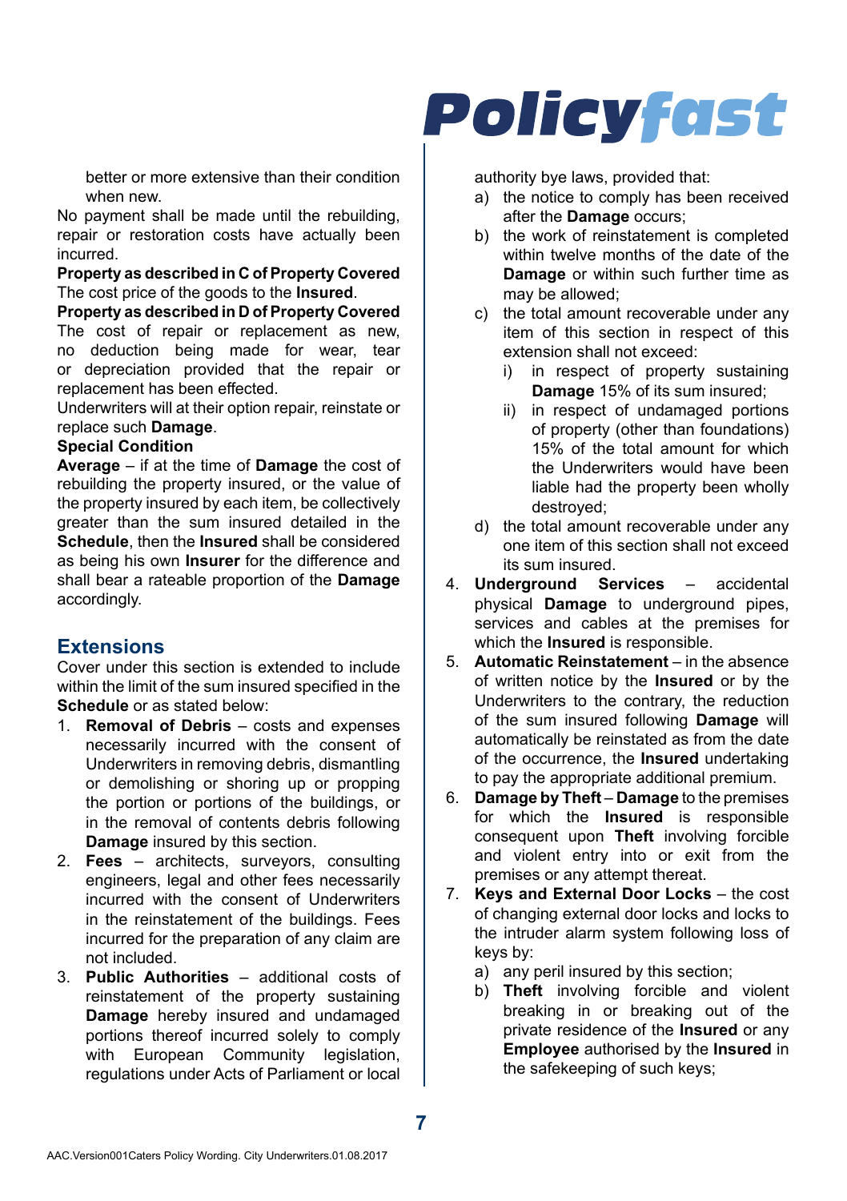better or more extensive than their condition when new.

No payment shall be made until the rebuilding, repair or restoration costs have actually been incurred.

**Property as described in C of Property Covered**
The cost price of the goods to the **Insured**.

**Property as described in D of Property Covered**
The cost of repair or replacement as new, no deduction being made for wear, tear or depreciation provided that the repair or replacement has been effected.

Underwriters will at their option repair, reinstate or replace such **Damage**.

**Special Condition**

**Average** – if at the time of **Damage** the cost of rebuilding the property insured, or the value of the property insured by each item, be collectively greater than the sum insured detailed in the **Schedule**, then the **Insured** shall be considered as being his own **Insurer** for the difference and shall bear a rateable proportion of the **Damage** accordingly.

## Extensions

Cover under this section is extended to include within the limit of the sum insured specified in the **Schedule** or as stated below:

1. **Removal of Debris** – costs and expenses necessarily incurred with the consent of Underwriters in removing debris, dismantling or demolishing or shoring up or propping the portion or portions of the buildings, or in the removal of contents debris following **Damage** insured by this section.
2. **Fees** – architects, surveyors, consulting engineers, legal and other fees necessarily incurred with the consent of Underwriters in the reinstatement of the buildings. Fees incurred for the preparation of any claim are not included.
3. **Public Authorities** – additional costs of reinstatement of the property sustaining **Damage** hereby insured and undamaged portions thereof incurred solely to comply with European Community legislation, regulations under Acts of Parliament or local authority bye laws, provided that:
   a) the notice to comply has been received after the **Damage** occurs;
   b) the work of reinstatement is completed within twelve months of the date of the **Damage** or within such further time as may be allowed;
   c) the total amount recoverable under any item of this section in respect of this extension shall not exceed:
      i) in respect of property sustaining **Damage** 15% of its sum insured;
      ii) in respect of undamaged portions of property (other than foundations) 15% of the total amount for which the Underwriters would have been liable had the property been wholly destroyed;
   d) the total amount recoverable under any one item of this section shall not exceed its sum insured.
4. **Underground Services** – accidental physical **Damage** to underground pipes, services and cables at the premises for which the **Insured** is responsible.
5. **Automatic Reinstatement** – in the absence of written notice by the **Insured** or by the Underwriters to the contrary, the reduction of the sum insured following **Damage** will automatically be reinstated as from the date of the occurrence, the **Insured** undertaking to pay the appropriate additional premium.
6. **Damage by Theft** – **Damage** to the premises for which the **Insured** is responsible consequent upon **Theft** involving forcible and violent entry into or exit from the premises or any attempt thereat.
7. **Keys and External Door Locks** – the cost of changing external door locks and locks to the intruder alarm system following loss of keys by:
   a) any peril insured by this section;
   b) **Theft** involving forcible and violent breaking in or breaking out of the private residence of the **Insured** or any **Employee** authorised by the **Insured** in the safekeeping of such keys;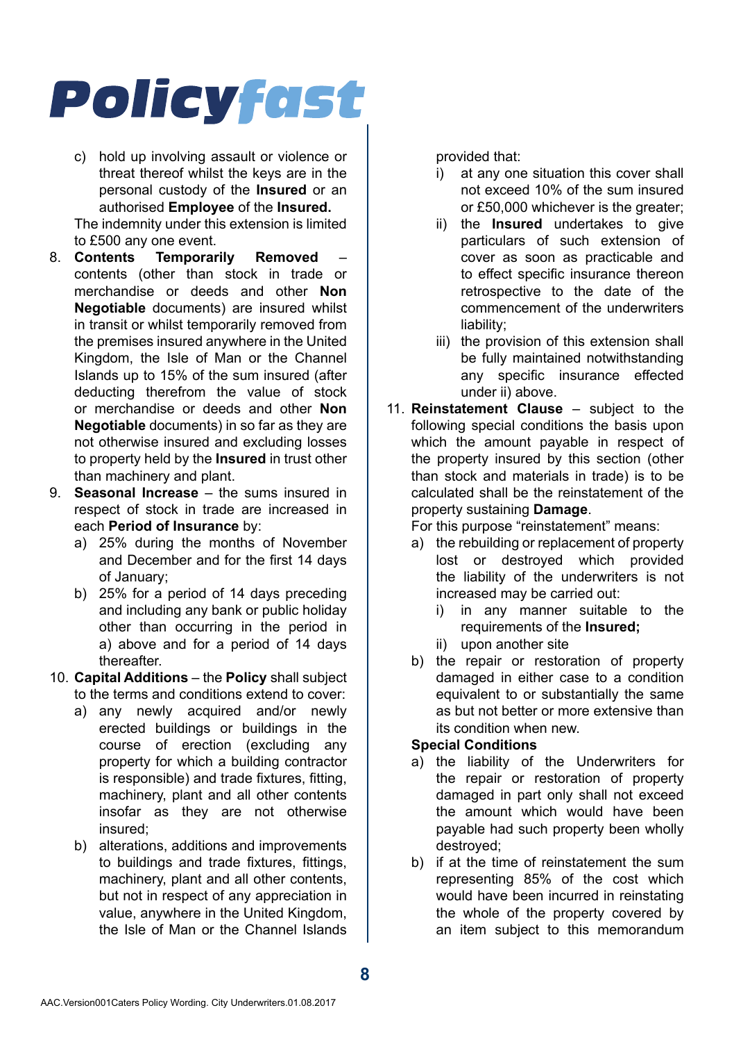c) hold up involving assault or violence or threat thereof whilst the keys are in the personal custody of the **Insured** or an authorised **Employee** of the **Insured.**

The indemnity under this extension is limited to £500 any one event.

8. **Contents Temporarily Removed** – contents (other than stock in trade or merchandise or deeds and other **Non Negotiable** documents) are insured whilst in transit or whilst temporarily removed from the premises insured anywhere in the United Kingdom, the Isle of Man or the Channel Islands up to 15% of the sum insured (after deducting therefrom the value of stock or merchandise or deeds and other **Non Negotiable** documents) in so far as they are not otherwise insured and excluding losses to property held by the **Insured** in trust other than machinery and plant.
9. **Seasonal Increase** – the sums insured in respect of stock in trade are increased in each **Period of Insurance** by:
   a) 25% during the months of November and December and for the first 14 days of January;
   b) 25% for a period of 14 days preceding and including any bank or public holiday other than occurring in the period in a) above and for a period of 14 days thereafter.
10. **Capital Additions** – the **Policy** shall subject to the terms and conditions extend to cover:
    a) any newly acquired and/or newly erected buildings or buildings in the course of erection (excluding any property for which a building contractor is responsible) and trade fixtures, fitting, machinery, plant and all other contents insofar as they are not otherwise insured;
    b) alterations, additions and improvements to buildings and trade fixtures, fittings, machinery, plant and all other contents, but not in respect of any appreciation in value, anywhere in the United Kingdom, the Isle of Man or the Channel Islands

    provided that:
    i) at any one situation this cover shall not exceed 10% of the sum insured or £50,000 whichever is the greater;
    ii) the **Insured** undertakes to give particulars of such extension of cover as soon as practicable and to effect specific insurance thereon retrospective to the date of the commencement of the underwriters liability;
    iii) the provision of this extension shall be fully maintained notwithstanding any specific insurance effected under ii) above.
11. **Reinstatement Clause** – subject to the following special conditions the basis upon which the amount payable in respect of the property insured by this section (other than stock and materials in trade) is to be calculated shall be the reinstatement of the property sustaining **Damage**.

    For this purpose "reinstatement" means:
    a) the rebuilding or replacement of property lost or destroyed which provided the liability of the underwriters is not increased may be carried out:
       i) in any manner suitable to the requirements of the **Insured;**
       ii) upon another site
    b) the repair or restoration of property damaged in either case to a condition equivalent to or substantially the same as but not better or more extensive than its condition when new.

    **Special Conditions**
    a) the liability of the Underwriters for the repair or restoration of property damaged in part only shall not exceed the amount which would have been payable had such property been wholly destroyed;
    b) if at the time of reinstatement the sum representing 85% of the cost which would have been incurred in reinstating the whole of the property covered by an item subject to this memorandum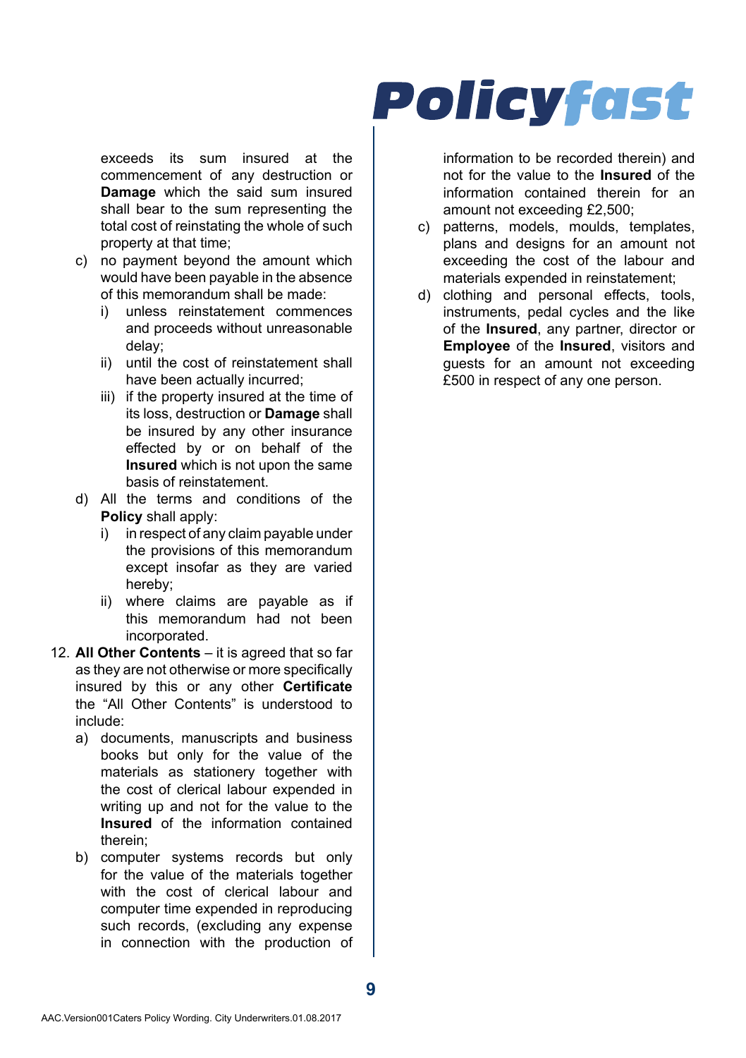exceeds its sum insured at the commencement of any destruction or **Damage** which the said sum insured shall bear to the sum representing the total cost of reinstating the whole of such property at that time;

c) no payment beyond the amount which would have been payable in the absence of this memorandum shall be made:
   i) unless reinstatement commences and proceeds without unreasonable delay;
   ii) until the cost of reinstatement shall have been actually incurred;
   iii) if the property insured at the time of its loss, destruction or **Damage** shall be insured by any other insurance effected by or on behalf of the **Insured** which is not upon the same basis of reinstatement.

d) All the terms and conditions of the **Policy** shall apply:
   i) in respect of any claim payable under the provisions of this memorandum except insofar as they are varied hereby;
   ii) where claims are payable as if this memorandum had not been incorporated.

12. **All Other Contents** – it is agreed that so far as they are not otherwise or more specifically insured by this or any other **Certificate** the "All Other Contents" is understood to include:
    a) documents, manuscripts and business books but only for the value of the materials as stationery together with the cost of clerical labour expended in writing up and not for the value to the **Insured** of the information contained therein;
    b) computer systems records but only for the value of the materials together with the cost of clerical labour and computer time expended in reproducing such records, (excluding any expense in connection with the production of information to be recorded therein) and not for the value to the **Insured** of the information contained therein for an amount not exceeding £2,500;
    c) patterns, models, moulds, templates, plans and designs for an amount not exceeding the cost of the labour and materials expended in reinstatement;
    d) clothing and personal effects, tools, instruments, pedal cycles and the like of the **Insured**, any partner, director or **Employee** of the **Insured**, visitors and guests for an amount not exceeding £500 in respect of any one person.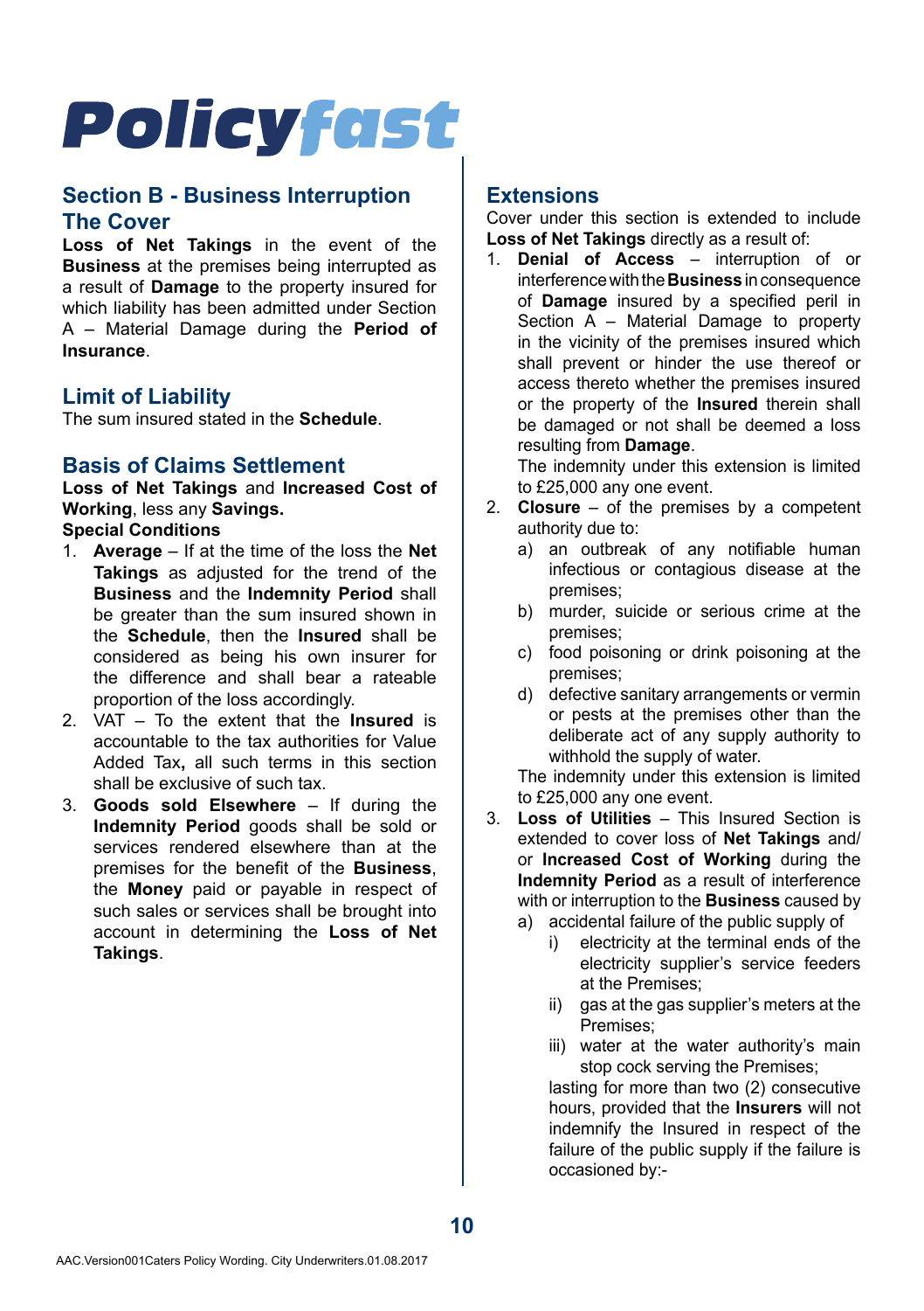# Policyfast

## Section B - Business Interruption

## The Cover

**Loss of Net Takings** in the event of the **Business** at the premises being interrupted as a result of **Damage** to the property insured for which liability has been admitted under Section A – Material Damage during the **Period of Insurance**.

## Limit of Liability

The sum insured stated in the **Schedule**.

## Basis of Claims Settlement

**Loss of Net Takings** and **Increased Cost of Working**, less any **Savings.**

**Special Conditions**

1. **Average** – If at the time of the loss the **Net Takings** as adjusted for the trend of the **Business** and the **Indemnity Period** shall be greater than the sum insured shown in the **Schedule**, then the **Insured** shall be considered as being his own insurer for the difference and shall bear a rateable proportion of the loss accordingly.
2. VAT – To the extent that the **Insured** is accountable to the tax authorities for Value Added Tax**,** all such terms in this section shall be exclusive of such tax.
3. **Goods sold Elsewhere** – If during the **Indemnity Period** goods shall be sold or services rendered elsewhere than at the premises for the benefit of the **Business**, the **Money** paid or payable in respect of such sales or services shall be brought into account in determining the **Loss of Net Takings**.

## Extensions

Cover under this section is extended to include **Loss of Net Takings** directly as a result of:

1. **Denial of Access** – interruption of or interference with the **Business** in consequence of **Damage** insured by a specified peril in Section A – Material Damage to property in the vicinity of the premises insured which shall prevent or hinder the use thereof or access thereto whether the premises insured or the property of the **Insured** therein shall be damaged or not shall be deemed a loss resulting from **Damage**.

   The indemnity under this extension is limited to £25,000 any one event.
2. **Closure** – of the premises by a competent authority due to:
   a) an outbreak of any notifiable human infectious or contagious disease at the premises;
   b) murder, suicide or serious crime at the premises;
   c) food poisoning or drink poisoning at the premises;
   d) defective sanitary arrangements or vermin or pests at the premises other than the deliberate act of any supply authority to withhold the supply of water.

   The indemnity under this extension is limited to £25,000 any one event.
3. **Loss of Utilities** – This Insured Section is extended to cover loss of **Net Takings** and/or **Increased Cost of Working** during the **Indemnity Period** as a result of interference with or interruption to the **Business** caused by
   a) accidental failure of the public supply of
      i) electricity at the terminal ends of the electricity supplier's service feeders at the Premises;
      ii) gas at the gas supplier's meters at the Premises;
      iii) water at the water authority's main stop cock serving the Premises;

      lasting for more than two (2) consecutive hours, provided that the **Insurers** will not indemnify the Insured in respect of the failure of the public supply if the failure is occasioned by:-

AAC.Version001Caters Policy Wording. City Underwriters.01.08.2017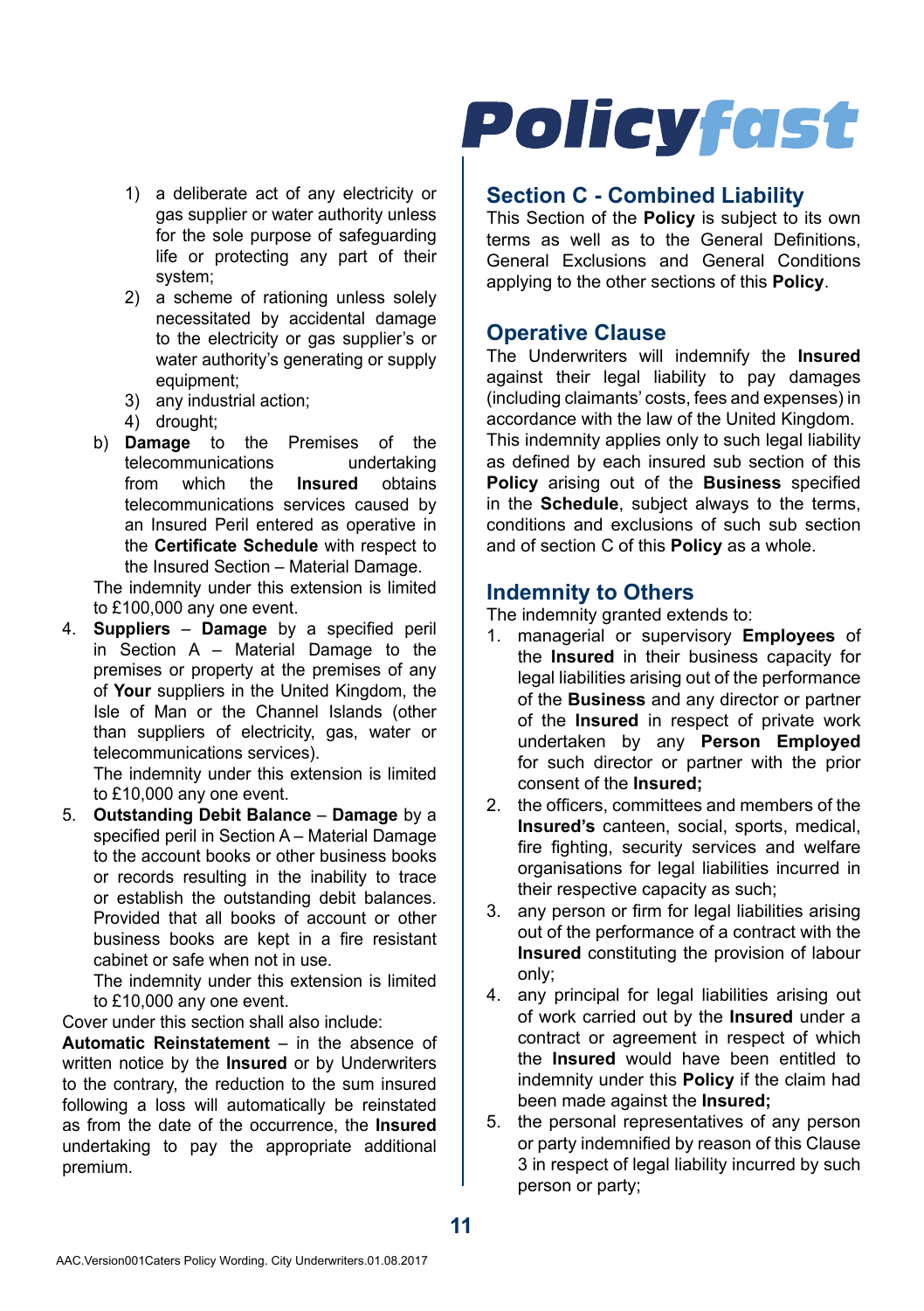1) a deliberate act of any electricity or gas supplier or water authority unless for the sole purpose of safeguarding life or protecting any part of their system;
2) a scheme of rationing unless solely necessitated by accidental damage to the electricity or gas supplier's or water authority's generating or supply equipment;
3) any industrial action;
4) drought;

b) **Damage** to the Premises of the telecommunications undertaking from which the **Insured** obtains telecommunications services caused by an Insured Peril entered as operative in the **Certificate Schedule** with respect to the Insured Section – Material Damage.

The indemnity under this extension is limited to £100,000 any one event.

4. **Suppliers** – **Damage** by a specified peril in Section A – Material Damage to the premises or property at the premises of any of **Your** suppliers in the United Kingdom, the Isle of Man or the Channel Islands (other than suppliers of electricity, gas, water or telecommunications services).

   The indemnity under this extension is limited to £10,000 any one event.

5. **Outstanding Debit Balance** – **Damage** by a specified peril in Section A – Material Damage to the account books or other business books or records resulting in the inability to trace or establish the outstanding debit balances. Provided that all books of account or other business books are kept in a fire resistant cabinet or safe when not in use.

   The indemnity under this extension is limited to £10,000 any one event.

Cover under this section shall also include:

**Automatic Reinstatement** – in the absence of written notice by the **Insured** or by Underwriters to the contrary, the reduction to the sum insured following a loss will automatically be reinstated as from the date of the occurrence, the **Insured** undertaking to pay the appropriate additional premium.

## Section C - Combined Liability

This Section of the **Policy** is subject to its own terms as well as to the General Definitions, General Exclusions and General Conditions applying to the other sections of this **Policy**.

## Operative Clause

The Underwriters will indemnify the **Insured** against their legal liability to pay damages (including claimants' costs, fees and expenses) in accordance with the law of the United Kingdom. This indemnity applies only to such legal liability as defined by each insured sub section of this **Policy** arising out of the **Business** specified in the **Schedule**, subject always to the terms, conditions and exclusions of such sub section and of section C of this **Policy** as a whole.

## Indemnity to Others

The indemnity granted extends to:

1. managerial or supervisory **Employees** of the **Insured** in their business capacity for legal liabilities arising out of the performance of the **Business** and any director or partner of the **Insured** in respect of private work undertaken by any **Person Employed** for such director or partner with the prior consent of the **Insured;**
2. the officers, committees and members of the **Insured's** canteen, social, sports, medical, fire fighting, security services and welfare organisations for legal liabilities incurred in their respective capacity as such;
3. any person or firm for legal liabilities arising out of the performance of a contract with the **Insured** constituting the provision of labour only;
4. any principal for legal liabilities arising out of work carried out by the **Insured** under a contract or agreement in respect of which the **Insured** would have been entitled to indemnity under this **Policy** if the claim had been made against the **Insured;**
5. the personal representatives of any person or party indemnified by reason of this Clause 3 in respect of legal liability incurred by such person or party;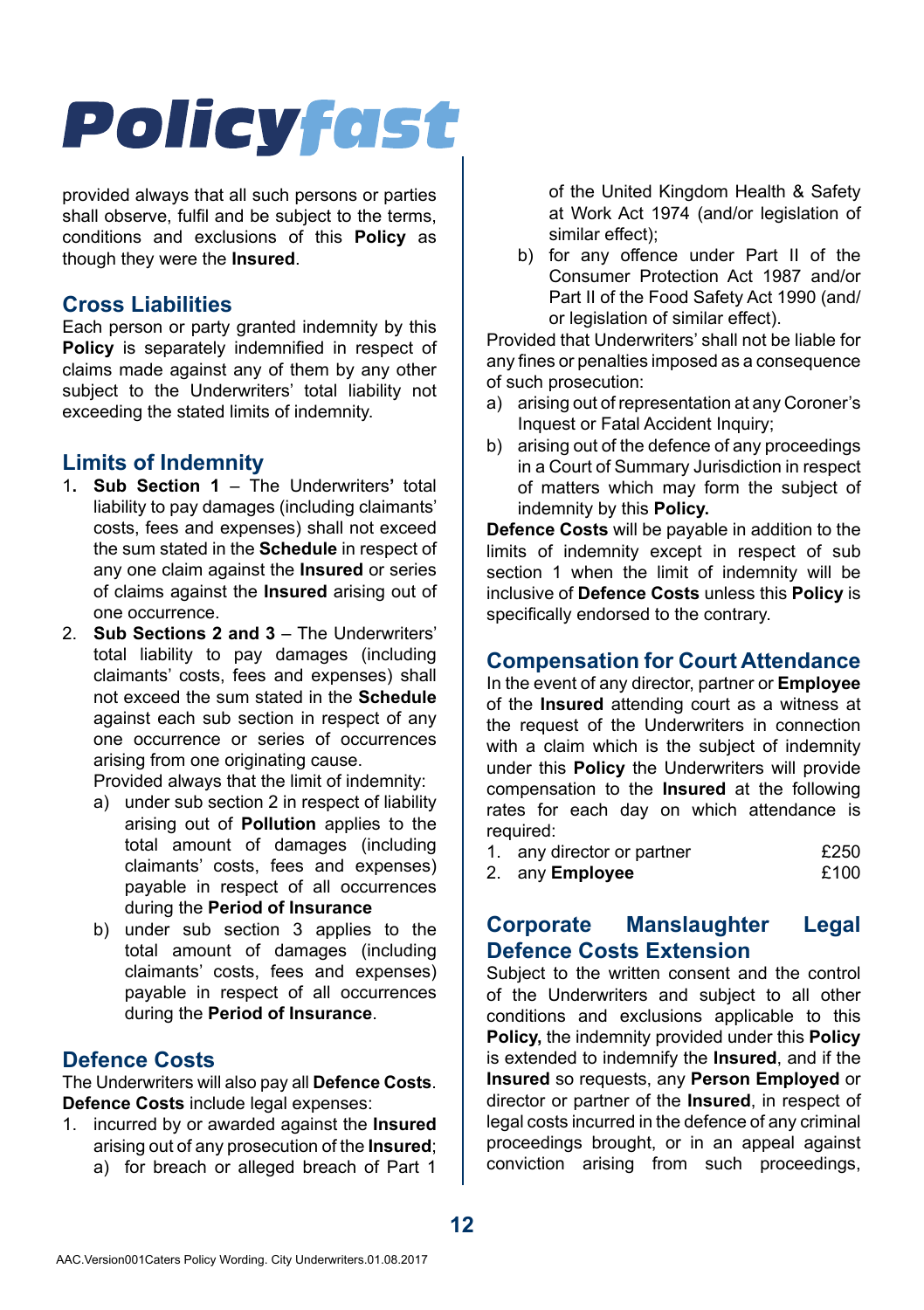provided always that all such persons or parties shall observe, fulfil and be subject to the terms, conditions and exclusions of this **Policy** as though they were the **Insured**.

## Cross Liabilities

Each person or party granted indemnity by this **Policy** is separately indemnified in respect of claims made against any of them by any other subject to the Underwriters' total liability not exceeding the stated limits of indemnity.

## Limits of Indemnity

1. **Sub Section 1** – The Underwriters**'** total liability to pay damages (including claimants' costs, fees and expenses) shall not exceed the sum stated in the **Schedule** in respect of any one claim against the **Insured** or series of claims against the **Insured** arising out of one occurrence.
2. **Sub Sections 2 and 3** – The Underwriters' total liability to pay damages (including claimants' costs, fees and expenses) shall not exceed the sum stated in the **Schedule** against each sub section in respect of any one occurrence or series of occurrences arising from one originating cause.

   Provided always that the limit of indemnity:

   a) under sub section 2 in respect of liability arising out of **Pollution** applies to the total amount of damages (including claimants' costs, fees and expenses) payable in respect of all occurrences during the **Period of Insurance**

   b) under sub section 3 applies to the total amount of damages (including claimants' costs, fees and expenses) payable in respect of all occurrences during the **Period of Insurance**.

## Defence Costs

The Underwriters will also pay all **Defence Costs**. **Defence Costs** include legal expenses:

1. incurred by or awarded against the **Insured** arising out of any prosecution of the **Insured**;

   a) for breach or alleged breach of Part 1 of the United Kingdom Health & Safety at Work Act 1974 (and/or legislation of similar effect);

   b) for any offence under Part II of the Consumer Protection Act 1987 and/or Part II of the Food Safety Act 1990 (and/or legislation of similar effect).

Provided that Underwriters' shall not be liable for any fines or penalties imposed as a consequence of such prosecution:

a) arising out of representation at any Coroner's Inquest or Fatal Accident Inquiry;

b) arising out of the defence of any proceedings in a Court of Summary Jurisdiction in respect of matters which may form the subject of indemnity by this **Policy.**

**Defence Costs** will be payable in addition to the limits of indemnity except in respect of sub section 1 when the limit of indemnity will be inclusive of **Defence Costs** unless this **Policy** is specifically endorsed to the contrary.

## Compensation for Court Attendance

In the event of any director, partner or **Employee** of the **Insured** attending court as a witness at the request of the Underwriters in connection with a claim which is the subject of indemnity under this **Policy** the Underwriters will provide compensation to the **Insured** at the following rates for each day on which attendance is required:

1. any director or partner £250
2. any **Employee** £100

## Corporate Manslaughter Legal Defence Costs Extension

Subject to the written consent and the control of the Underwriters and subject to all other conditions and exclusions applicable to this **Policy,** the indemnity provided under this **Policy** is extended to indemnify the **Insured**, and if the **Insured** so requests, any **Person Employed** or director or partner of the **Insured**, in respect of legal costs incurred in the defence of any criminal proceedings brought, or in an appeal against conviction arising from such proceedings,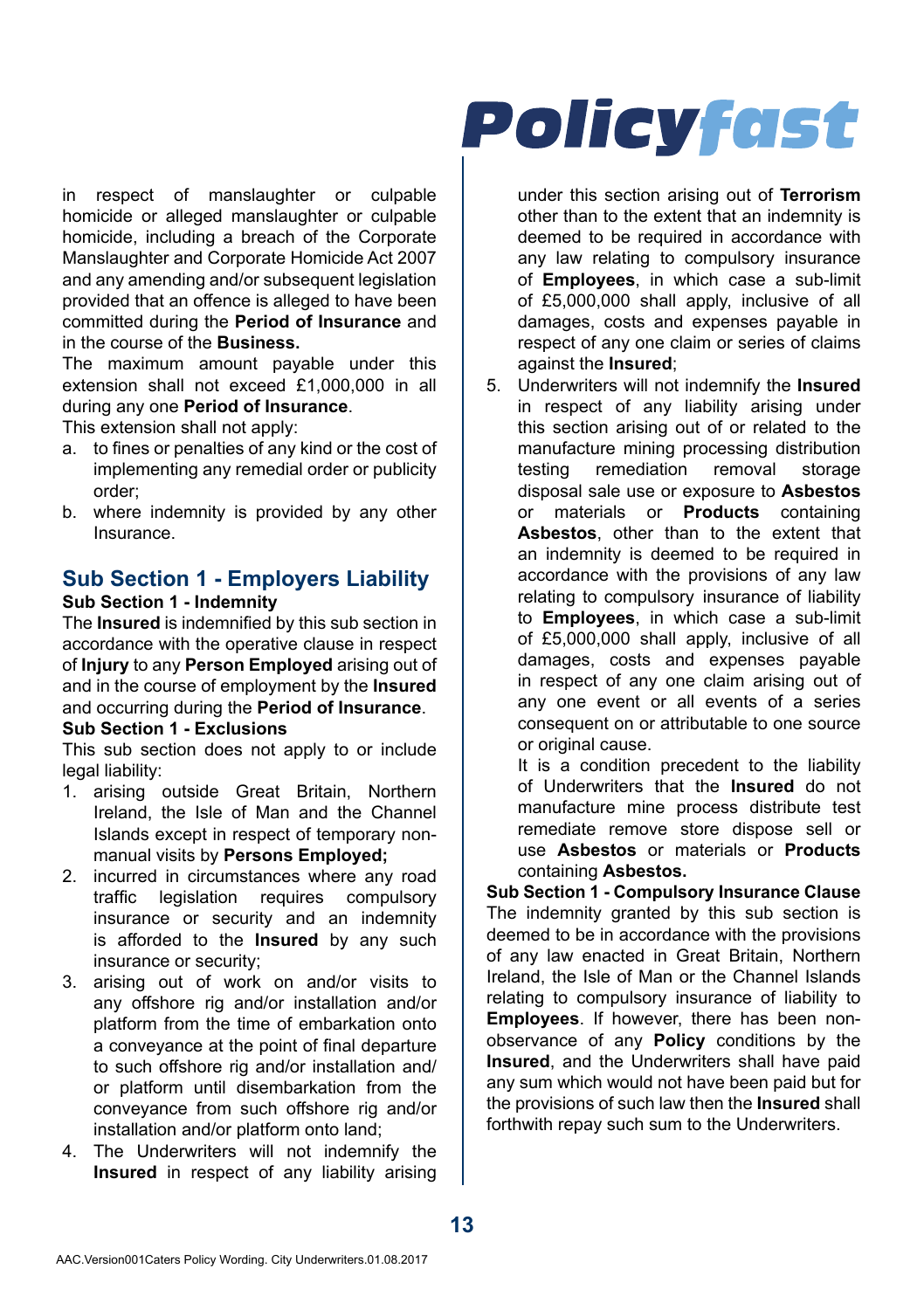in respect of manslaughter or culpable homicide or alleged manslaughter or culpable homicide, including a breach of the Corporate Manslaughter and Corporate Homicide Act 2007 and any amending and/or subsequent legislation provided that an offence is alleged to have been committed during the **Period of Insurance** and in the course of the **Business.**

The maximum amount payable under this extension shall not exceed £1,000,000 in all during any one **Period of Insurance**.

This extension shall not apply:

a. to fines or penalties of any kind or the cost of implementing any remedial order or publicity order;
b. where indemnity is provided by any other Insurance.

## Sub Section 1 - Employers Liability

**Sub Section 1 - Indemnity**

The **Insured** is indemnified by this sub section in accordance with the operative clause in respect of **Injury** to any **Person Employed** arising out of and in the course of employment by the **Insured** and occurring during the **Period of Insurance**.

**Sub Section 1 - Exclusions**

This sub section does not apply to or include legal liability:

1. arising outside Great Britain, Northern Ireland, the Isle of Man and the Channel Islands except in respect of temporary non-manual visits by **Persons Employed;**
2. incurred in circumstances where any road traffic legislation requires compulsory insurance or security and an indemnity is afforded to the **Insured** by any such insurance or security;
3. arising out of work on and/or visits to any offshore rig and/or installation and/or platform from the time of embarkation onto a conveyance at the point of final departure to such offshore rig and/or installation and/or platform until disembarkation from the conveyance from such offshore rig and/or installation and/or platform onto land;
4. The Underwriters will not indemnify the **Insured** in respect of any liability arising under this section arising out of **Terrorism** other than to the extent that an indemnity is deemed to be required in accordance with any law relating to compulsory insurance of **Employees**, in which case a sub-limit of £5,000,000 shall apply, inclusive of all damages, costs and expenses payable in respect of any one claim or series of claims against the **Insured**;
5. Underwriters will not indemnify the **Insured** in respect of any liability arising under this section arising out of or related to the manufacture mining processing distribution testing remediation removal storage disposal sale use or exposure to **Asbestos** or materials or **Products** containing **Asbestos**, other than to the extent that an indemnity is deemed to be required in accordance with the provisions of any law relating to compulsory insurance of liability to **Employees**, in which case a sub-limit of £5,000,000 shall apply, inclusive of all damages, costs and expenses payable in respect of any one claim arising out of any one event or all events of a series consequent on or attributable to one source or original cause.

   It is a condition precedent to the liability of Underwriters that the **Insured** do not manufacture mine process distribute test remediate remove store dispose sell or use **Asbestos** or materials or **Products** containing **Asbestos.**

**Sub Section 1 - Compulsory Insurance Clause**

The indemnity granted by this sub section is deemed to be in accordance with the provisions of any law enacted in Great Britain, Northern Ireland, the Isle of Man or the Channel Islands relating to compulsory insurance of liability to **Employees**. If however, there has been non-observance of any **Policy** conditions by the **Insured**, and the Underwriters shall have paid any sum which would not have been paid but for the provisions of such law then the **Insured** shall forthwith repay such sum to the Underwriters.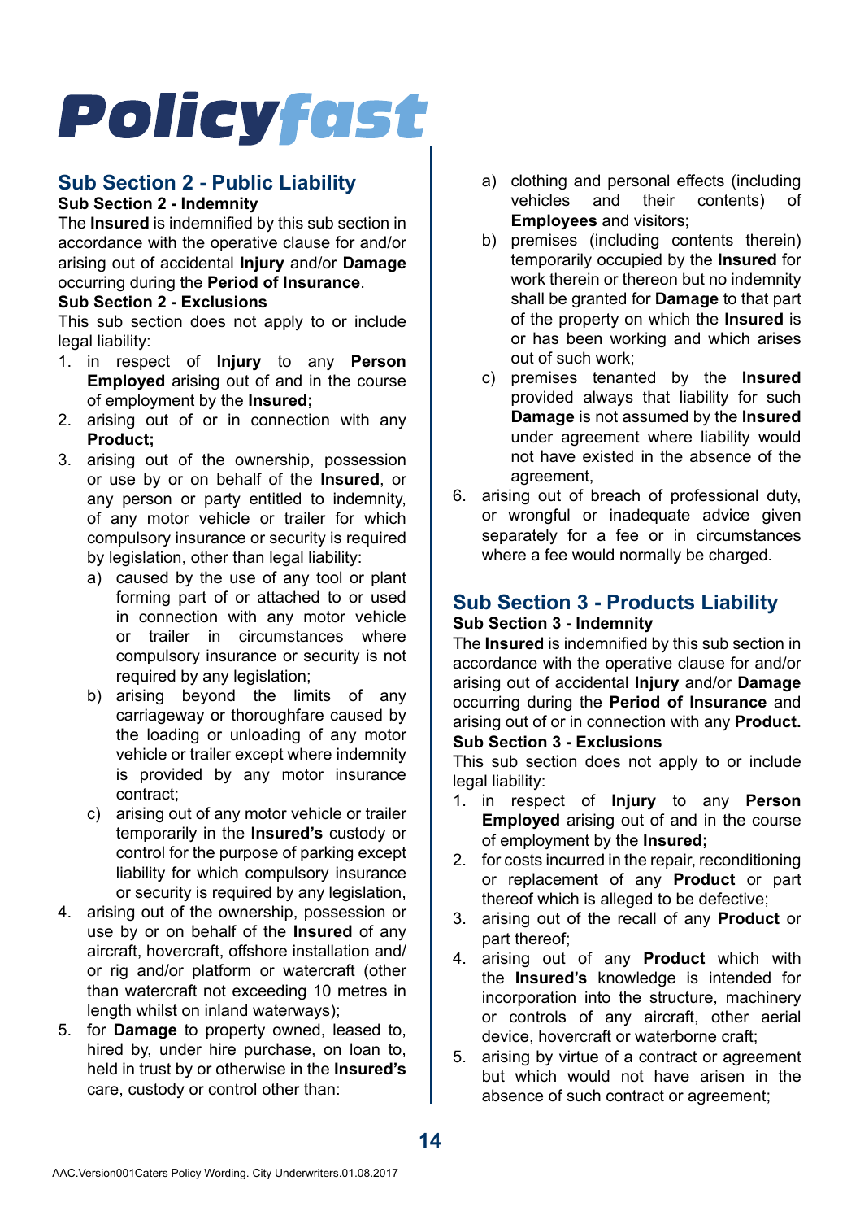## Sub Section 2 - Public Liability

**Sub Section 2 - Indemnity**

The **Insured** is indemnified by this sub section in accordance with the operative clause for and/or arising out of accidental **Injury** and/or **Damage** occurring during the **Period of Insurance**.

**Sub Section 2 - Exclusions**

This sub section does not apply to or include legal liability:

1. in respect of **Injury** to any **Person Employed** arising out of and in the course of employment by the **Insured;**
2. arising out of or in connection with any **Product;**
3. arising out of the ownership, possession or use by or on behalf of the **Insured**, or any person or party entitled to indemnity, of any motor vehicle or trailer for which compulsory insurance or security is required by legislation, other than legal liability:
   a) caused by the use of any tool or plant forming part of or attached to or used in connection with any motor vehicle or trailer in circumstances where compulsory insurance or security is not required by any legislation;
   b) arising beyond the limits of any carriageway or thoroughfare caused by the loading or unloading of any motor vehicle or trailer except where indemnity is provided by any motor insurance contract;
   c) arising out of any motor vehicle or trailer temporarily in the **Insured's** custody or control for the purpose of parking except liability for which compulsory insurance or security is required by any legislation,
4. arising out of the ownership, possession or use by or on behalf of the **Insured** of any aircraft, hovercraft, offshore installation and/or rig and/or platform or watercraft (other than watercraft not exceeding 10 metres in length whilst on inland waterways);
5. for **Damage** to property owned, leased to, hired by, under hire purchase, on loan to, held in trust by or otherwise in the **Insured's** care, custody or control other than:
   a) clothing and personal effects (including vehicles and their contents) of **Employees** and visitors;
   b) premises (including contents therein) temporarily occupied by the **Insured** for work therein or thereon but no indemnity shall be granted for **Damage** to that part of the property on which the **Insured** is or has been working and which arises out of such work;
   c) premises tenanted by the **Insured** provided always that liability for such **Damage** is not assumed by the **Insured** under agreement where liability would not have existed in the absence of the agreement,
6. arising out of breach of professional duty, or wrongful or inadequate advice given separately for a fee or in circumstances where a fee would normally be charged.

## Sub Section 3 - Products Liability

**Sub Section 3 - Indemnity**

The **Insured** is indemnified by this sub section in accordance with the operative clause for and/or arising out of accidental **Injury** and/or **Damage** occurring during the **Period of Insurance** and arising out of or in connection with any **Product.**

**Sub Section 3 - Exclusions**

This sub section does not apply to or include legal liability:

1. in respect of **Injury** to any **Person Employed** arising out of and in the course of employment by the **Insured;**
2. for costs incurred in the repair, reconditioning or replacement of any **Product** or part thereof which is alleged to be defective;
3. arising out of the recall of any **Product** or part thereof;
4. arising out of any **Product** which with the **Insured's** knowledge is intended for incorporation into the structure, machinery or controls of any aircraft, other aerial device, hovercraft or waterborne craft;
5. arising by virtue of a contract or agreement but which would not have arisen in the absence of such contract or agreement;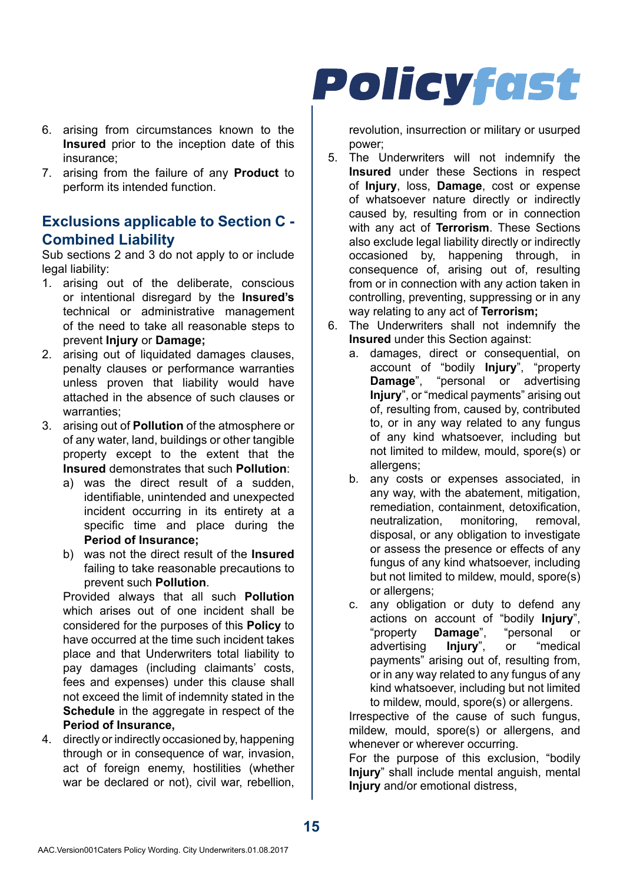6. arising from circumstances known to the **Insured** prior to the inception date of this insurance;
7. arising from the failure of any **Product** to perform its intended function.

## Exclusions applicable to Section C - Combined Liability

Sub sections 2 and 3 do not apply to or include legal liability:

1. arising out of the deliberate, conscious or intentional disregard by the **Insured's** technical or administrative management of the need to take all reasonable steps to prevent **Injury** or **Damage;**
2. arising out of liquidated damages clauses, penalty clauses or performance warranties unless proven that liability would have attached in the absence of such clauses or warranties;
3. arising out of **Pollution** of the atmosphere or of any water, land, buildings or other tangible property except to the extent that the **Insured** demonstrates that such **Pollution**:
    a) was the direct result of a sudden, identifiable, unintended and unexpected incident occurring in its entirety at a specific time and place during the **Period of Insurance;**
    b) was not the direct result of the **Insured** failing to take reasonable precautions to prevent such **Pollution**.

    Provided always that all such **Pollution** which arises out of one incident shall be considered for the purposes of this **Policy** to have occurred at the time such incident takes place and that Underwriters total liability to pay damages (including claimants' costs, fees and expenses) under this clause shall not exceed the limit of indemnity stated in the **Schedule** in the aggregate in respect of the **Period of Insurance,**
4. directly or indirectly occasioned by, happening through or in consequence of war, invasion, act of foreign enemy, hostilities (whether war be declared or not), civil war, rebellion, revolution, insurrection or military or usurped power;
5. The Underwriters will not indemnify the **Insured** under these Sections in respect of **Injury**, loss, **Damage**, cost or expense of whatsoever nature directly or indirectly caused by, resulting from or in connection with any act of **Terrorism**. These Sections also exclude legal liability directly or indirectly occasioned by, happening through, in consequence of, arising out of, resulting from or in connection with any action taken in controlling, preventing, suppressing or in any way relating to any act of **Terrorism;**
6. The Underwriters shall not indemnify the **Insured** under this Section against:
    a. damages, direct or consequential, on account of "bodily **Injury**", "property **Damage**", "personal or advertising **Injury**", or "medical payments" arising out of, resulting from, caused by, contributed to, or in any way related to any fungus of any kind whatsoever, including but not limited to mildew, mould, spore(s) or allergens;
    b. any costs or expenses associated, in any way, with the abatement, mitigation, remediation, containment, detoxification, neutralization, monitoring, removal, disposal, or any obligation to investigate or assess the presence or effects of any fungus of any kind whatsoever, including but not limited to mildew, mould, spore(s) or allergens;
    c. any obligation or duty to defend any actions on account of "bodily **Injury**", "property **Damage**", "personal or advertising **Injury**", or "medical payments" arising out of, resulting from, or in any way related to any fungus of any kind whatsoever, including but not limited to mildew, mould, spore(s) or allergens.

    Irrespective of the cause of such fungus, mildew, mould, spore(s) or allergens, and whenever or wherever occurring.

    For the purpose of this exclusion, "bodily **Injury**" shall include mental anguish, mental **Injury** and/or emotional distress,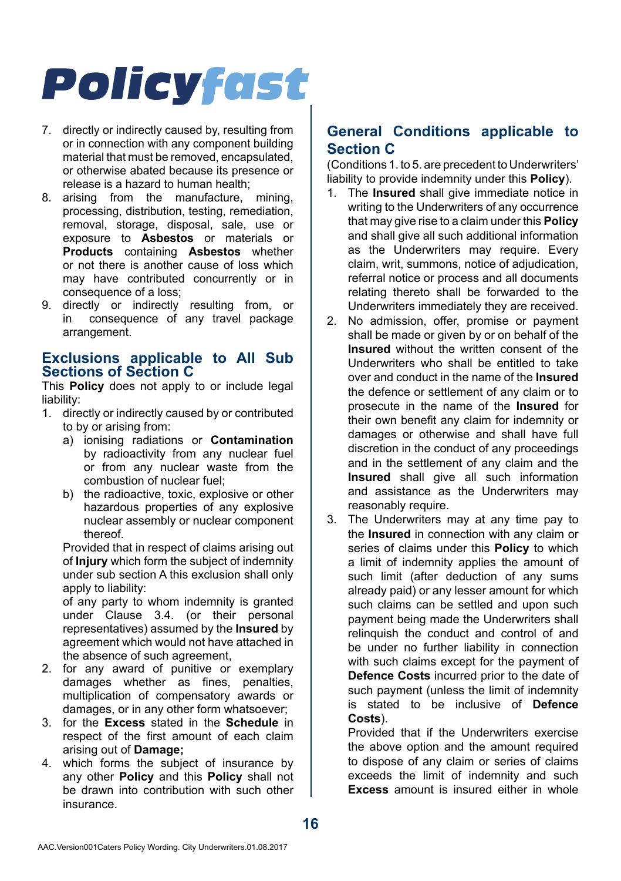7. directly or indirectly caused by, resulting from or in connection with any component building material that must be removed, encapsulated, or otherwise abated because its presence or release is a hazard to human health;
8. arising from the manufacture, mining, processing, distribution, testing, remediation, removal, storage, disposal, sale, use or exposure to **Asbestos** or materials or **Products** containing **Asbestos** whether or not there is another cause of loss which may have contributed concurrently or in consequence of a loss;
9. directly or indirectly resulting from, or in consequence of any travel package arrangement.

## Exclusions applicable to All Sub Sections of Section C

This **Policy** does not apply to or include legal liability:

1. directly or indirectly caused by or contributed to by or arising from:
   a) ionising radiations or **Contamination** by radioactivity from any nuclear fuel or from any nuclear waste from the combustion of nuclear fuel;
   b) the radioactive, toxic, explosive or other hazardous properties of any explosive nuclear assembly or nuclear component thereof.

   Provided that in respect of claims arising out of **Injury** which form the subject of indemnity under sub section A this exclusion shall only apply to liability:

   of any party to whom indemnity is granted under Clause 3.4. (or their personal representatives) assumed by the **Insured** by agreement which would not have attached in the absence of such agreement,
2. for any award of punitive or exemplary damages whether as fines, penalties, multiplication of compensatory awards or damages, or in any other form whatsoever;
3. for the **Excess** stated in the **Schedule** in respect of the first amount of each claim arising out of **Damage;**
4. which forms the subject of insurance by any other **Policy** and this **Policy** shall not be drawn into contribution with such other insurance.

## General Conditions applicable to Section C

(Conditions 1. to 5. are precedent to Underwriters' liability to provide indemnity under this **Policy**).

1. The **Insured** shall give immediate notice in writing to the Underwriters of any occurrence that may give rise to a claim under this **Policy** and shall give all such additional information as the Underwriters may require. Every claim, writ, summons, notice of adjudication, referral notice or process and all documents relating thereto shall be forwarded to the Underwriters immediately they are received.
2. No admission, offer, promise or payment shall be made or given by or on behalf of the **Insured** without the written consent of the Underwriters who shall be entitled to take over and conduct in the name of the **Insured** the defence or settlement of any claim or to prosecute in the name of the **Insured** for their own benefit any claim for indemnity or damages or otherwise and shall have full discretion in the conduct of any proceedings and in the settlement of any claim and the **Insured** shall give all such information and assistance as the Underwriters may reasonably require.
3. The Underwriters may at any time pay to the **Insured** in connection with any claim or series of claims under this **Policy** to which a limit of indemnity applies the amount of such limit (after deduction of any sums already paid) or any lesser amount for which such claims can be settled and upon such payment being made the Underwriters shall relinquish the conduct and control of and be under no further liability in connection with such claims except for the payment of **Defence Costs** incurred prior to the date of such payment (unless the limit of indemnity is stated to be inclusive of **Defence Costs**).

   Provided that if the Underwriters exercise the above option and the amount required to dispose of any claim or series of claims exceeds the limit of indemnity and such **Excess** amount is insured either in whole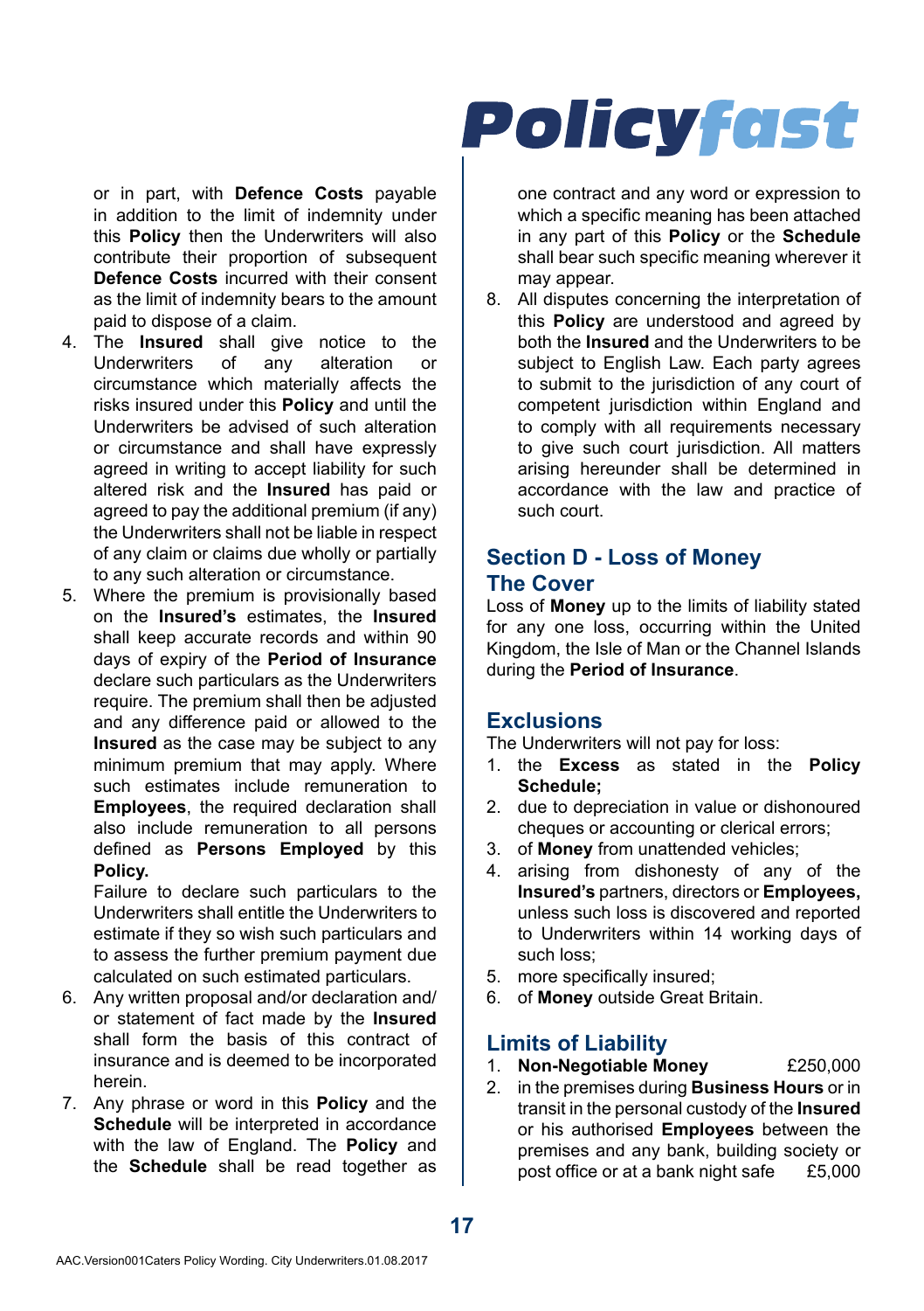or in part, with **Defence Costs** payable in addition to the limit of indemnity under this **Policy** then the Underwriters will also contribute their proportion of subsequent **Defence Costs** incurred with their consent as the limit of indemnity bears to the amount paid to dispose of a claim.

4. The **Insured** shall give notice to the Underwriters of any alteration or circumstance which materially affects the risks insured under this **Policy** and until the Underwriters be advised of such alteration or circumstance and shall have expressly agreed in writing to accept liability for such altered risk and the **Insured** has paid or agreed to pay the additional premium (if any) the Underwriters shall not be liable in respect of any claim or claims due wholly or partially to any such alteration or circumstance.
5. Where the premium is provisionally based on the **Insured's** estimates, the **Insured** shall keep accurate records and within 90 days of expiry of the **Period of Insurance** declare such particulars as the Underwriters require. The premium shall then be adjusted and any difference paid or allowed to the **Insured** as the case may be subject to any minimum premium that may apply. Where such estimates include remuneration to **Employees**, the required declaration shall also include remuneration to all persons defined as **Persons Employed** by this **Policy.**

   Failure to declare such particulars to the Underwriters shall entitle the Underwriters to estimate if they so wish such particulars and to assess the further premium payment due calculated on such estimated particulars.
6. Any written proposal and/or declaration and/or statement of fact made by the **Insured** shall form the basis of this contract of insurance and is deemed to be incorporated herein.
7. Any phrase or word in this **Policy** and the **Schedule** will be interpreted in accordance with the law of England. The **Policy** and the **Schedule** shall be read together as one contract and any word or expression to which a specific meaning has been attached in any part of this **Policy** or the **Schedule** shall bear such specific meaning wherever it may appear.
8. All disputes concerning the interpretation of this **Policy** are understood and agreed by both the **Insured** and the Underwriters to be subject to English Law. Each party agrees to submit to the jurisdiction of any court of competent jurisdiction within England and to comply with all requirements necessary to give such court jurisdiction. All matters arising hereunder shall be determined in accordance with the law and practice of such court.

## Section D - Loss of Money

### The Cover

Loss of **Money** up to the limits of liability stated for any one loss, occurring within the United Kingdom, the Isle of Man or the Channel Islands during the **Period of Insurance**.

### Exclusions

The Underwriters will not pay for loss:

1. the **Excess** as stated in the **Policy Schedule;**
2. due to depreciation in value or dishonoured cheques or accounting or clerical errors;
3. of **Money** from unattended vehicles;
4. arising from dishonesty of any of the **Insured's** partners, directors or **Employees,** unless such loss is discovered and reported to Underwriters within 14 working days of such loss;
5. more specifically insured;
6. of **Money** outside Great Britain.

### Limits of Liability

1. **Non-Negotiable Money** £250,000
2. in the premises during **Business Hours** or in transit in the personal custody of the **Insured** or his authorised **Employees** between the premises and any bank, building society or post office or at a bank night safe £5,000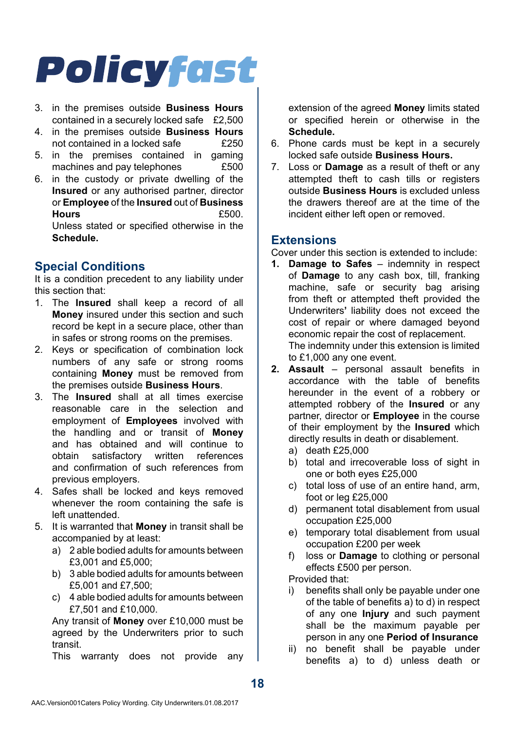3. in the premises outside **Business Hours** contained in a securely locked safe £2,500
4. in the premises outside **Business Hours** not contained in a locked safe £250
5. in the premises contained in gaming machines and pay telephones £500
6. in the custody or private dwelling of the **Insured** or any authorised partner, director or **Employee** of the **Insured** out of **Business Hours** £500.

   Unless stated or specified otherwise in the **Schedule.**

## Special Conditions

It is a condition precedent to any liability under this section that:

1. The **Insured** shall keep a record of all **Money** insured under this section and such record be kept in a secure place, other than in safes or strong rooms on the premises.
2. Keys or specification of combination lock numbers of any safe or strong rooms containing **Money** must be removed from the premises outside **Business Hours**.
3. The **Insured** shall at all times exercise reasonable care in the selection and employment of **Employees** involved with the handling and or transit of **Money** and has obtained and will continue to obtain satisfactory written references and confirmation of such references from previous employers.
4. Safes shall be locked and keys removed whenever the room containing the safe is left unattended.
5. It is warranted that **Money** in transit shall be accompanied by at least:
   a) 2 able bodied adults for amounts between £3,001 and £5,000;
   b) 3 able bodied adults for amounts between £5,001 and £7,500;
   c) 4 able bodied adults for amounts between £7,501 and £10,000.

   Any transit of **Money** over £10,000 must be agreed by the Underwriters prior to such transit.

   This warranty does not provide any extension of the agreed **Money** limits stated or specified herein or otherwise in the **Schedule.**
6. Phone cards must be kept in a securely locked safe outside **Business Hours.**
7. Loss or **Damage** as a result of theft or any attempted theft to cash tills or registers outside **Business Hours** is excluded unless the drawers thereof are at the time of the incident either left open or removed.

## Extensions

Cover under this section is extended to include:

1. **Damage to Safes** – indemnity in respect of **Damage** to any cash box, till, franking machine, safe or security bag arising from theft or attempted theft provided the Underwriters' liability does not exceed the cost of repair or where damaged beyond economic repair the cost of replacement.

   The indemnity under this extension is limited to £1,000 any one event.
2. **Assault** – personal assault benefits in accordance with the table of benefits hereunder in the event of a robbery or attempted robbery of the **Insured** or any partner, director or **Employee** in the course of their employment by the **Insured** which directly results in death or disablement.
   a) death £25,000
   b) total and irrecoverable loss of sight in one or both eyes £25,000
   c) total loss of use of an entire hand, arm, foot or leg £25,000
   d) permanent total disablement from usual occupation £25,000
   e) temporary total disablement from usual occupation £200 per week
   f) loss or **Damage** to clothing or personal effects £500 per person.

   Provided that:

   i) benefits shall only be payable under one of the table of benefits a) to d) in respect of any one **Injury** and such payment shall be the maximum payable per person in any one **Period of Insurance**
   ii) no benefit shall be payable under benefits a) to d) unless death or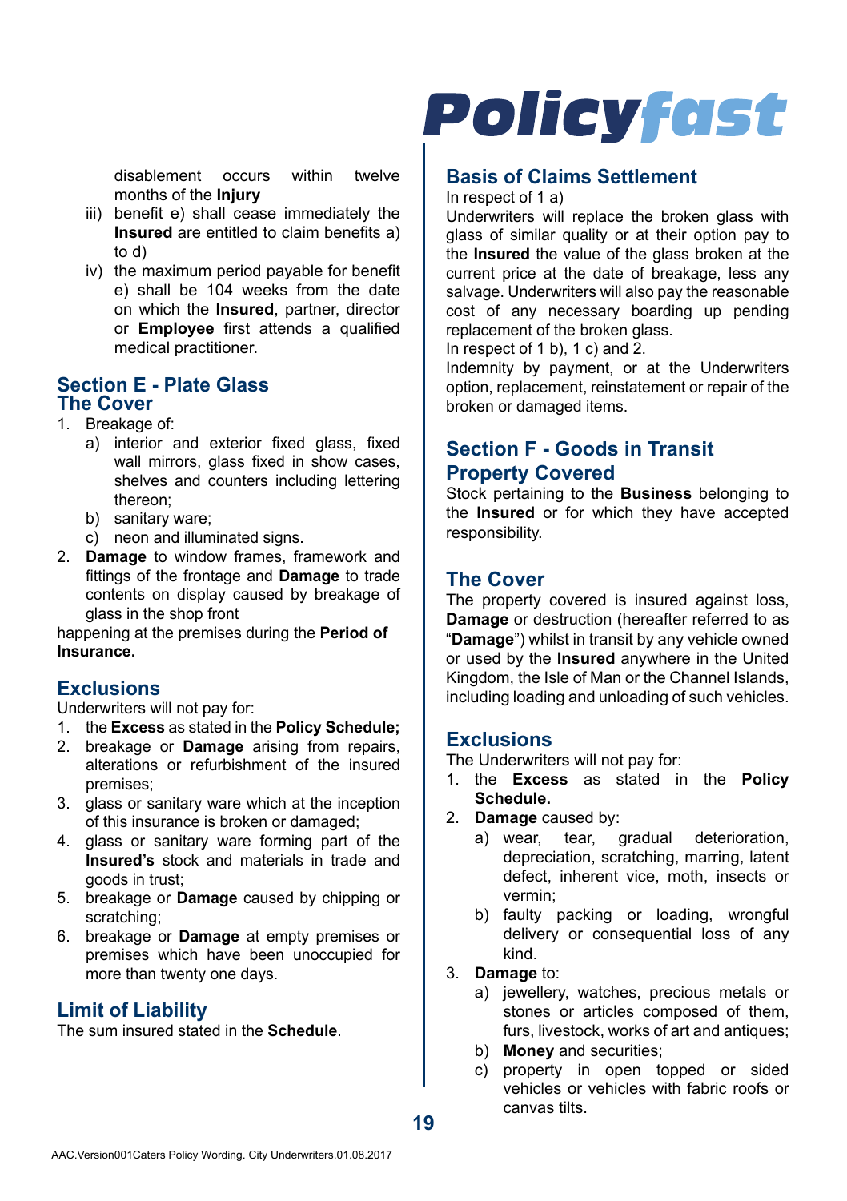disablement occurs within twelve months of the **Injury**

iii) benefit e) shall cease immediately the **Insured** are entitled to claim benefits a) to d)

iv) the maximum period payable for benefit e) shall be 104 weeks from the date on which the **Insured**, partner, director or **Employee** first attends a qualified medical practitioner.

## Section E - Plate Glass

## The Cover

1. Breakage of:
    a) interior and exterior fixed glass, fixed wall mirrors, glass fixed in show cases, shelves and counters including lettering thereon;
    b) sanitary ware;
    c) neon and illuminated signs.
2. **Damage** to window frames, framework and fittings of the frontage and **Damage** to trade contents on display caused by breakage of glass in the shop front

happening at the premises during the **Period of Insurance.**

## Exclusions

Underwriters will not pay for:

1. the **Excess** as stated in the **Policy Schedule;**
2. breakage or **Damage** arising from repairs, alterations or refurbishment of the insured premises;
3. glass or sanitary ware which at the inception of this insurance is broken or damaged;
4. glass or sanitary ware forming part of the **Insured's** stock and materials in trade and goods in trust;
5. breakage or **Damage** caused by chipping or scratching;
6. breakage or **Damage** at empty premises or premises which have been unoccupied for more than twenty one days.

## Limit of Liability

The sum insured stated in the **Schedule**.

## Basis of Claims Settlement

In respect of 1 a)

Underwriters will replace the broken glass with glass of similar quality or at their option pay to the **Insured** the value of the glass broken at the current price at the date of breakage, less any salvage. Underwriters will also pay the reasonable cost of any necessary boarding up pending replacement of the broken glass.

In respect of 1 b), 1 c) and 2.

Indemnity by payment, or at the Underwriters option, replacement, reinstatement or repair of the broken or damaged items.

## Section F - Goods in Transit

## Property Covered

Stock pertaining to the **Business** belonging to the **Insured** or for which they have accepted responsibility.

## The Cover

The property covered is insured against loss, **Damage** or destruction (hereafter referred to as "**Damage**") whilst in transit by any vehicle owned or used by the **Insured** anywhere in the United Kingdom, the Isle of Man or the Channel Islands, including loading and unloading of such vehicles.

## Exclusions

The Underwriters will not pay for:

1. the **Excess** as stated in the **Policy Schedule.**
2. **Damage** caused by:
    a) wear, tear, gradual deterioration, depreciation, scratching, marring, latent defect, inherent vice, moth, insects or vermin;
    b) faulty packing or loading, wrongful delivery or consequential loss of any kind.
3. **Damage** to:
    a) jewellery, watches, precious metals or stones or articles composed of them, furs, livestock, works of art and antiques;
    b) **Money** and securities;
    c) property in open topped or sided vehicles or vehicles with fabric roofs or canvas tilts.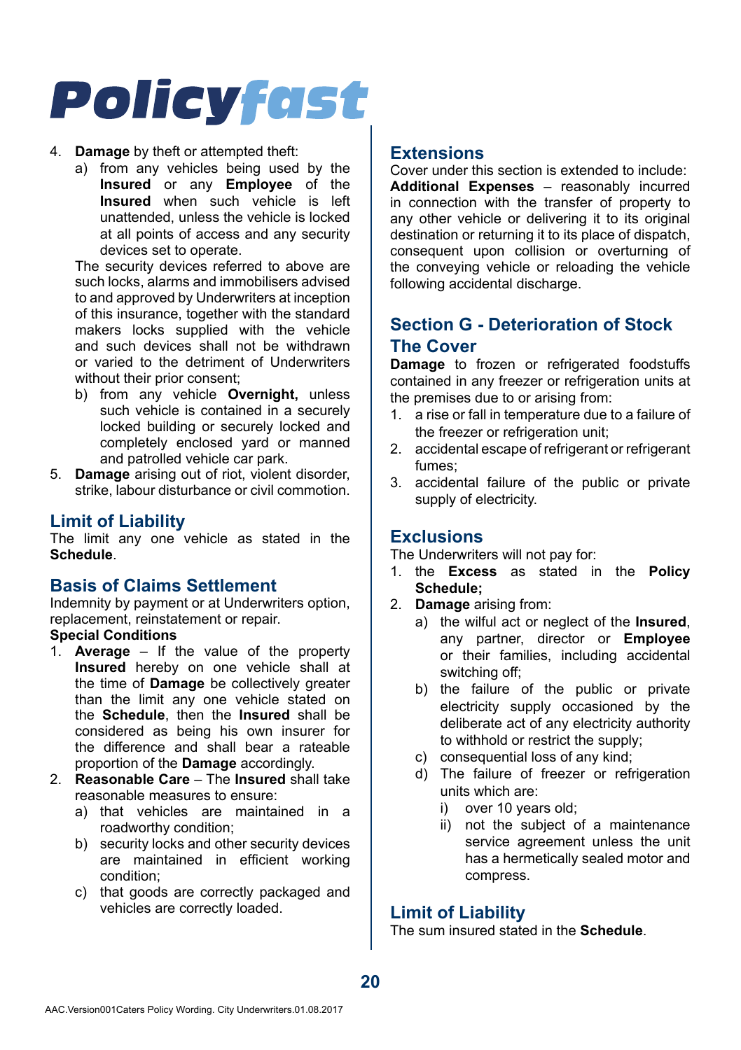4. **Damage** by theft or attempted theft:
    a) from any vehicles being used by the **Insured** or any **Employee** of the **Insured** when such vehicle is left unattended, unless the vehicle is locked at all points of access and any security devices set to operate.

    The security devices referred to above are such locks, alarms and immobilisers advised to and approved by Underwriters at inception of this insurance, together with the standard makers locks supplied with the vehicle and such devices shall not be withdrawn or varied to the detriment of Underwriters without their prior consent;

    b) from any vehicle **Overnight,** unless such vehicle is contained in a securely locked building or securely locked and completely enclosed yard or manned and patrolled vehicle car park.
5. **Damage** arising out of riot, violent disorder, strike, labour disturbance or civil commotion.

## Limit of Liability

The limit any one vehicle as stated in the **Schedule**.

## Basis of Claims Settlement

Indemnity by payment or at Underwriters option, replacement, reinstatement or repair.

**Special Conditions**

1. **Average** – If the value of the property **Insured** hereby on one vehicle shall at the time of **Damage** be collectively greater than the limit any one vehicle stated on the **Schedule**, then the **Insured** shall be considered as being his own insurer for the difference and shall bear a rateable proportion of the **Damage** accordingly.
2. **Reasonable Care** – The **Insured** shall take reasonable measures to ensure:
    a) that vehicles are maintained in a roadworthy condition;
    b) security locks and other security devices are maintained in efficient working condition;
    c) that goods are correctly packaged and vehicles are correctly loaded.

## Extensions

Cover under this section is extended to include:

**Additional Expenses** – reasonably incurred in connection with the transfer of property to any other vehicle or delivering it to its original destination or returning it to its place of dispatch, consequent upon collision or overturning of the conveying vehicle or reloading the vehicle following accidental discharge.

## Section G - Deterioration of Stock

## The Cover

**Damage** to frozen or refrigerated foodstuffs contained in any freezer or refrigeration units at the premises due to or arising from:

1. a rise or fall in temperature due to a failure of the freezer or refrigeration unit;
2. accidental escape of refrigerant or refrigerant fumes;
3. accidental failure of the public or private supply of electricity.

## Exclusions

The Underwriters will not pay for:

1. the **Excess** as stated in the **Policy Schedule;**
2. **Damage** arising from:
    a) the wilful act or neglect of the **Insured**, any partner, director or **Employee** or their families, including accidental switching off;
    b) the failure of the public or private electricity supply occasioned by the deliberate act of any electricity authority to withhold or restrict the supply;
    c) consequential loss of any kind;
    d) The failure of freezer or refrigeration units which are:
        i) over 10 years old;
        ii) not the subject of a maintenance service agreement unless the unit has a hermetically sealed motor and compress.

## Limit of Liability

The sum insured stated in the **Schedule**.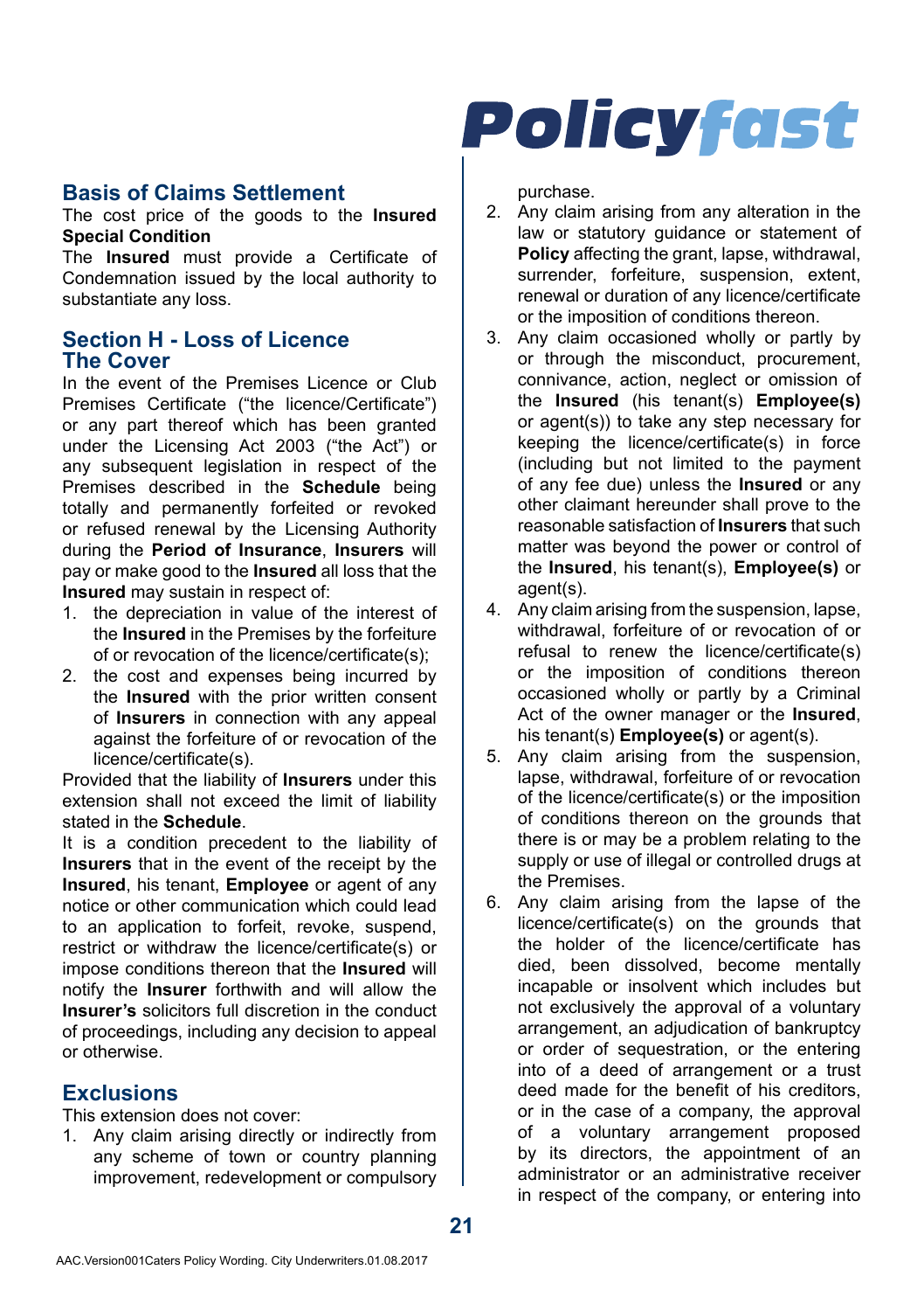## Basis of Claims Settlement

The cost price of the goods to the **Insured**

**Special Condition**

The **Insured** must provide a Certificate of Condemnation issued by the local authority to substantiate any loss.

## Section H - Loss of Licence

## The Cover

In the event of the Premises Licence or Club Premises Certificate ("the licence/Certificate") or any part thereof which has been granted under the Licensing Act 2003 ("the Act") or any subsequent legislation in respect of the Premises described in the **Schedule** being totally and permanently forfeited or revoked or refused renewal by the Licensing Authority during the **Period of Insurance**, **Insurers** will pay or make good to the **Insured** all loss that the **Insured** may sustain in respect of:

1. the depreciation in value of the interest of the **Insured** in the Premises by the forfeiture of or revocation of the licence/certificate(s);
2. the cost and expenses being incurred by the **Insured** with the prior written consent of **Insurers** in connection with any appeal against the forfeiture of or revocation of the licence/certificate(s).

Provided that the liability of **Insurers** under this extension shall not exceed the limit of liability stated in the **Schedule**.

It is a condition precedent to the liability of **Insurers** that in the event of the receipt by the **Insured**, his tenant, **Employee** or agent of any notice or other communication which could lead to an application to forfeit, revoke, suspend, restrict or withdraw the licence/certificate(s) or impose conditions thereon that the **Insured** will notify the **Insurer** forthwith and will allow the **Insurer's** solicitors full discretion in the conduct of proceedings, including any decision to appeal or otherwise.

## Exclusions

This extension does not cover:

1. Any claim arising directly or indirectly from any scheme of town or country planning improvement, redevelopment or compulsory purchase.
2. Any claim arising from any alteration in the law or statutory guidance or statement of **Policy** affecting the grant, lapse, withdrawal, surrender, forfeiture, suspension, extent, renewal or duration of any licence/certificate or the imposition of conditions thereon.
3. Any claim occasioned wholly or partly by or through the misconduct, procurement, connivance, action, neglect or omission of the **Insured** (his tenant(s) **Employee(s)** or agent(s)) to take any step necessary for keeping the licence/certificate(s) in force (including but not limited to the payment of any fee due) unless the **Insured** or any other claimant hereunder shall prove to the reasonable satisfaction of **Insurers** that such matter was beyond the power or control of the **Insured**, his tenant(s), **Employee(s)** or agent(s).
4. Any claim arising from the suspension, lapse, withdrawal, forfeiture of or revocation of or refusal to renew the licence/certificate(s) or the imposition of conditions thereon occasioned wholly or partly by a Criminal Act of the owner manager or the **Insured**, his tenant(s) **Employee(s)** or agent(s).
5. Any claim arising from the suspension, lapse, withdrawal, forfeiture of or revocation of the licence/certificate(s) or the imposition of conditions thereon on the grounds that there is or may be a problem relating to the supply or use of illegal or controlled drugs at the Premises.
6. Any claim arising from the lapse of the licence/certificate(s) on the grounds that the holder of the licence/certificate has died, been dissolved, become mentally incapable or insolvent which includes but not exclusively the approval of a voluntary arrangement, an adjudication of bankruptcy or order of sequestration, or the entering into of a deed of arrangement or a trust deed made for the benefit of his creditors, or in the case of a company, the approval of a voluntary arrangement proposed by its directors, the appointment of an administrator or an administrative receiver in respect of the company, or entering into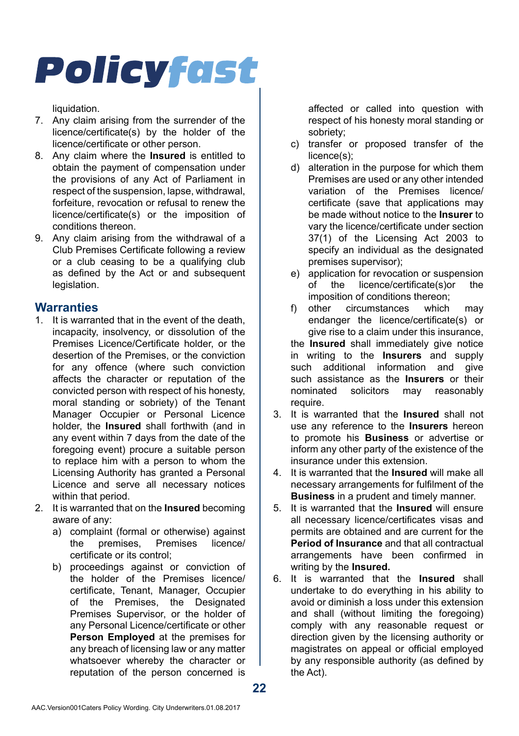liquidation.

7. Any claim arising from the surrender of the licence/certificate(s) by the holder of the licence/certificate or other person.
8. Any claim where the **Insured** is entitled to obtain the payment of compensation under the provisions of any Act of Parliament in respect of the suspension, lapse, withdrawal, forfeiture, revocation or refusal to renew the licence/certificate(s) or the imposition of conditions thereon.
9. Any claim arising from the withdrawal of a Club Premises Certificate following a review or a club ceasing to be a qualifying club as defined by the Act or and subsequent legislation.

## Warranties

1. It is warranted that in the event of the death, incapacity, insolvency, or dissolution of the Premises Licence/Certificate holder, or the desertion of the Premises, or the conviction for any offence (where such conviction affects the character or reputation of the convicted person with respect of his honesty, moral standing or sobriety) of the Tenant Manager Occupier or Personal Licence holder, the **Insured** shall forthwith (and in any event within 7 days from the date of the foregoing event) procure a suitable person to replace him with a person to whom the Licensing Authority has granted a Personal Licence and serve all necessary notices within that period.
2. It is warranted that on the **Insured** becoming aware of any:
   a) complaint (formal or otherwise) against the premises, Premises licence/certificate or its control;
   b) proceedings against or conviction of the holder of the Premises licence/certificate, Tenant, Manager, Occupier of the Premises, the Designated Premises Supervisor, or the holder of any Personal Licence/certificate or other **Person Employed** at the premises for any breach of licensing law or any matter whatsoever whereby the character or reputation of the person concerned is affected or called into question with respect of his honesty moral standing or sobriety;
   c) transfer or proposed transfer of the licence(s);
   d) alteration in the purpose for which them Premises are used or any other intended variation of the Premises licence/certificate (save that applications may be made without notice to the **Insurer** to vary the licence/certificate under section 37(1) of the Licensing Act 2003 to specify an individual as the designated premises supervisor);
   e) application for revocation or suspension of the licence/certificate(s)or the imposition of conditions thereon;
   f) other circumstances which may endanger the licence/certificate(s) or give rise to a claim under this insurance,

   the **Insured** shall immediately give notice in writing to the **Insurers** and supply such additional information and give such assistance as the **Insurers** or their nominated solicitors may reasonably require.
3. It is warranted that the **Insured** shall not use any reference to the **Insurers** hereon to promote his **Business** or advertise or inform any other party of the existence of the insurance under this extension.
4. It is warranted that the **Insured** will make all necessary arrangements for fulfilment of the **Business** in a prudent and timely manner.
5. It is warranted that the **Insured** will ensure all necessary licence/certificates visas and permits are obtained and are current for the **Period of Insurance** and that all contractual arrangements have been confirmed in writing by the **Insured.**
6. It is warranted that the **Insured** shall undertake to do everything in his ability to avoid or diminish a loss under this extension and shall (without limiting the foregoing) comply with any reasonable request or direction given by the licensing authority or magistrates on appeal or official employed by any responsible authority (as defined by the Act).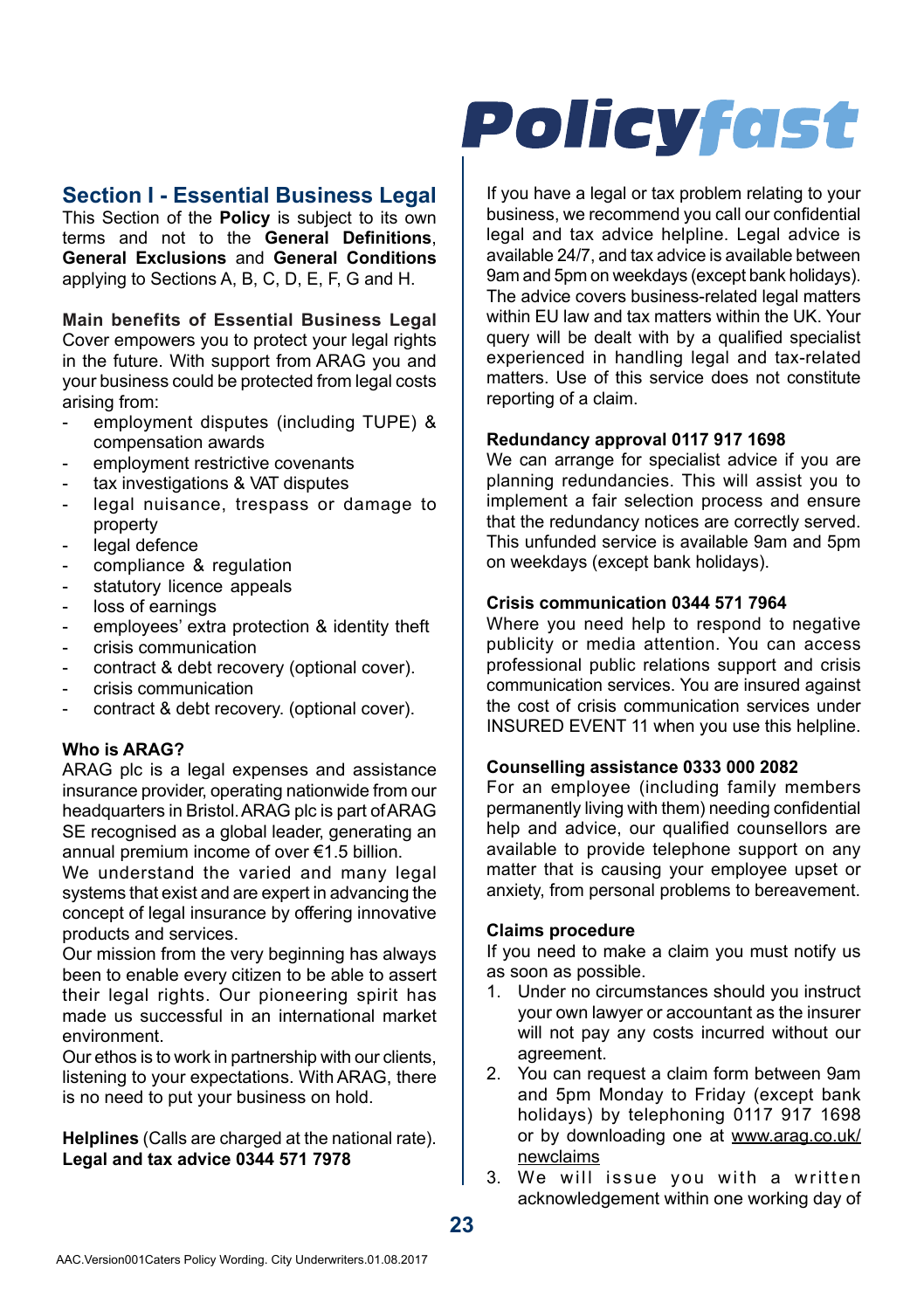## Section I - Essential Business Legal

This Section of the **Policy** is subject to its own terms and not to the **General Definitions**, **General Exclusions** and **General Conditions** applying to Sections A, B, C, D, E, F, G and H.

**Main benefits of Essential Business Legal**
Cover empowers you to protect your legal rights in the future. With support from ARAG you and your business could be protected from legal costs arising from:

- employment disputes (including TUPE) & compensation awards
- employment restrictive covenants
- tax investigations & VAT disputes
- legal nuisance, trespass or damage to property
- legal defence
- compliance & regulation
- statutory licence appeals
- loss of earnings
- employees' extra protection & identity theft
- crisis communication
- contract & debt recovery (optional cover).
- crisis communication
- contract & debt recovery. (optional cover).

**Who is ARAG?**
ARAG plc is a legal expenses and assistance insurance provider, operating nationwide from our headquarters in Bristol. ARAG plc is part of ARAG SE recognised as a global leader, generating an annual premium income of over €1.5 billion.
We understand the varied and many legal systems that exist and are expert in advancing the concept of legal insurance by offering innovative products and services.
Our mission from the very beginning has always been to enable every citizen to be able to assert their legal rights. Our pioneering spirit has made us successful in an international market environment.
Our ethos is to work in partnership with our clients, listening to your expectations. With ARAG, there is no need to put your business on hold.

**Helplines** (Calls are charged at the national rate).
**Legal and tax advice 0344 571 7978**

If you have a legal or tax problem relating to your business, we recommend you call our confidential legal and tax advice helpline. Legal advice is available 24/7, and tax advice is available between 9am and 5pm on weekdays (except bank holidays). The advice covers business-related legal matters within EU law and tax matters within the UK. Your query will be dealt with by a qualified specialist experienced in handling legal and tax-related matters. Use of this service does not constitute reporting of a claim.

**Redundancy approval 0117 917 1698**
We can arrange for specialist advice if you are planning redundancies. This will assist you to implement a fair selection process and ensure that the redundancy notices are correctly served. This unfunded service is available 9am and 5pm on weekdays (except bank holidays).

**Crisis communication 0344 571 7964**
Where you need help to respond to negative publicity or media attention. You can access professional public relations support and crisis communication services. You are insured against the cost of crisis communication services under INSURED EVENT 11 when you use this helpline.

**Counselling assistance 0333 000 2082**
For an employee (including family members permanently living with them) needing confidential help and advice, our qualified counsellors are available to provide telephone support on any matter that is causing your employee upset or anxiety, from personal problems to bereavement.

**Claims procedure**
If you need to make a claim you must notify us as soon as possible.

1. Under no circumstances should you instruct your own lawyer or accountant as the insurer will not pay any costs incurred without our agreement.
2. You can request a claim form between 9am and 5pm Monday to Friday (except bank holidays) by telephoning 0117 917 1698 or by downloading one at www.arag.co.uk/newclaims
3. We will issue you with a written acknowledgement within one working day of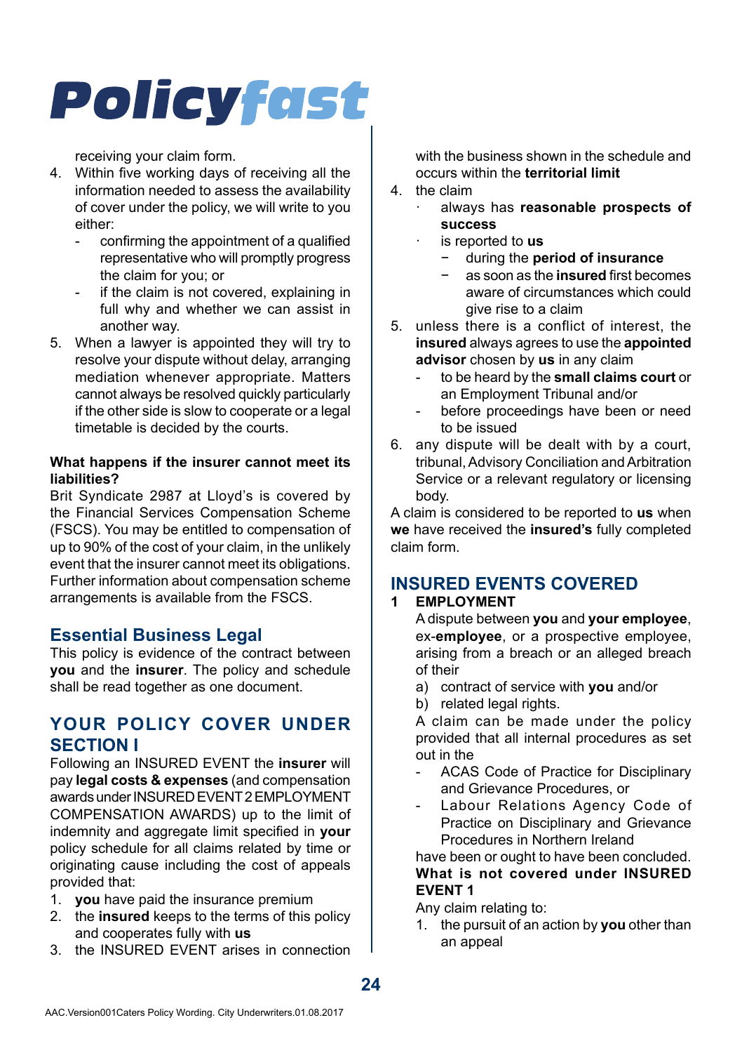receiving your claim form.

4. Within five working days of receiving all the information needed to assess the availability of cover under the policy, we will write to you either:
   - confirming the appointment of a qualified representative who will promptly progress the claim for you; or
   - if the claim is not covered, explaining in full why and whether we can assist in another way.
5. When a lawyer is appointed they will try to resolve your dispute without delay, arranging mediation whenever appropriate. Matters cannot always be resolved quickly particularly if the other side is slow to cooperate or a legal timetable is decided by the courts.

**What happens if the insurer cannot meet its liabilities?**

Brit Syndicate 2987 at Lloyd's is covered by the Financial Services Compensation Scheme (FSCS). You may be entitled to compensation of up to 90% of the cost of your claim, in the unlikely event that the insurer cannot meet its obligations. Further information about compensation scheme arrangements is available from the FSCS.

## Essential Business Legal

This policy is evidence of the contract between **you** and the **insurer**. The policy and schedule shall be read together as one document.

## YOUR POLICY COVER UNDER SECTION I

Following an INSURED EVENT the **insurer** will pay **legal costs & expenses** (and compensation awards under INSURED EVENT 2 EMPLOYMENT COMPENSATION AWARDS) up to the limit of indemnity and aggregate limit specified in **your** policy schedule for all claims related by time or originating cause including the cost of appeals provided that:

1. **you** have paid the insurance premium
2. the **insured** keeps to the terms of this policy and cooperates fully with **us**
3. the INSURED EVENT arises in connection with the business shown in the schedule and occurs within the **territorial limit**
4. the claim
   - always has **reasonable prospects of success**
   - is reported to **us**
     - during the **period of insurance**
     - as soon as the **insured** first becomes aware of circumstances which could give rise to a claim
5. unless there is a conflict of interest, the **insured** always agrees to use the **appointed advisor** chosen by **us** in any claim
   - to be heard by the **small claims court** or an Employment Tribunal and/or
   - before proceedings have been or need to be issued
6. any dispute will be dealt with by a court, tribunal, Advisory Conciliation and Arbitration Service or a relevant regulatory or licensing body.

A claim is considered to be reported to **us** when **we** have received the **insured's** fully completed claim form.

## INSURED EVENTS COVERED

### 1 EMPLOYMENT

A dispute between **you** and **your employee**, ex-**employee**, or a prospective employee, arising from a breach or an alleged breach of their

a) contract of service with **you** and/or
b) related legal rights.

A claim can be made under the policy provided that all internal procedures as set out in the

- ACAS Code of Practice for Disciplinary and Grievance Procedures, or
- Labour Relations Agency Code of Practice on Disciplinary and Grievance Procedures in Northern Ireland

have been or ought to have been concluded.

**What is not covered under INSURED EVENT 1**

Any claim relating to:

1. the pursuit of an action by **you** other than an appeal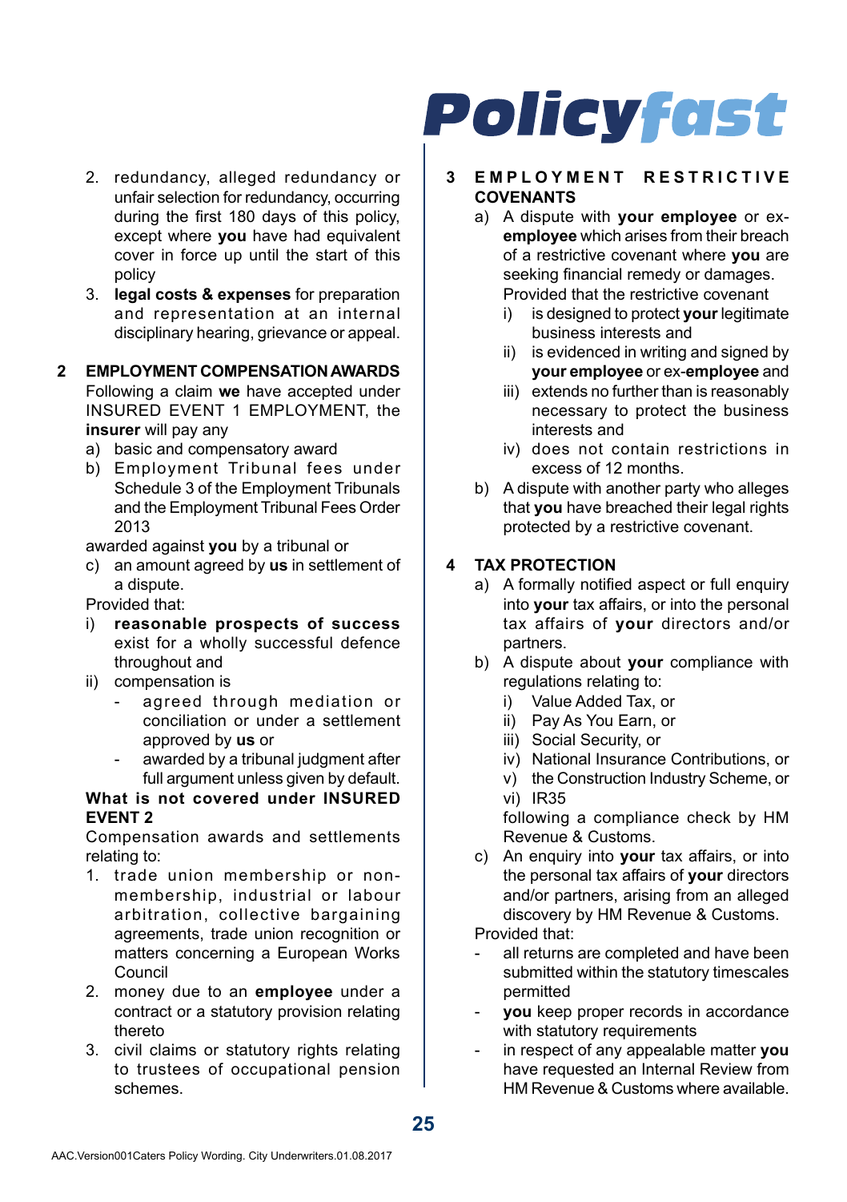2. redundancy, alleged redundancy or unfair selection for redundancy, occurring during the first 180 days of this policy, except where **you** have had equivalent cover in force up until the start of this policy
3. **legal costs & expenses** for preparation and representation at an internal disciplinary hearing, grievance or appeal.

**2 EMPLOYMENT COMPENSATION AWARDS**

Following a claim **we** have accepted under INSURED EVENT 1 EMPLOYMENT, the **insurer** will pay any

a) basic and compensatory award
b) Employment Tribunal fees under Schedule 3 of the Employment Tribunals and the Employment Tribunal Fees Order 2013

awarded against **you** by a tribunal or

c) an amount agreed by **us** in settlement of a dispute.

Provided that:

i) **reasonable prospects of success** exist for a wholly successful defence throughout and
ii) compensation is
   - agreed through mediation or conciliation or under a settlement approved by **us** or
   - awarded by a tribunal judgment after full argument unless given by default.

**What is not covered under INSURED EVENT 2**

Compensation awards and settlements relating to:

1. trade union membership or non-membership, industrial or labour arbitration, collective bargaining agreements, trade union recognition or matters concerning a European Works Council
2. money due to an **employee** under a contract or a statutory provision relating thereto
3. civil claims or statutory rights relating to trustees of occupational pension schemes.

**3 EMPLOYMENT RESTRICTIVE COVENANTS**

a) A dispute with **your employee** or ex-**employee** which arises from their breach of a restrictive covenant where **you** are seeking financial remedy or damages. Provided that the restrictive covenant
   i) is designed to protect **your** legitimate business interests and
   ii) is evidenced in writing and signed by **your employee** or ex-**employee** and
   iii) extends no further than is reasonably necessary to protect the business interests and
   iv) does not contain restrictions in excess of 12 months.
b) A dispute with another party who alleges that **you** have breached their legal rights protected by a restrictive covenant.

**4 TAX PROTECTION**

a) A formally notified aspect or full enquiry into **your** tax affairs, or into the personal tax affairs of **your** directors and/or partners.
b) A dispute about **your** compliance with regulations relating to:
   i) Value Added Tax, or
   ii) Pay As You Earn, or
   iii) Social Security, or
   iv) National Insurance Contributions, or
   v) the Construction Industry Scheme, or
   vi) IR35

   following a compliance check by HM Revenue & Customs.
c) An enquiry into **your** tax affairs, or into the personal tax affairs of **your** directors and/or partners, arising from an alleged discovery by HM Revenue & Customs.

Provided that:

- all returns are completed and have been submitted within the statutory timescales permitted
- **you** keep proper records in accordance with statutory requirements
- in respect of any appealable matter **you** have requested an Internal Review from HM Revenue & Customs where available.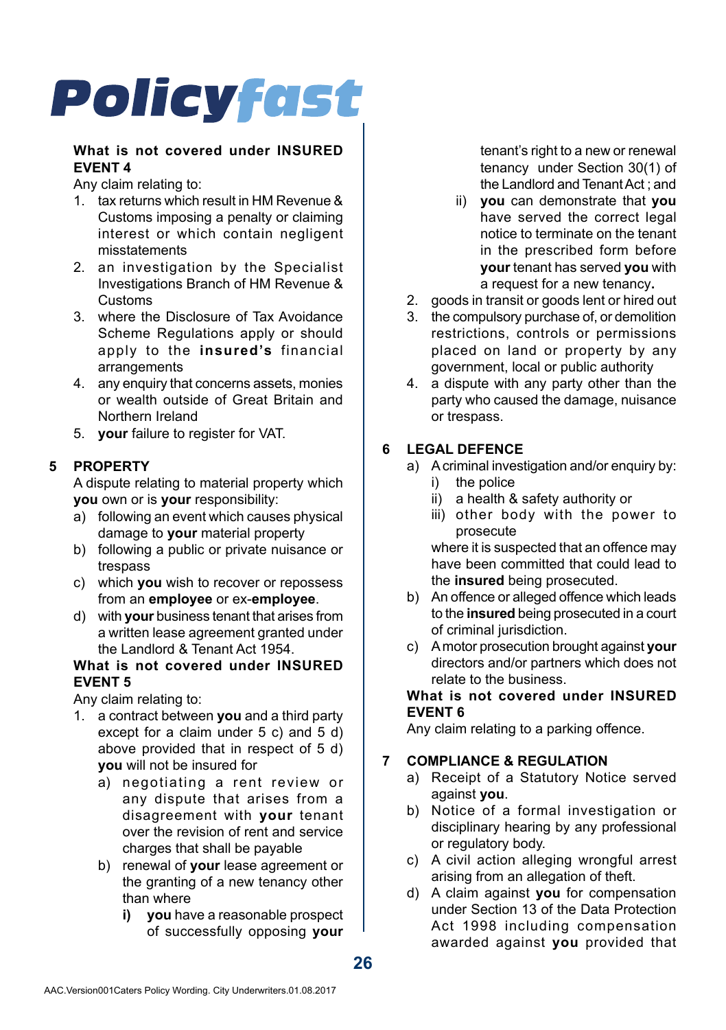**What is not covered under INSURED EVENT 4**

Any claim relating to:

1. tax returns which result in HM Revenue & Customs imposing a penalty or claiming interest or which contain negligent misstatements
2. an investigation by the Specialist Investigations Branch of HM Revenue & Customs
3. where the Disclosure of Tax Avoidance Scheme Regulations apply or should apply to the **insured's** financial arrangements
4. any enquiry that concerns assets, monies or wealth outside of Great Britain and Northern Ireland
5. **your** failure to register for VAT.

## 5 PROPERTY

A dispute relating to material property which **you** own or is **your** responsibility:

a) following an event which causes physical damage to **your** material property
b) following a public or private nuisance or trespass
c) which **you** wish to recover or repossess from an **employee** or ex-**employee**.
d) with **your** business tenant that arises from a written lease agreement granted under the Landlord & Tenant Act 1954.

**What is not covered under INSURED EVENT 5**

Any claim relating to:

1. a contract between **you** and a third party except for a claim under 5 c) and 5 d) above provided that in respect of 5 d) **you** will not be insured for
   a) negotiating a rent review or any dispute that arises from a disagreement with **your** tenant over the revision of rent and service charges that shall be payable
   b) renewal of **your** lease agreement or the granting of a new tenancy other than where
      **i)** **you** have a reasonable prospect of successfully opposing **your** tenant's right to a new or renewal tenancy under Section 30(1) of the Landlord and Tenant Act ; and
      ii) **you** can demonstrate that **you** have served the correct legal notice to terminate on the tenant in the prescribed form before **your** tenant has served **you** with a request for a new tenancy**.**
2. goods in transit or goods lent or hired out
3. the compulsory purchase of, or demolition restrictions, controls or permissions placed on land or property by any government, local or public authority
4. a dispute with any party other than the party who caused the damage, nuisance or trespass.

## 6 LEGAL DEFENCE

a) A criminal investigation and/or enquiry by:
   i) the police
   ii) a health & safety authority or
   iii) other body with the power to prosecute

   where it is suspected that an offence may have been committed that could lead to the **insured** being prosecuted.
b) An offence or alleged offence which leads to the **insured** being prosecuted in a court of criminal jurisdiction.
c) A motor prosecution brought against **your** directors and/or partners which does not relate to the business.

**What is not covered under INSURED EVENT 6**

Any claim relating to a parking offence.

## 7 COMPLIANCE & REGULATION

a) Receipt of a Statutory Notice served against **you**.
b) Notice of a formal investigation or disciplinary hearing by any professional or regulatory body.
c) A civil action alleging wrongful arrest arising from an allegation of theft.
d) A claim against **you** for compensation under Section 13 of the Data Protection Act 1998 including compensation awarded against **you** provided that

AAC.Version001Caters Policy Wording. City Underwriters.01.08.2017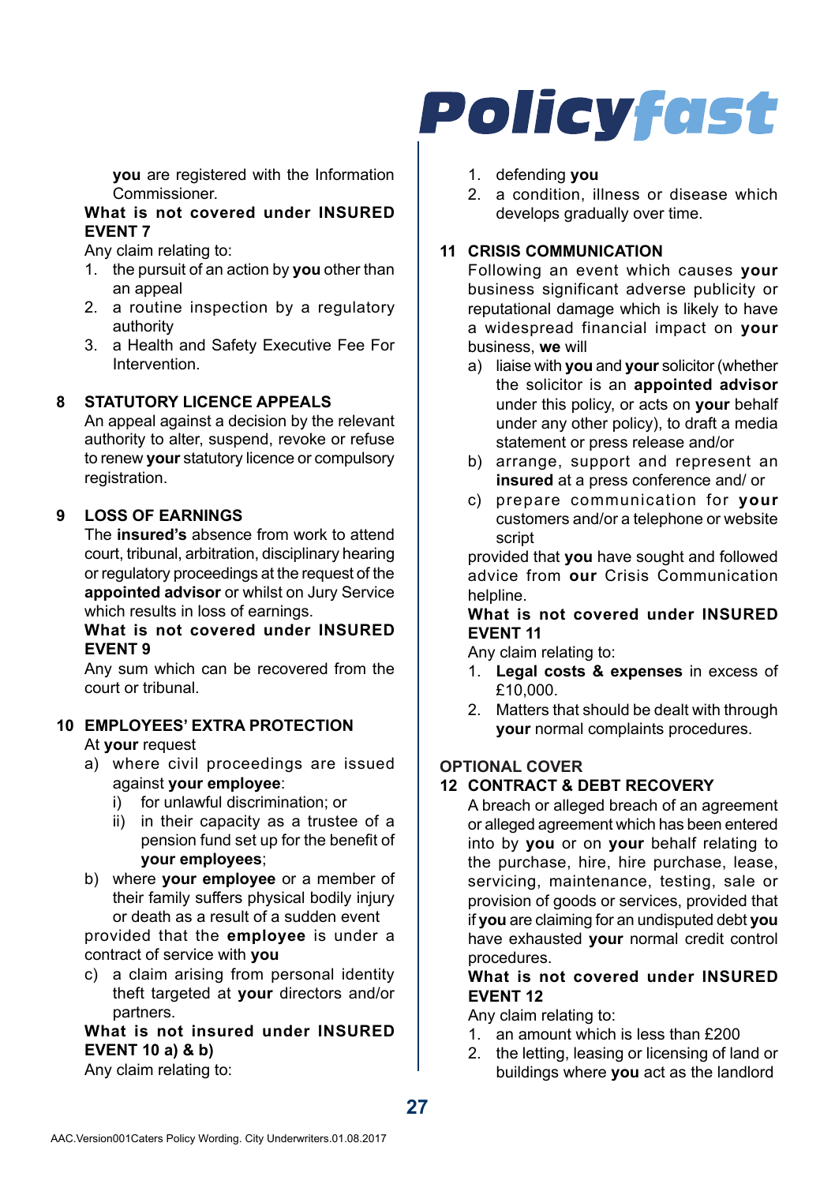**you** are registered with the Information Commissioner.

**What is not covered under INSURED EVENT 7**

Any claim relating to:

1. the pursuit of an action by **you** other than an appeal
2. a routine inspection by a regulatory authority
3. a Health and Safety Executive Fee For Intervention.

## 8 STATUTORY LICENCE APPEALS

An appeal against a decision by the relevant authority to alter, suspend, revoke or refuse to renew **your** statutory licence or compulsory registration.

## 9 LOSS OF EARNINGS

The **insured's** absence from work to attend court, tribunal, arbitration, disciplinary hearing or regulatory proceedings at the request of the **appointed advisor** or whilst on Jury Service which results in loss of earnings.

**What is not covered under INSURED EVENT 9**

Any sum which can be recovered from the court or tribunal.

## 10 EMPLOYEES' EXTRA PROTECTION

At **your** request

a) where civil proceedings are issued against **your employee**:
   i) for unlawful discrimination; or
   ii) in their capacity as a trustee of a pension fund set up for the benefit of **your employees**;
b) where **your employee** or a member of their family suffers physical bodily injury or death as a result of a sudden event

provided that the **employee** is under a contract of service with **you**

c) a claim arising from personal identity theft targeted at **your** directors and/or partners.

**What is not insured under INSURED EVENT 10 a) & b)**

Any claim relating to:

1. defending **you**
2. a condition, illness or disease which develops gradually over time.

## 11 CRISIS COMMUNICATION

Following an event which causes **your** business significant adverse publicity or reputational damage which is likely to have a widespread financial impact on **your** business, **we** will

a) liaise with **you** and **your** solicitor (whether the solicitor is an **appointed advisor** under this policy, or acts on **your** behalf under any other policy), to draft a media statement or press release and/or
b) arrange, support and represent an **insured** at a press conference and/ or
c) prepare communication for **your** customers and/or a telephone or website script

provided that **you** have sought and followed advice from **our** Crisis Communication helpline.

**What is not covered under INSURED EVENT 11**

Any claim relating to:

1. **Legal costs & expenses** in excess of £10,000.
2. Matters that should be dealt with through **your** normal complaints procedures.

## OPTIONAL COVER

## 12 CONTRACT & DEBT RECOVERY

A breach or alleged breach of an agreement or alleged agreement which has been entered into by **you** or on **your** behalf relating to the purchase, hire, hire purchase, lease, servicing, maintenance, testing, sale or provision of goods or services, provided that if **you** are claiming for an undisputed debt **you** have exhausted **your** normal credit control procedures.

**What is not covered under INSURED EVENT 12**

Any claim relating to:

1. an amount which is less than £200
2. the letting, leasing or licensing of land or buildings where **you** act as the landlord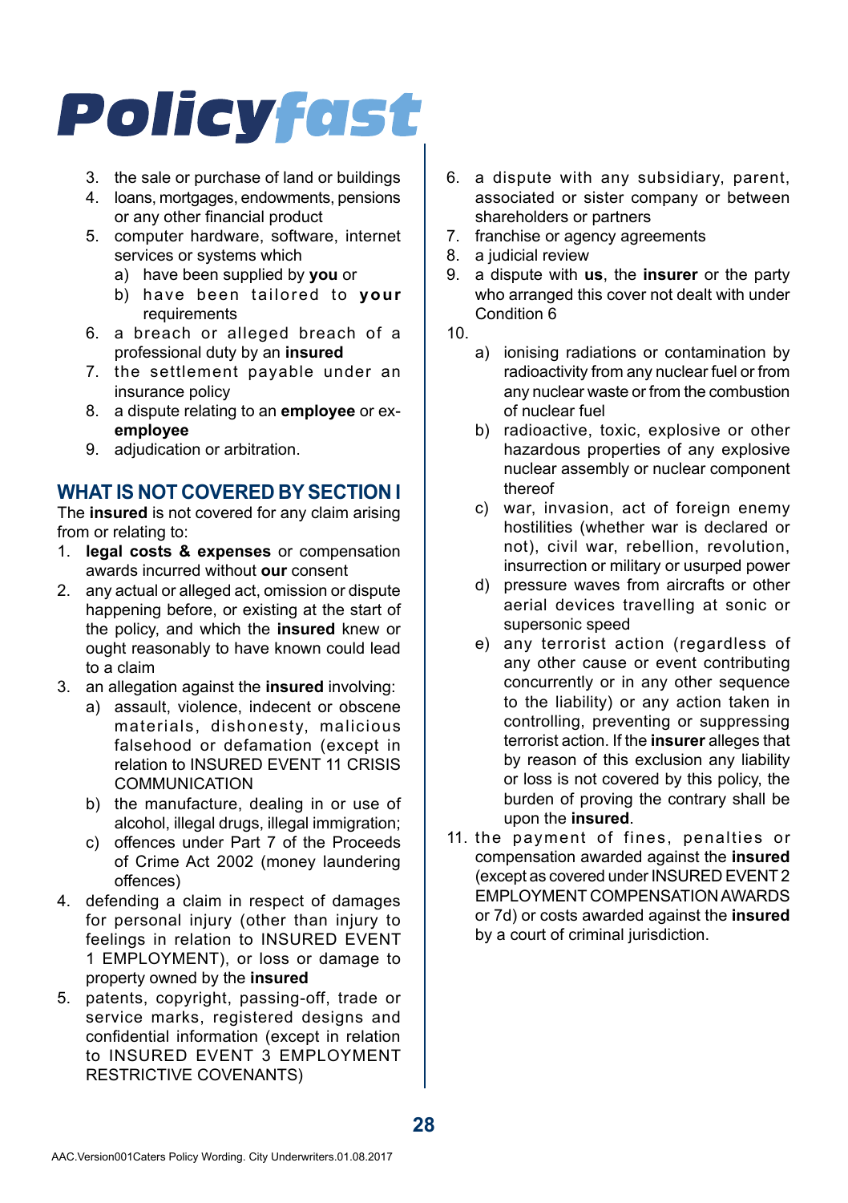3. the sale or purchase of land or buildings
4. loans, mortgages, endowments, pensions or any other financial product
5. computer hardware, software, internet services or systems which
   a) have been supplied by **you** or
   b) have been tailored to **your** requirements
6. a breach or alleged breach of a professional duty by an **insured**
7. the settlement payable under an insurance policy
8. a dispute relating to an **employee** or ex-**employee**
9. adjudication or arbitration.

## WHAT IS NOT COVERED BY SECTION I

The **insured** is not covered for any claim arising from or relating to:

1. **legal costs & expenses** or compensation awards incurred without **our** consent
2. any actual or alleged act, omission or dispute happening before, or existing at the start of the policy, and which the **insured** knew or ought reasonably to have known could lead to a claim
3. an allegation against the **insured** involving:
   a) assault, violence, indecent or obscene materials, dishonesty, malicious falsehood or defamation (except in relation to INSURED EVENT 11 CRISIS COMMUNICATION
   b) the manufacture, dealing in or use of alcohol, illegal drugs, illegal immigration;
   c) offences under Part 7 of the Proceeds of Crime Act 2002 (money laundering offences)
4. defending a claim in respect of damages for personal injury (other than injury to feelings in relation to INSURED EVENT 1 EMPLOYMENT), or loss or damage to property owned by the **insured**
5. patents, copyright, passing-off, trade or service marks, registered designs and confidential information (except in relation to INSURED EVENT 3 EMPLOYMENT RESTRICTIVE COVENANTS)
6. a dispute with any subsidiary, parent, associated or sister company or between shareholders or partners
7. franchise or agency agreements
8. a judicial review
9. a dispute with **us**, the **insurer** or the party who arranged this cover not dealt with under Condition 6
10. 
    a) ionising radiations or contamination by radioactivity from any nuclear fuel or from any nuclear waste or from the combustion of nuclear fuel
    b) radioactive, toxic, explosive or other hazardous properties of any explosive nuclear assembly or nuclear component thereof
    c) war, invasion, act of foreign enemy hostilities (whether war is declared or not), civil war, rebellion, revolution, insurrection or military or usurped power
    d) pressure waves from aircrafts or other aerial devices travelling at sonic or supersonic speed
    e) any terrorist action (regardless of any other cause or event contributing concurrently or in any other sequence to the liability) or any action taken in controlling, preventing or suppressing terrorist action. If the **insurer** alleges that by reason of this exclusion any liability or loss is not covered by this policy, the burden of proving the contrary shall be upon the **insured**.
11. the payment of fines, penalties or compensation awarded against the **insured** (except as covered under INSURED EVENT 2 EMPLOYMENT COMPENSATION AWARDS or 7d) or costs awarded against the **insured** by a court of criminal jurisdiction.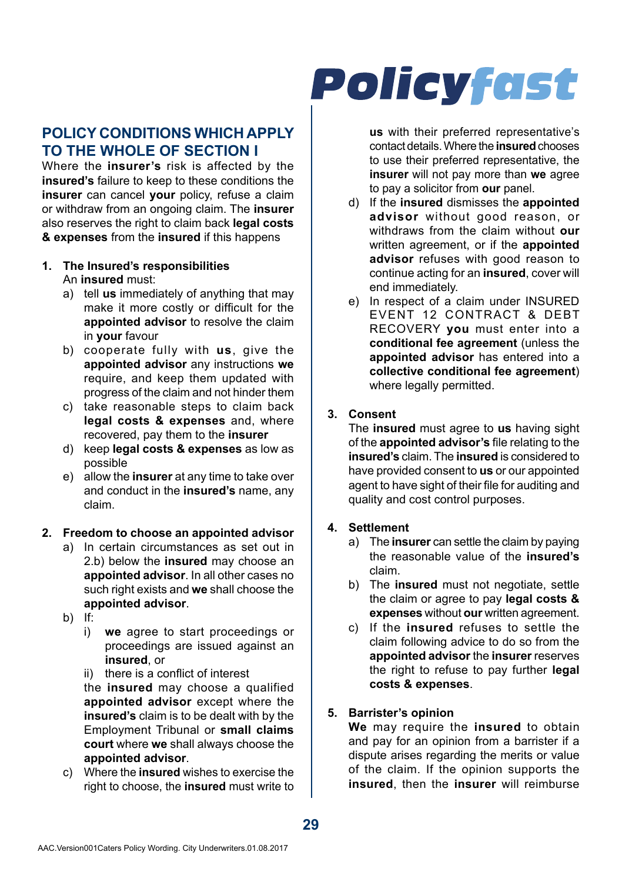## POLICY CONDITIONS WHICH APPLY TO THE WHOLE OF SECTION I

Where the **insurer's** risk is affected by the **insured's** failure to keep to these conditions the **insurer** can cancel **your** policy, refuse a claim or withdraw from an ongoing claim. The **insurer** also reserves the right to claim back **legal costs & expenses** from the **insured** if this happens

1. **The Insured's responsibilities**
   An **insured** must:
   a) tell **us** immediately of anything that may make it more costly or difficult for the **appointed advisor** to resolve the claim in **your** favour
   b) cooperate fully with **us**, give the **appointed advisor** any instructions **we** require, and keep them updated with progress of the claim and not hinder them
   c) take reasonable steps to claim back **legal costs & expenses** and, where recovered, pay them to the **insurer**
   d) keep **legal costs & expenses** as low as possible
   e) allow the **insurer** at any time to take over and conduct in the **insured's** name, any claim.

2. **Freedom to choose an appointed advisor**
   a) In certain circumstances as set out in 2.b) below the **insured** may choose an **appointed advisor**. In all other cases no such right exists and **we** shall choose the **appointed advisor**.
   b) If:
      i) **we** agree to start proceedings or proceedings are issued against an **insured**, or
      ii) there is a conflict of interest

      the **insured** may choose a qualified **appointed advisor** except where the **insured's** claim is to be dealt with by the Employment Tribunal or **small claims court** where **we** shall always choose the **appointed advisor**.
   c) Where the **insured** wishes to exercise the right to choose, the **insured** must write to **us** with their preferred representative's contact details. Where the **insured** chooses to use their preferred representative, the **insurer** will not pay more than **we** agree to pay a solicitor from **our** panel.
   d) If the **insured** dismisses the **appointed advisor** without good reason, or withdraws from the claim without **our** written agreement, or if the **appointed advisor** refuses with good reason to continue acting for an **insured**, cover will end immediately.
   e) In respect of a claim under INSURED EVENT 12 CONTRACT & DEBT RECOVERY **you** must enter into a **conditional fee agreement** (unless the **appointed advisor** has entered into a **collective conditional fee agreement**) where legally permitted.

3. **Consent**
   The **insured** must agree to **us** having sight of the **appointed advisor's** file relating to the **insured's** claim. The **insured** is considered to have provided consent to **us** or our appointed agent to have sight of their file for auditing and quality and cost control purposes.

4. **Settlement**
   a) The **insurer** can settle the claim by paying the reasonable value of the **insured's** claim.
   b) The **insured** must not negotiate, settle the claim or agree to pay **legal costs & expenses** without **our** written agreement.
   c) If the **insured** refuses to settle the claim following advice to do so from the **appointed advisor** the **insurer** reserves the right to refuse to pay further **legal costs & expenses**.

5. **Barrister's opinion**
   **We** may require the **insured** to obtain and pay for an opinion from a barrister if a dispute arises regarding the merits or value of the claim. If the opinion supports the **insured**, then the **insurer** will reimburse

AAC.Version001Caters Policy Wording. City Underwriters.01.08.2017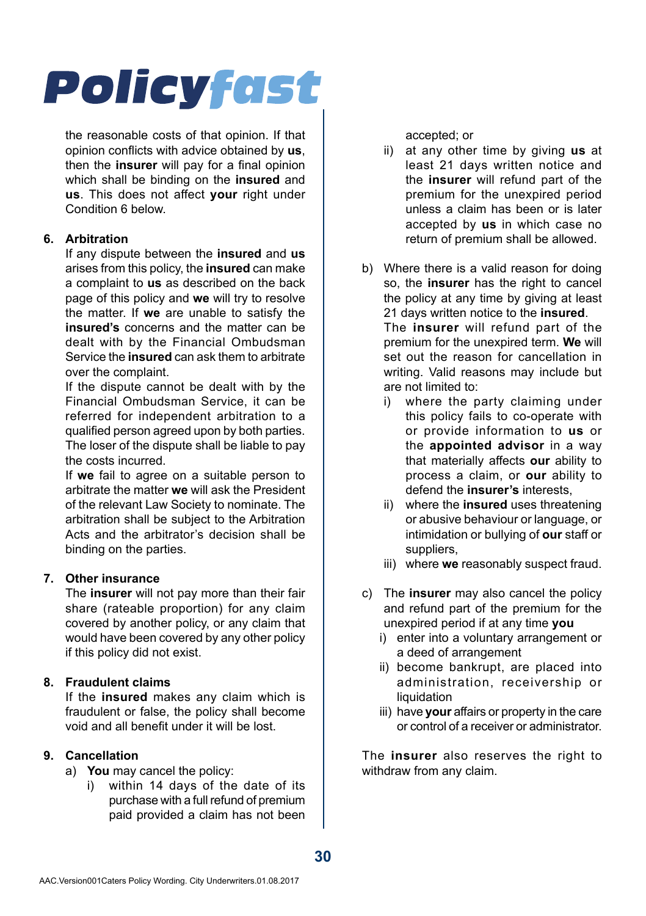the reasonable costs of that opinion. If that opinion conflicts with advice obtained by **us**, then the **insurer** will pay for a final opinion which shall be binding on the **insured** and **us**. This does not affect **your** right under Condition 6 below.

**6. Arbitration**

If any dispute between the **insured** and **us** arises from this policy, the **insured** can make a complaint to **us** as described on the back page of this policy and **we** will try to resolve the matter. If **we** are unable to satisfy the **insured's** concerns and the matter can be dealt with by the Financial Ombudsman Service the **insured** can ask them to arbitrate over the complaint.

If the dispute cannot be dealt with by the Financial Ombudsman Service, it can be referred for independent arbitration to a qualified person agreed upon by both parties. The loser of the dispute shall be liable to pay the costs incurred.

If **we** fail to agree on a suitable person to arbitrate the matter **we** will ask the President of the relevant Law Society to nominate. The arbitration shall be subject to the Arbitration Acts and the arbitrator's decision shall be binding on the parties.

**7. Other insurance**

The **insurer** will not pay more than their fair share (rateable proportion) for any claim covered by another policy, or any claim that would have been covered by any other policy if this policy did not exist.

**8. Fraudulent claims**

If the **insured** makes any claim which is fraudulent or false, the policy shall become void and all benefit under it will be lost.

**9. Cancellation**

a) **You** may cancel the policy:
   i) within 14 days of the date of its purchase with a full refund of premium paid provided a claim has not been accepted; or
   ii) at any other time by giving **us** at least 21 days written notice and the **insurer** will refund part of the premium for the unexpired period unless a claim has been or is later accepted by **us** in which case no return of premium shall be allowed.

b) Where there is a valid reason for doing so, the **insurer** has the right to cancel the policy at any time by giving at least 21 days written notice to the **insured**. The **insurer** will refund part of the premium for the unexpired term. **We** will set out the reason for cancellation in writing. Valid reasons may include but are not limited to:
   i) where the party claiming under this policy fails to co-operate with or provide information to **us** or the **appointed advisor** in a way that materially affects **our** ability to process a claim, or **our** ability to defend the **insurer's** interests,
   ii) where the **insured** uses threatening or abusive behaviour or language, or intimidation or bullying of **our** staff or suppliers,
   iii) where **we** reasonably suspect fraud.

c) The **insurer** may also cancel the policy and refund part of the premium for the unexpired period if at any time **you**
   i) enter into a voluntary arrangement or a deed of arrangement
   ii) become bankrupt, are placed into administration, receivership or liquidation
   iii) have **your** affairs or property in the care or control of a receiver or administrator.

The **insurer** also reserves the right to withdraw from any claim.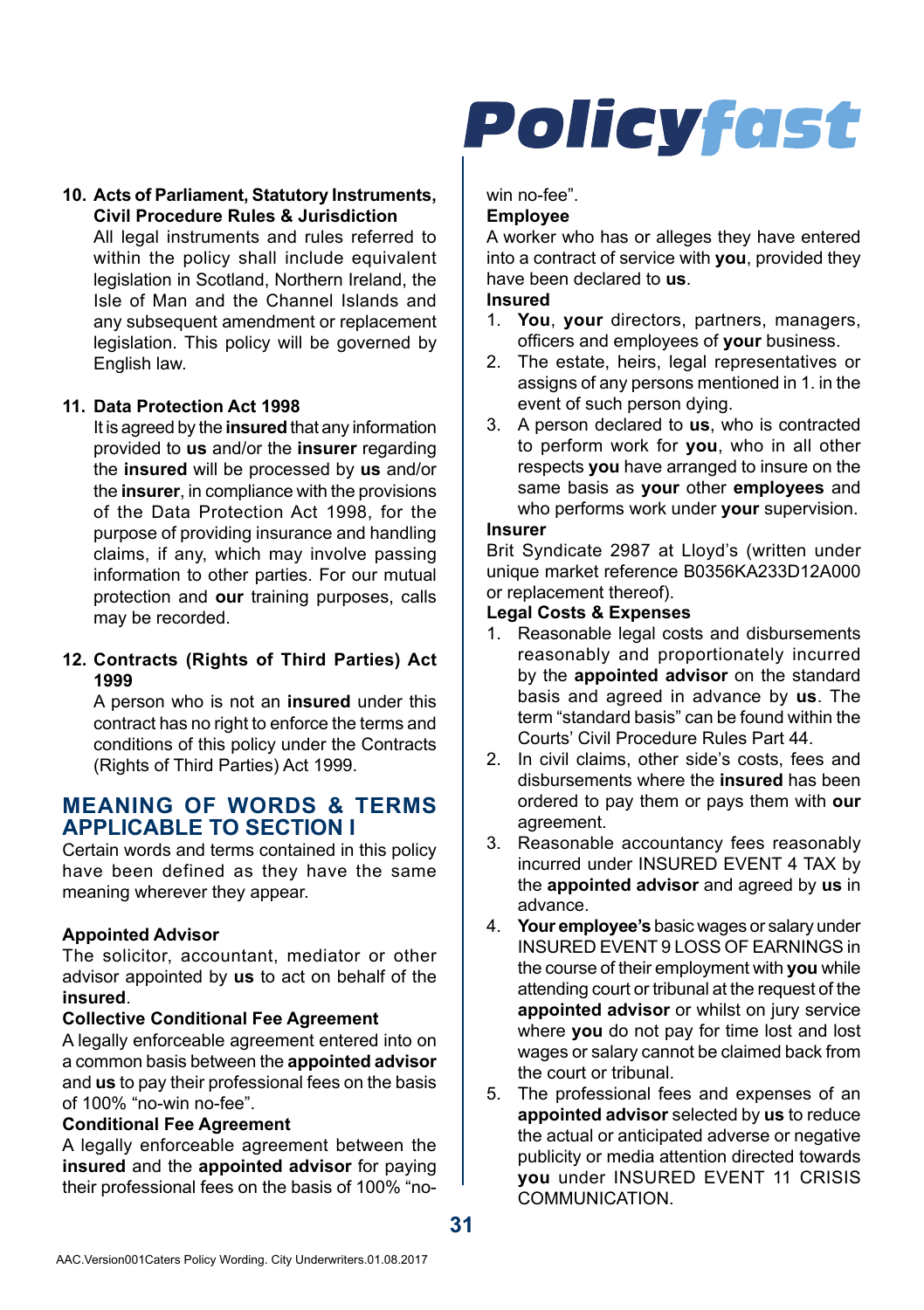**10. Acts of Parliament, Statutory Instruments, Civil Procedure Rules & Jurisdiction**

All legal instruments and rules referred to within the policy shall include equivalent legislation in Scotland, Northern Ireland, the Isle of Man and the Channel Islands and any subsequent amendment or replacement legislation. This policy will be governed by English law.

**11. Data Protection Act 1998**

It is agreed by the **insured** that any information provided to **us** and/or the **insurer** regarding the **insured** will be processed by **us** and/or the **insurer**, in compliance with the provisions of the Data Protection Act 1998, for the purpose of providing insurance and handling claims, if any, which may involve passing information to other parties. For our mutual protection and **our** training purposes, calls may be recorded.

**12. Contracts (Rights of Third Parties) Act 1999**

A person who is not an **insured** under this contract has no right to enforce the terms and conditions of this policy under the Contracts (Rights of Third Parties) Act 1999.

## MEANING OF WORDS & TERMS APPLICABLE TO SECTION I

Certain words and terms contained in this policy have been defined as they have the same meaning wherever they appear.

**Appointed Advisor**

The solicitor, accountant, mediator or other advisor appointed by **us** to act on behalf of the **insured**.

**Collective Conditional Fee Agreement**

A legally enforceable agreement entered into on a common basis between the **appointed advisor** and **us** to pay their professional fees on the basis of 100% "no-win no-fee".

**Conditional Fee Agreement**

A legally enforceable agreement between the **insured** and the **appointed advisor** for paying their professional fees on the basis of 100% "no-win no-fee".

**Employee**

A worker who has or alleges they have entered into a contract of service with **you**, provided they have been declared to **us**.

**Insured**

1. **You**, **your** directors, partners, managers, officers and employees of **your** business.
2. The estate, heirs, legal representatives or assigns of any persons mentioned in 1. in the event of such person dying.
3. A person declared to **us**, who is contracted to perform work for **you**, who in all other respects **you** have arranged to insure on the same basis as **your** other **employees** and who performs work under **your** supervision.

**Insurer**

Brit Syndicate 2987 at Lloyd's (written under unique market reference B0356KA233D12A000 or replacement thereof).

**Legal Costs & Expenses**

1. Reasonable legal costs and disbursements reasonably and proportionately incurred by the **appointed advisor** on the standard basis and agreed in advance by **us**. The term "standard basis" can be found within the Courts' Civil Procedure Rules Part 44.
2. In civil claims, other side's costs, fees and disbursements where the **insured** has been ordered to pay them or pays them with **our** agreement.
3. Reasonable accountancy fees reasonably incurred under INSURED EVENT 4 TAX by the **appointed advisor** and agreed by **us** in advance.
4. **Your employee's** basic wages or salary under INSURED EVENT 9 LOSS OF EARNINGS in the course of their employment with **you** while attending court or tribunal at the request of the **appointed advisor** or whilst on jury service where **you** do not pay for time lost and lost wages or salary cannot be claimed back from the court or tribunal.
5. The professional fees and expenses of an **appointed advisor** selected by **us** to reduce the actual or anticipated adverse or negative publicity or media attention directed towards **you** under INSURED EVENT 11 CRISIS COMMUNICATION.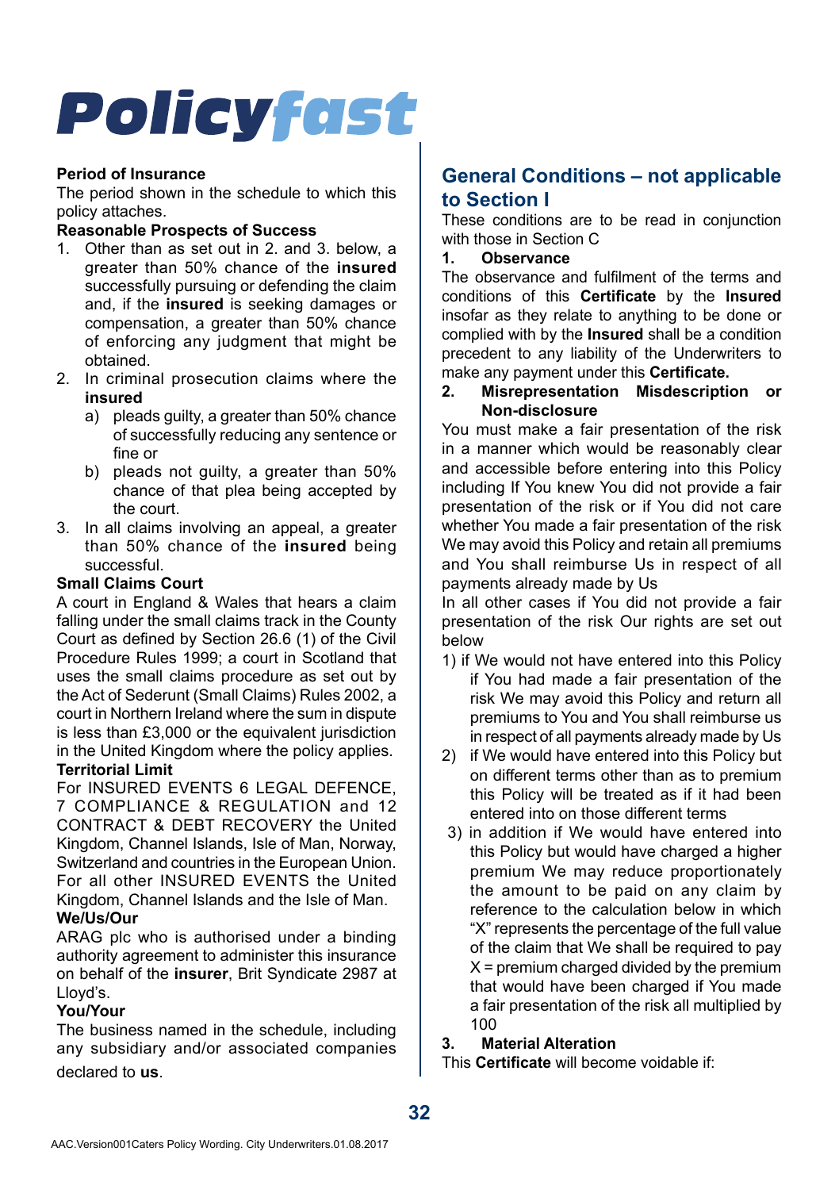**Period of Insurance**

The period shown in the schedule to which this policy attaches.

**Reasonable Prospects of Success**

1. Other than as set out in 2. and 3. below, a greater than 50% chance of the **insured** successfully pursuing or defending the claim and, if the **insured** is seeking damages or compensation, a greater than 50% chance of enforcing any judgment that might be obtained.
2. In criminal prosecution claims where the **insured**
   a) pleads guilty, a greater than 50% chance of successfully reducing any sentence or fine or
   b) pleads not guilty, a greater than 50% chance of that plea being accepted by the court.
3. In all claims involving an appeal, a greater than 50% chance of the **insured** being successful.

**Small Claims Court**

A court in England & Wales that hears a claim falling under the small claims track in the County Court as defined by Section 26.6 (1) of the Civil Procedure Rules 1999; a court in Scotland that uses the small claims procedure as set out by the Act of Sederunt (Small Claims) Rules 2002, a court in Northern Ireland where the sum in dispute is less than £3,000 or the equivalent jurisdiction in the United Kingdom where the policy applies.

**Territorial Limit**

For INSURED EVENTS 6 LEGAL DEFENCE, 7 COMPLIANCE & REGULATION and 12 CONTRACT & DEBT RECOVERY the United Kingdom, Channel Islands, Isle of Man, Norway, Switzerland and countries in the European Union. For all other INSURED EVENTS the United Kingdom, Channel Islands and the Isle of Man.

**We/Us/Our**

ARAG plc who is authorised under a binding authority agreement to administer this insurance on behalf of the **insurer**, Brit Syndicate 2987 at Lloyd's.

**You/Your**

The business named in the schedule, including any subsidiary and/or associated companies declared to **us**.

## General Conditions – not applicable to Section I

These conditions are to be read in conjunction with those in Section C

**1. Observance**

The observance and fulfilment of the terms and conditions of this **Certificate** by the **Insured** insofar as they relate to anything to be done or complied with by the **Insured** shall be a condition precedent to any liability of the Underwriters to make any payment under this **Certificate.**

**2. Misrepresentation Misdescription or Non-disclosure**

You must make a fair presentation of the risk in a manner which would be reasonably clear and accessible before entering into this Policy including If You knew You did not provide a fair presentation of the risk or if You did not care whether You made a fair presentation of the risk We may avoid this Policy and retain all premiums and You shall reimburse Us in respect of all payments already made by Us

In all other cases if You did not provide a fair presentation of the risk Our rights are set out below

1) if We would not have entered into this Policy if You had made a fair presentation of the risk We may avoid this Policy and return all premiums to You and You shall reimburse us in respect of all payments already made by Us
2) if We would have entered into this Policy but on different terms other than as to premium this Policy will be treated as if it had been entered into on those different terms
3) in addition if We would have entered into this Policy but would have charged a higher premium We may reduce proportionately the amount to be paid on any claim by reference to the calculation below in which "X" represents the percentage of the full value of the claim that We shall be required to pay X = premium charged divided by the premium that would have been charged if You made a fair presentation of the risk all multiplied by 100

**3. Material Alteration**

This **Certificate** will become voidable if: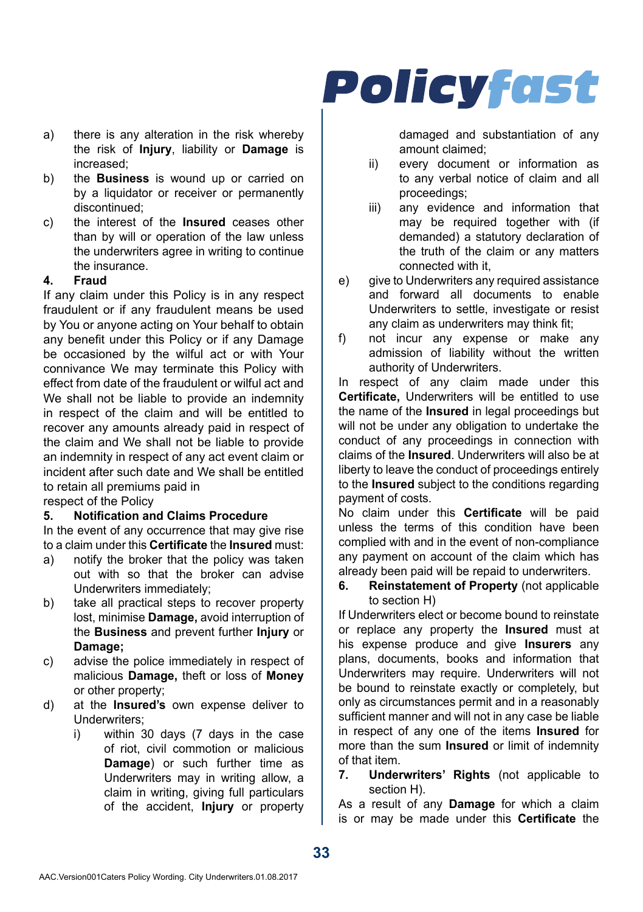a) there is any alteration in the risk whereby the risk of **Injury**, liability or **Damage** is increased;
b) the **Business** is wound up or carried on by a liquidator or receiver or permanently discontinued;
c) the interest of the **Insured** ceases other than by will or operation of the law unless the underwriters agree in writing to continue the insurance.

**4. Fraud**

If any claim under this Policy is in any respect fraudulent or if any fraudulent means be used by You or anyone acting on Your behalf to obtain any benefit under this Policy or if any Damage be occasioned by the wilful act or with Your connivance We may terminate this Policy with effect from date of the fraudulent or wilful act and We shall not be liable to provide an indemnity in respect of the claim and will be entitled to recover any amounts already paid in respect of the claim and We shall not be liable to provide an indemnity in respect of any act event claim or incident after such date and We shall be entitled to retain all premiums paid in respect of the Policy

**5. Notification and Claims Procedure**

In the event of any occurrence that may give rise to a claim under this **Certificate** the **Insured** must:

a) notify the broker that the policy was taken out with so that the broker can advise Underwriters immediately;
b) take all practical steps to recover property lost, minimise **Damage,** avoid interruption of the **Business** and prevent further **Injury** or **Damage;**
c) advise the police immediately in respect of malicious **Damage,** theft or loss of **Money** or other property;
d) at the **Insured's** own expense deliver to Underwriters;
   i) within 30 days (7 days in the case of riot, civil commotion or malicious **Damage**) or such further time as Underwriters may in writing allow, a claim in writing, giving full particulars of the accident, **Injury** or property damaged and substantiation of any amount claimed;
   ii) every document or information as to any verbal notice of claim and all proceedings;
   iii) any evidence and information that may be required together with (if demanded) a statutory declaration of the truth of the claim or any matters connected with it,
e) give to Underwriters any required assistance and forward all documents to enable Underwriters to settle, investigate or resist any claim as underwriters may think fit;
f) not incur any expense or make any admission of liability without the written authority of Underwriters.

In respect of any claim made under this **Certificate,** Underwriters will be entitled to use the name of the **Insured** in legal proceedings but will not be under any obligation to undertake the conduct of any proceedings in connection with claims of the **Insured**. Underwriters will also be at liberty to leave the conduct of proceedings entirely to the **Insured** subject to the conditions regarding payment of costs.

No claim under this **Certificate** will be paid unless the terms of this condition have been complied with and in the event of non-compliance any payment on account of the claim which has already been paid will be repaid to underwriters.

**6. Reinstatement of Property** (not applicable to section H)

If Underwriters elect or become bound to reinstate or replace any property the **Insured** must at his expense produce and give **Insurers** any plans, documents, books and information that Underwriters may require. Underwriters will not be bound to reinstate exactly or completely, but only as circumstances permit and in a reasonably sufficient manner and will not in any case be liable in respect of any one of the items **Insured** for more than the sum **Insured** or limit of indemnity of that item.

**7. Underwriters' Rights** (not applicable to section H).

As a result of any **Damage** for which a claim is or may be made under this **Certificate** the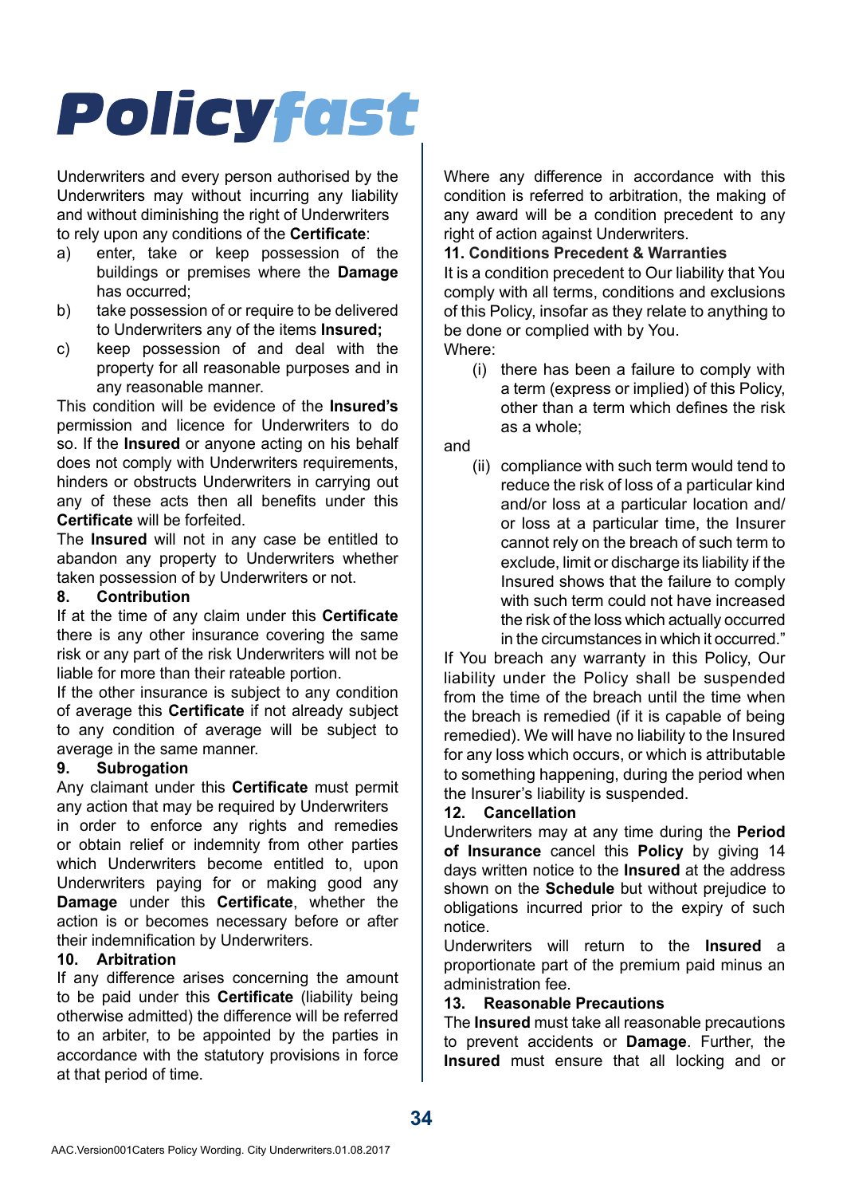Underwriters and every person authorised by the Underwriters may without incurring any liability and without diminishing the right of Underwriters to rely upon any conditions of the **Certificate**:

a) enter, take or keep possession of the buildings or premises where the **Damage** has occurred;
b) take possession of or require to be delivered to Underwriters any of the items **Insured;**
c) keep possession of and deal with the property for all reasonable purposes and in any reasonable manner.

This condition will be evidence of the **Insured's** permission and licence for Underwriters to do so. If the **Insured** or anyone acting on his behalf does not comply with Underwriters requirements, hinders or obstructs Underwriters in carrying out any of these acts then all benefits under this **Certificate** will be forfeited.

The **Insured** will not in any case be entitled to abandon any property to Underwriters whether taken possession of by Underwriters or not.

**8. Contribution**

If at the time of any claim under this **Certificate** there is any other insurance covering the same risk or any part of the risk Underwriters will not be liable for more than their rateable portion.

If the other insurance is subject to any condition of average this **Certificate** if not already subject to any condition of average will be subject to average in the same manner.

**9. Subrogation**

Any claimant under this **Certificate** must permit any action that may be required by Underwriters in order to enforce any rights and remedies or obtain relief or indemnity from other parties which Underwriters become entitled to, upon Underwriters paying for or making good any **Damage** under this **Certificate**, whether the action is or becomes necessary before or after their indemnification by Underwriters.

**10. Arbitration**

If any difference arises concerning the amount to be paid under this **Certificate** (liability being otherwise admitted) the difference will be referred to an arbiter, to be appointed by the parties in accordance with the statutory provisions in force at that period of time.

Where any difference in accordance with this condition is referred to arbitration, the making of any award will be a condition precedent to any right of action against Underwriters.

**11. Conditions Precedent & Warranties**

It is a condition precedent to Our liability that You comply with all terms, conditions and exclusions of this Policy, insofar as they relate to anything to be done or complied with by You.

Where:

(i) there has been a failure to comply with a term (express or implied) of this Policy, other than a term which defines the risk as a whole;

and

(ii) compliance with such term would tend to reduce the risk of loss of a particular kind and/or loss at a particular location and/or loss at a particular time, the Insurer cannot rely on the breach of such term to exclude, limit or discharge its liability if the Insured shows that the failure to comply with such term could not have increased the risk of the loss which actually occurred in the circumstances in which it occurred."

If You breach any warranty in this Policy, Our liability under the Policy shall be suspended from the time of the breach until the time when the breach is remedied (if it is capable of being remedied). We will have no liability to the Insured for any loss which occurs, or which is attributable to something happening, during the period when the Insurer's liability is suspended.

**12. Cancellation**

Underwriters may at any time during the **Period of Insurance** cancel this **Policy** by giving 14 days written notice to the **Insured** at the address shown on the **Schedule** but without prejudice to obligations incurred prior to the expiry of such notice.

Underwriters will return to the **Insured** a proportionate part of the premium paid minus an administration fee.

**13. Reasonable Precautions**

The **Insured** must take all reasonable precautions to prevent accidents or **Damage**. Further, the **Insured** must ensure that all locking and or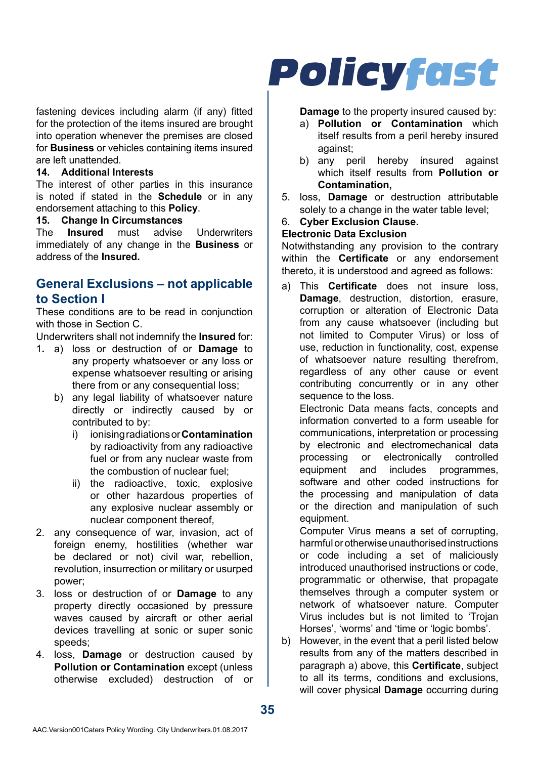fastening devices including alarm (if any) fitted for the protection of the items insured are brought into operation whenever the premises are closed for **Business** or vehicles containing items insured are left unattended.

**14. Additional Interests**

The interest of other parties in this insurance is noted if stated in the **Schedule** or in any endorsement attaching to this **Policy**.

**15. Change In Circumstances**

The **Insured** must advise Underwriters immediately of any change in the **Business** or address of the **Insured.**

## General Exclusions – not applicable to Section I

These conditions are to be read in conjunction with those in Section C.

Underwriters shall not indemnify the **Insured** for:

1. a) loss or destruction of or **Damage** to any property whatsoever or any loss or expense whatsoever resulting or arising there from or any consequential loss;
   b) any legal liability of whatsoever nature directly or indirectly caused by or contributed to by:
      i) ionising radiations or **Contamination** by radioactivity from any radioactive fuel or from any nuclear waste from the combustion of nuclear fuel;
      ii) the radioactive, toxic, explosive or other hazardous properties of any explosive nuclear assembly or nuclear component thereof,
2. any consequence of war, invasion, act of foreign enemy, hostilities (whether war be declared or not) civil war, rebellion, revolution, insurrection or military or usurped power;
3. loss or destruction of or **Damage** to any property directly occasioned by pressure waves caused by aircraft or other aerial devices travelling at sonic or super sonic speeds;
4. loss, **Damage** or destruction caused by **Pollution or Contamination** except (unless otherwise excluded) destruction of or **Damage** to the property insured caused by:
   a) **Pollution or Contamination** which itself results from a peril hereby insured against;
   b) any peril hereby insured against which itself results from **Pollution or Contamination,**
5. loss, **Damage** or destruction attributable solely to a change in the water table level;
6. **Cyber Exclusion Clause.**

**Electronic Data Exclusion**

Notwithstanding any provision to the contrary within the **Certificate** or any endorsement thereto, it is understood and agreed as follows:

a) This **Certificate** does not insure loss, **Damage**, destruction, distortion, erasure, corruption or alteration of Electronic Data from any cause whatsoever (including but not limited to Computer Virus) or loss of use, reduction in functionality, cost, expense of whatsoever nature resulting therefrom, regardless of any other cause or event contributing concurrently or in any other sequence to the loss.

   Electronic Data means facts, concepts and information converted to a form useable for communications, interpretation or processing by electronic and electromechanical data processing or electronically controlled equipment and includes programmes, software and other coded instructions for the processing and manipulation of data or the direction and manipulation of such equipment.

   Computer Virus means a set of corrupting, harmful or otherwise unauthorised instructions or code including a set of maliciously introduced unauthorised instructions or code, programmatic or otherwise, that propagate themselves through a computer system or network of whatsoever nature. Computer Virus includes but is not limited to 'Trojan Horses', 'worms' and 'time or 'logic bombs'.

b) However, in the event that a peril listed below results from any of the matters described in paragraph a) above, this **Certificate**, subject to all its terms, conditions and exclusions, will cover physical **Damage** occurring during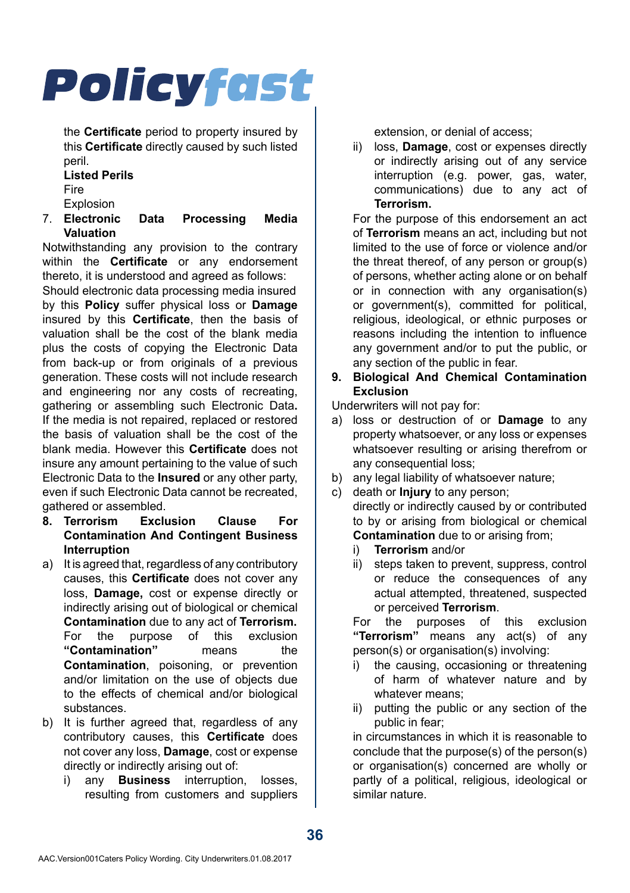the **Certificate** period to property insured by this **Certificate** directly caused by such listed peril.

**Listed Perils**

Fire

Explosion

7. **Electronic Data Processing Media Valuation**

Notwithstanding any provision to the contrary within the **Certificate** or any endorsement thereto, it is understood and agreed as follows:

Should electronic data processing media insured by this **Policy** suffer physical loss or **Damage** insured by this **Certificate**, then the basis of valuation shall be the cost of the blank media plus the costs of copying the Electronic Data from back-up or from originals of a previous generation. These costs will not include research and engineering nor any costs of recreating, gathering or assembling such Electronic Data**.** If the media is not repaired, replaced or restored the basis of valuation shall be the cost of the blank media. However this **Certificate** does not insure any amount pertaining to the value of such Electronic Data to the **Insured** or any other party, even if such Electronic Data cannot be recreated, gathered or assembled.

8. **Terrorism Exclusion Clause For Contamination And Contingent Business Interruption**

a) It is agreed that, regardless of any contributory causes, this **Certificate** does not cover any loss, **Damage,** cost or expense directly or indirectly arising out of biological or chemical **Contamination** due to any act of **Terrorism.** For the purpose of this exclusion **"Contamination"** means the **Contamination**, poisoning, or prevention and/or limitation on the use of objects due to the effects of chemical and/or biological substances.

b) It is further agreed that, regardless of any contributory causes, this **Certificate** does not cover any loss, **Damage**, cost or expense directly or indirectly arising out of:
   i) any **Business** interruption, losses, resulting from customers and suppliers extension, or denial of access;
   ii) loss, **Damage**, cost or expenses directly or indirectly arising out of any service interruption (e.g. power, gas, water, communications) due to any act of **Terrorism.**

   For the purpose of this endorsement an act of **Terrorism** means an act, including but not limited to the use of force or violence and/or the threat thereof, of any person or group(s) of persons, whether acting alone or on behalf or in connection with any organisation(s) or government(s), committed for political, religious, ideological, or ethnic purposes or reasons including the intention to influence any government and/or to put the public, or any section of the public in fear.

9. **Biological And Chemical Contamination Exclusion**

Underwriters will not pay for:

a) loss or destruction of or **Damage** to any property whatsoever, or any loss or expenses whatsoever resulting or arising therefrom or any consequential loss;
b) any legal liability of whatsoever nature;
c) death or **Injury** to any person;

   directly or indirectly caused by or contributed to by or arising from biological or chemical **Contamination** due to or arising from;
   i) **Terrorism** and/or
   ii) steps taken to prevent, suppress, control or reduce the consequences of any actual attempted, threatened, suspected or perceived **Terrorism**.

   For the purposes of this exclusion **"Terrorism"** means any act(s) of any person(s) or organisation(s) involving:
   i) the causing, occasioning or threatening of harm of whatever nature and by whatever means;
   ii) putting the public or any section of the public in fear;

   in circumstances in which it is reasonable to conclude that the purpose(s) of the person(s) or organisation(s) concerned are wholly or partly of a political, religious, ideological or similar nature.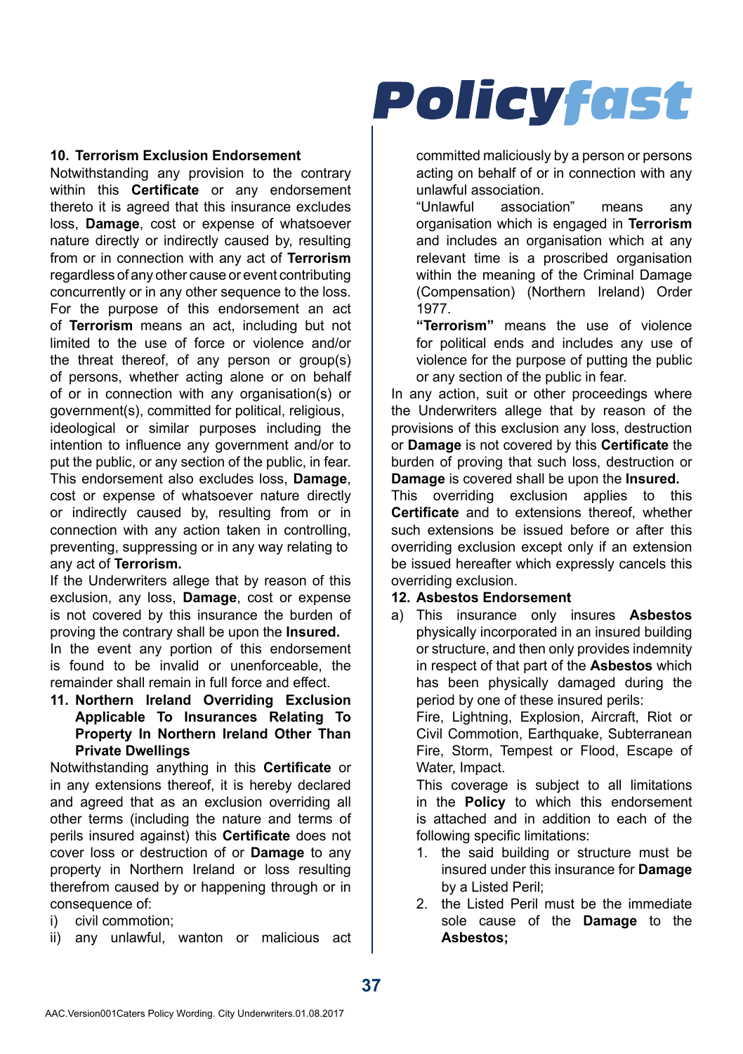## 10. Terrorism Exclusion Endorsement

Notwithstanding any provision to the contrary within this **Certificate** or any endorsement thereto it is agreed that this insurance excludes loss, **Damage**, cost or expense of whatsoever nature directly or indirectly caused by, resulting from or in connection with any act of **Terrorism** regardless of any other cause or event contributing concurrently or in any other sequence to the loss.

For the purpose of this endorsement an act of **Terrorism** means an act, including but not limited to the use of force or violence and/or the threat thereof, of any person or group(s) of persons, whether acting alone or on behalf of or in connection with any organisation(s) or government(s), committed for political, religious, ideological or similar purposes including the intention to influence any government and/or to put the public, or any section of the public, in fear.

This endorsement also excludes loss, **Damage**, cost or expense of whatsoever nature directly or indirectly caused by, resulting from or in connection with any action taken in controlling, preventing, suppressing or in any way relating to any act of **Terrorism.**

If the Underwriters allege that by reason of this exclusion, any loss, **Damage**, cost or expense is not covered by this insurance the burden of proving the contrary shall be upon the **Insured.**

In the event any portion of this endorsement is found to be invalid or unenforceable, the remainder shall remain in full force and effect.

## 11. Northern Ireland Overriding Exclusion Applicable To Insurances Relating To Property In Northern Ireland Other Than Private Dwellings

Notwithstanding anything in this **Certificate** or in any extensions thereof, it is hereby declared and agreed that as an exclusion overriding all other terms (including the nature and terms of perils insured against) this **Certificate** does not cover loss or destruction of or **Damage** to any property in Northern Ireland or loss resulting therefrom caused by or happening through or in consequence of:

i) civil commotion;

ii) any unlawful, wanton or malicious act committed maliciously by a person or persons acting on behalf of or in connection with any unlawful association.

"Unlawful association" means any organisation which is engaged in **Terrorism** and includes an organisation which at any relevant time is a proscribed organisation within the meaning of the Criminal Damage (Compensation) (Northern Ireland) Order 1977.

**"Terrorism"** means the use of violence for political ends and includes any use of violence for the purpose of putting the public or any section of the public in fear.

In any action, suit or other proceedings where the Underwriters allege that by reason of the provisions of this exclusion any loss, destruction or **Damage** is not covered by this **Certificate** the burden of proving that such loss, destruction or **Damage** is covered shall be upon the **Insured.**

This overriding exclusion applies to this **Certificate** and to extensions thereof, whether such extensions be issued before or after this overriding exclusion except only if an extension be issued hereafter which expressly cancels this overriding exclusion.

## 12. Asbestos Endorsement

a) This insurance only insures **Asbestos** physically incorporated in an insured building or structure, and then only provides indemnity in respect of that part of the **Asbestos** which has been physically damaged during the period by one of these insured perils:

   Fire, Lightning, Explosion, Aircraft, Riot or Civil Commotion, Earthquake, Subterranean Fire, Storm, Tempest or Flood, Escape of Water, Impact.

   This coverage is subject to all limitations in the **Policy** to which this endorsement is attached and in addition to each of the following specific limitations:

   1. the said building or structure must be insured under this insurance for **Damage** by a Listed Peril;
   2. the Listed Peril must be the immediate sole cause of the **Damage** to the **Asbestos;**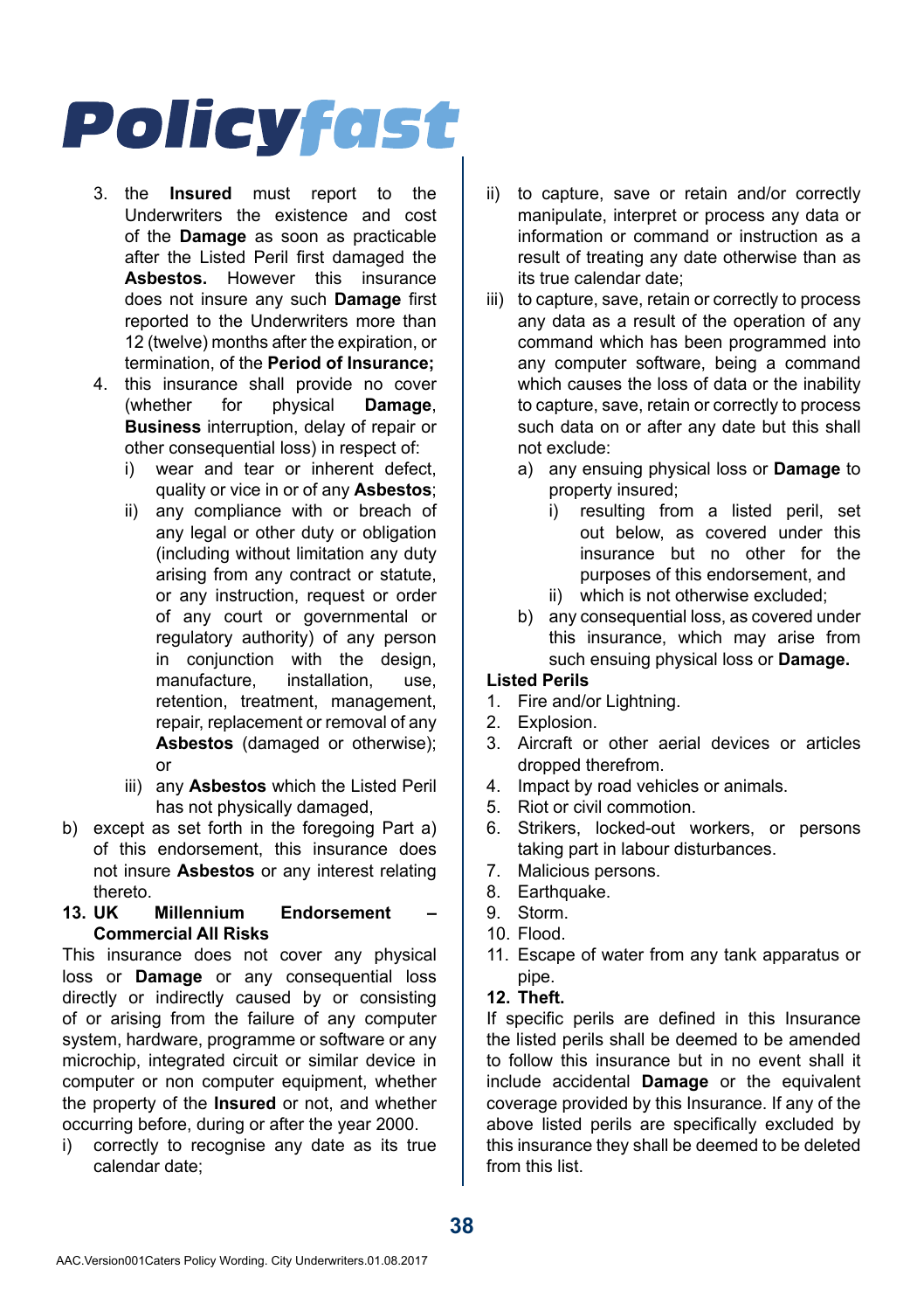3. the **Insured** must report to the Underwriters the existence and cost of the **Damage** as soon as practicable after the Listed Peril first damaged the **Asbestos.** However this insurance does not insure any such **Damage** first reported to the Underwriters more than 12 (twelve) months after the expiration, or termination, of the **Period of Insurance;**
4. this insurance shall provide no cover (whether for physical **Damage**, **Business** interruption, delay of repair or other consequential loss) in respect of:
   - i) wear and tear or inherent defect, quality or vice in or of any **Asbestos**;
   - ii) any compliance with or breach of any legal or other duty or obligation (including without limitation any duty arising from any contract or statute, or any instruction, request or order of any court or governmental or regulatory authority) of any person in conjunction with the design, manufacture, installation, use, retention, treatment, management, repair, replacement or removal of any **Asbestos** (damaged or otherwise); or
   - iii) any **Asbestos** which the Listed Peril has not physically damaged,

b) except as set forth in the foregoing Part a) of this endorsement, this insurance does not insure **Asbestos** or any interest relating thereto.

### 13. UK Millennium Endorsement – Commercial All Risks

This insurance does not cover any physical loss or **Damage** or any consequential loss directly or indirectly caused by or consisting of or arising from the failure of any computer system, hardware, programme or software or any microchip, integrated circuit or similar device in computer or non computer equipment, whether the property of the **Insured** or not, and whether occurring before, during or after the year 2000.

i) correctly to recognise any date as its true calendar date;

ii) to capture, save or retain and/or correctly manipulate, interpret or process any data or information or command or instruction as a result of treating any date otherwise than as its true calendar date;

iii) to capture, save, retain or correctly to process any data as a result of the operation of any command which has been programmed into any computer software, being a command which causes the loss of data or the inability to capture, save, retain or correctly to process such data on or after any date but this shall not exclude:

- a) any ensuing physical loss or **Damage** to property insured;
  - i) resulting from a listed peril, set out below, as covered under this insurance but no other for the purposes of this endorsement, and
  - ii) which is not otherwise excluded;
- b) any consequential loss, as covered under this insurance, which may arise from such ensuing physical loss or **Damage.**

**Listed Perils**

1. Fire and/or Lightning.
2. Explosion.
3. Aircraft or other aerial devices or articles dropped therefrom.
4. Impact by road vehicles or animals.
5. Riot or civil commotion.
6. Strikers, locked-out workers, or persons taking part in labour disturbances.
7. Malicious persons.
8. Earthquake.
9. Storm.
10. Flood.
11. Escape of water from any tank apparatus or pipe.
12. **Theft.**

If specific perils are defined in this Insurance the listed perils shall be deemed to be amended to follow this insurance but in no event shall it include accidental **Damage** or the equivalent coverage provided by this Insurance. If any of the above listed perils are specifically excluded by this insurance they shall be deemed to be deleted from this list.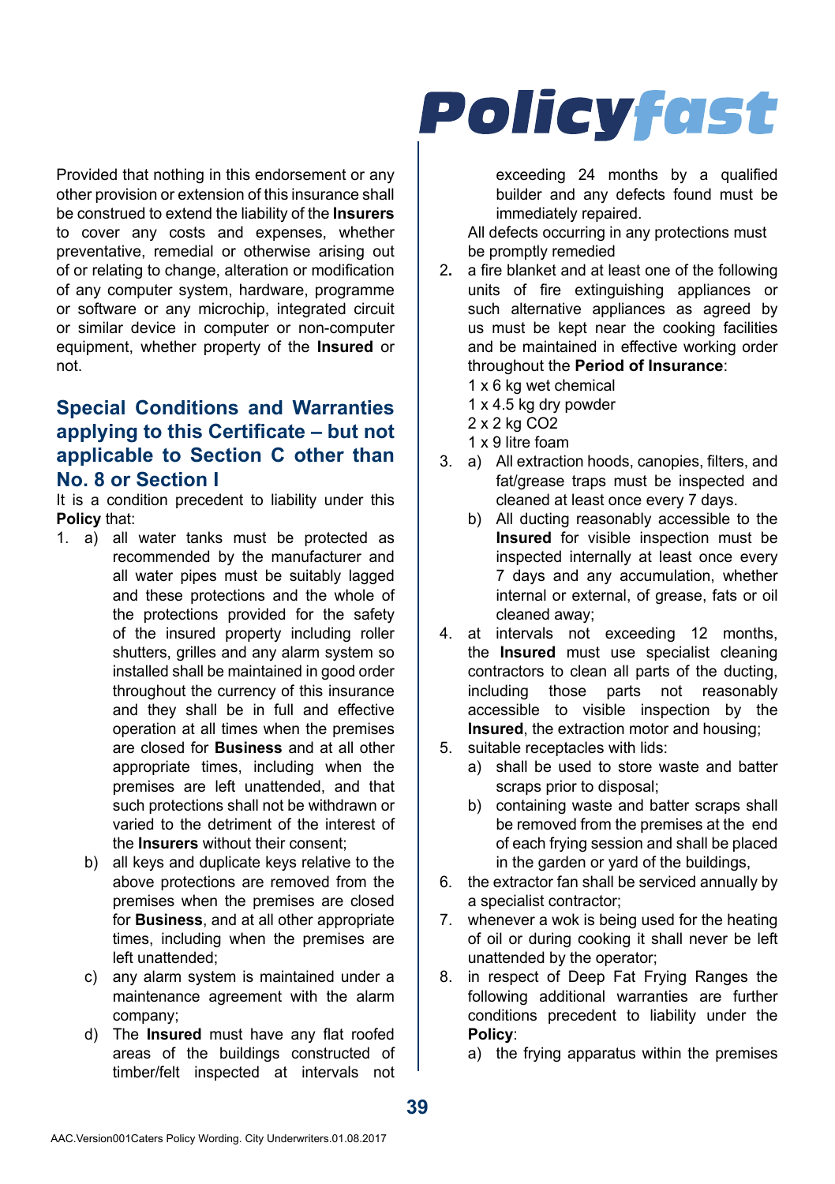Provided that nothing in this endorsement or any other provision or extension of this insurance shall be construed to extend the liability of the **Insurers** to cover any costs and expenses, whether preventative, remedial or otherwise arising out of or relating to change, alteration or modification of any computer system, hardware, programme or software or any microchip, integrated circuit or similar device in computer or non-computer equipment, whether property of the **Insured** or not.

## Special Conditions and Warranties applying to this Certificate – but not applicable to Section C other than No. 8 or Section I

It is a condition precedent to liability under this **Policy** that:

1. a) all water tanks must be protected as recommended by the manufacturer and all water pipes must be suitably lagged and these protections and the whole of the protections provided for the safety of the insured property including roller shutters, grilles and any alarm system so installed shall be maintained in good order throughout the currency of this insurance and they shall be in full and effective operation at all times when the premises are closed for **Business** and at all other appropriate times, including when the premises are left unattended, and that such protections shall not be withdrawn or varied to the detriment of the interest of the **Insurers** without their consent;
   b) all keys and duplicate keys relative to the above protections are removed from the premises when the premises are closed for **Business**, and at all other appropriate times, including when the premises are left unattended;
   c) any alarm system is maintained under a maintenance agreement with the alarm company;
   d) The **Insured** must have any flat roofed areas of the buildings constructed of timber/felt inspected at intervals not exceeding 24 months by a qualified builder and any defects found must be immediately repaired.

   All defects occurring in any protections must be promptly remedied
2. a fire blanket and at least one of the following units of fire extinguishing appliances or such alternative appliances as agreed by us must be kept near the cooking facilities and be maintained in effective working order throughout the **Period of Insurance**:

   1 x 6 kg wet chemical
   1 x 4.5 kg dry powder
   2 x 2 kg $CO_2$
   1 x 9 litre foam
3. a) All extraction hoods, canopies, filters, and fat/grease traps must be inspected and cleaned at least once every 7 days.
   b) All ducting reasonably accessible to the **Insured** for visible inspection must be inspected internally at least once every 7 days and any accumulation, whether internal or external, of grease, fats or oil cleaned away;
4. at intervals not exceeding 12 months, the **Insured** must use specialist cleaning contractors to clean all parts of the ducting, including those parts not reasonably accessible to visible inspection by the **Insured**, the extraction motor and housing;
5. suitable receptacles with lids:
   a) shall be used to store waste and batter scraps prior to disposal;
   b) containing waste and batter scraps shall be removed from the premises at the end of each frying session and shall be placed in the garden or yard of the buildings,
6. the extractor fan shall be serviced annually by a specialist contractor;
7. whenever a wok is being used for the heating of oil or during cooking it shall never be left unattended by the operator;
8. in respect of Deep Fat Frying Ranges the following additional warranties are further conditions precedent to liability under the **Policy**:
   a) the frying apparatus within the premises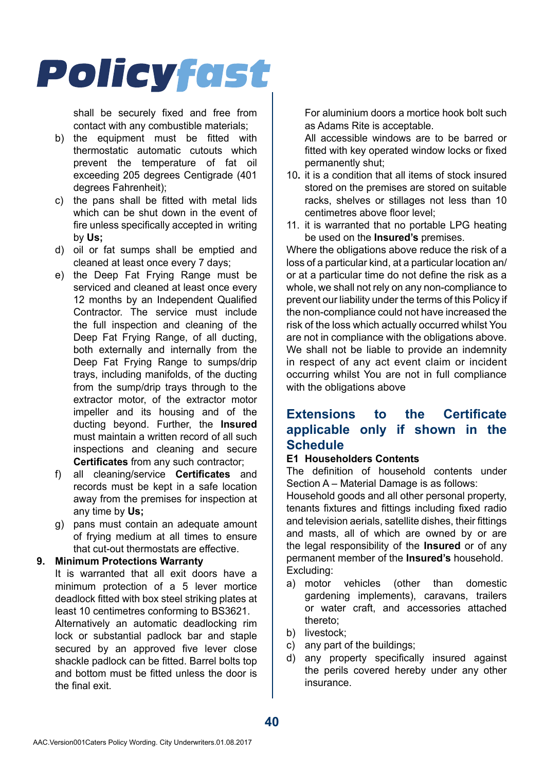shall be securely fixed and free from contact with any combustible materials;

b) the equipment must be fitted with thermostatic automatic cutouts which prevent the temperature of fat oil exceeding 205 degrees Centigrade (401 degrees Fahrenheit);

c) the pans shall be fitted with metal lids which can be shut down in the event of fire unless specifically accepted in writing by **Us;**

d) oil or fat sumps shall be emptied and cleaned at least once every 7 days;

e) the Deep Fat Frying Range must be serviced and cleaned at least once every 12 months by an Independent Qualified Contractor. The service must include the full inspection and cleaning of the Deep Fat Frying Range, of all ducting, both externally and internally from the Deep Fat Frying Range to sumps/drip trays, including manifolds, of the ducting from the sump/drip trays through to the extractor motor, of the extractor motor impeller and its housing and of the ducting beyond. Further, the **Insured** must maintain a written record of all such inspections and cleaning and secure **Certificates** from any such contractor;

f) all cleaning/service **Certificates** and records must be kept in a safe location away from the premises for inspection at any time by **Us;**

g) pans must contain an adequate amount of frying medium at all times to ensure that cut-out thermostats are effective.

**9. Minimum Protections Warranty**

It is warranted that all exit doors have a minimum protection of a 5 lever mortice deadlock fitted with box steel striking plates at least 10 centimetres conforming to BS3621.

Alternatively an automatic deadlocking rim lock or substantial padlock bar and staple secured by an approved five lever close shackle padlock can be fitted. Barrel bolts top and bottom must be fitted unless the door is the final exit.

For aluminium doors a mortice hook bolt such as Adams Rite is acceptable.

All accessible windows are to be barred or fitted with key operated window locks or fixed permanently shut;

10. it is a condition that all items of stock insured stored on the premises are stored on suitable racks, shelves or stillages not less than 10 centimetres above floor level;

11. it is warranted that no portable LPG heating be used on the **Insured's** premises.

Where the obligations above reduce the risk of a loss of a particular kind, at a particular location an/or at a particular time do not define the risk as a whole, we shall not rely on any non-compliance to prevent our liability under the terms of this Policy if the non-compliance could not have increased the risk of the loss which actually occurred whilst You are not in compliance with the obligations above. We shall not be liable to provide an indemnity in respect of any act event claim or incident occurring whilst You are not in full compliance with the obligations above

## Extensions to the Certificate applicable only if shown in the Schedule

### E1 Householders Contents

The definition of household contents under Section A – Material Damage is as follows:

Household goods and all other personal property, tenants fixtures and fittings including fixed radio and television aerials, satellite dishes, their fittings and masts, all of which are owned by or are the legal responsibility of the **Insured** or of any permanent member of the **Insured's** household.

Excluding:

a) motor vehicles (other than domestic gardening implements), caravans, trailers or water craft, and accessories attached thereto;

b) livestock;

c) any part of the buildings;

d) any property specifically insured against the perils covered hereby under any other insurance.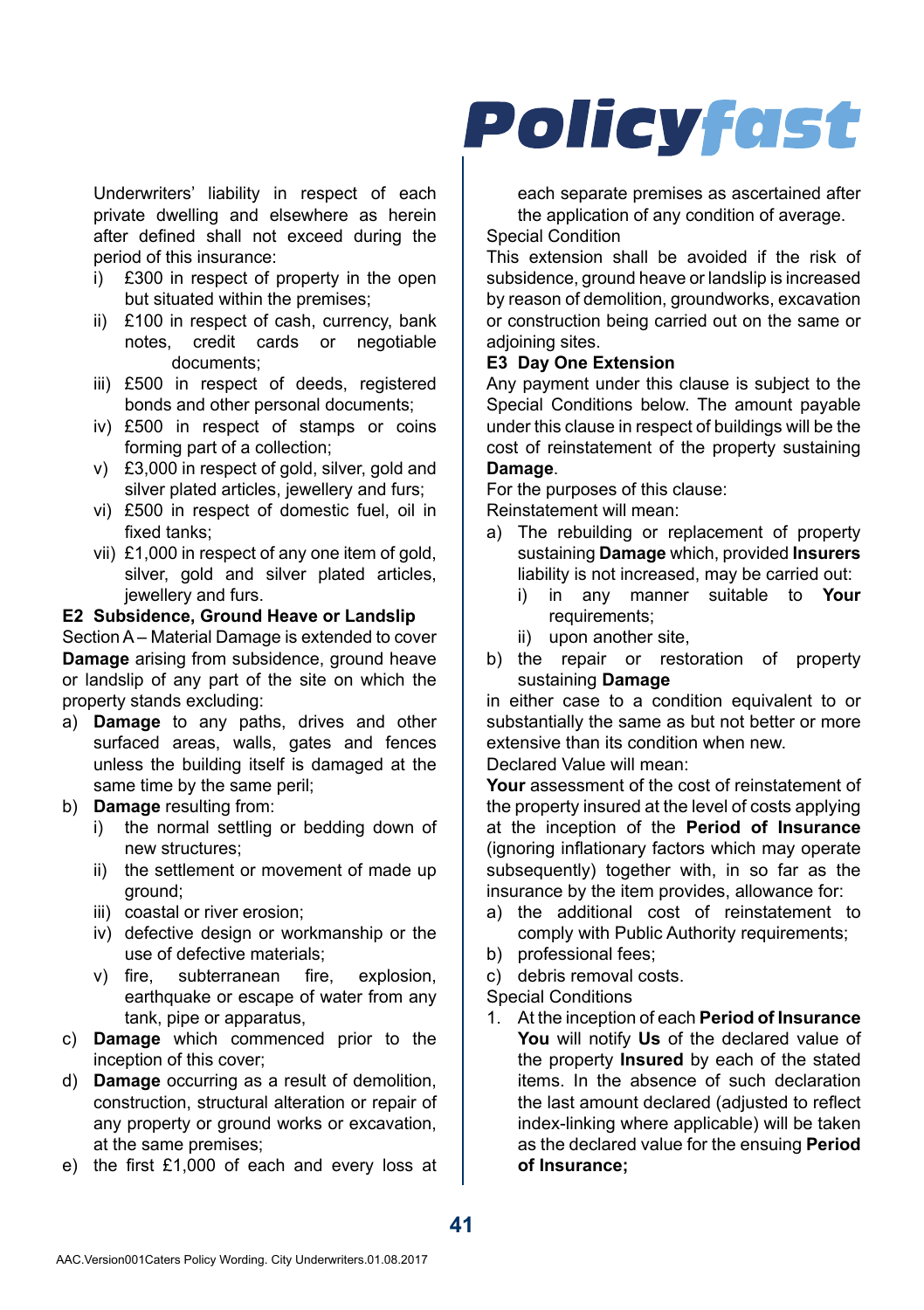Underwriters' liability in respect of each private dwelling and elsewhere as herein after defined shall not exceed during the period of this insurance:

i) £300 in respect of property in the open but situated within the premises;
ii) £100 in respect of cash, currency, bank notes, credit cards or negotiable documents;
iii) £500 in respect of deeds, registered bonds and other personal documents;
iv) £500 in respect of stamps or coins forming part of a collection;
v) £3,000 in respect of gold, silver, gold and silver plated articles, jewellery and furs;
vi) £500 in respect of domestic fuel, oil in fixed tanks;
vii) £1,000 in respect of any one item of gold, silver, gold and silver plated articles, jewellery and furs.

**E2 Subsidence, Ground Heave or Landslip**

Section A – Material Damage is extended to cover **Damage** arising from subsidence, ground heave or landslip of any part of the site on which the property stands excluding:

a) **Damage** to any paths, drives and other surfaced areas, walls, gates and fences unless the building itself is damaged at the same time by the same peril;
b) **Damage** resulting from:
   i) the normal settling or bedding down of new structures;
   ii) the settlement or movement of made up ground;
   iii) coastal or river erosion;
   iv) defective design or workmanship or the use of defective materials;
   v) fire, subterranean fire, explosion, earthquake or escape of water from any tank, pipe or apparatus,
c) **Damage** which commenced prior to the inception of this cover;
d) **Damage** occurring as a result of demolition, construction, structural alteration or repair of any property or ground works or excavation, at the same premises;
e) the first £1,000 of each and every loss at each separate premises as ascertained after the application of any condition of average.

Special Condition

This extension shall be avoided if the risk of subsidence, ground heave or landslip is increased by reason of demolition, groundworks, excavation or construction being carried out on the same or adjoining sites.

**E3 Day One Extension**

Any payment under this clause is subject to the Special Conditions below. The amount payable under this clause in respect of buildings will be the cost of reinstatement of the property sustaining **Damage**.

For the purposes of this clause:

Reinstatement will mean:

a) The rebuilding or replacement of property sustaining **Damage** which, provided **Insurers** liability is not increased, may be carried out:
   i) in any manner suitable to **Your** requirements;
   ii) upon another site,
b) the repair or restoration of property sustaining **Damage**

in either case to a condition equivalent to or substantially the same as but not better or more extensive than its condition when new.

Declared Value will mean:

**Your** assessment of the cost of reinstatement of the property insured at the level of costs applying at the inception of the **Period of Insurance** (ignoring inflationary factors which may operate subsequently) together with, in so far as the insurance by the item provides, allowance for:

a) the additional cost of reinstatement to comply with Public Authority requirements;
b) professional fees;
c) debris removal costs.

Special Conditions

1. At the inception of each **Period of Insurance** **You** will notify **Us** of the declared value of the property **Insured** by each of the stated items. In the absence of such declaration the last amount declared (adjusted to reflect index-linking where applicable) will be taken as the declared value for the ensuing **Period of Insurance;**

AAC.Version001Caters Policy Wording. City Underwriters.01.08.2017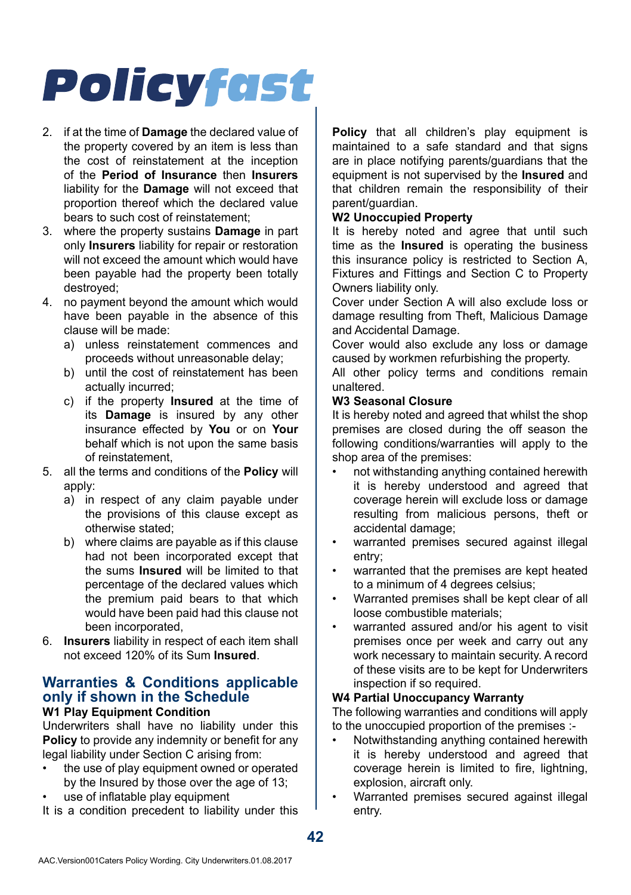2. if at the time of **Damage** the declared value of the property covered by an item is less than the cost of reinstatement at the inception of the **Period of Insurance** then **Insurers** liability for the **Damage** will not exceed that proportion thereof which the declared value bears to such cost of reinstatement;
3. where the property sustains **Damage** in part only **Insurers** liability for repair or restoration will not exceed the amount which would have been payable had the property been totally destroyed;
4. no payment beyond the amount which would have been payable in the absence of this clause will be made:
   a) unless reinstatement commences and proceeds without unreasonable delay;
   b) until the cost of reinstatement has been actually incurred;
   c) if the property **Insured** at the time of its **Damage** is insured by any other insurance effected by **You** or on **Your** behalf which is not upon the same basis of reinstatement,
5. all the terms and conditions of the **Policy** will apply:
   a) in respect of any claim payable under the provisions of this clause except as otherwise stated;
   b) where claims are payable as if this clause had not been incorporated except that the sums **Insured** will be limited to that percentage of the declared values which the premium paid bears to that which would have been paid had this clause not been incorporated,
6. **Insurers** liability in respect of each item shall not exceed 120% of its Sum **Insured**.

## Warranties & Conditions applicable only if shown in the Schedule

**W1 Play Equipment Condition**

Underwriters shall have no liability under this **Policy** to provide any indemnity or benefit for any legal liability under Section C arising from:

- the use of play equipment owned or operated by the Insured by those over the age of 13;
- use of inflatable play equipment

It is a condition precedent to liability under this **Policy** that all children's play equipment is maintained to a safe standard and that signs are in place notifying parents/guardians that the equipment is not supervised by the **Insured** and that children remain the responsibility of their parent/guardian.

**W2 Unoccupied Property**

It is hereby noted and agree that until such time as the **Insured** is operating the business this insurance policy is restricted to Section A, Fixtures and Fittings and Section C to Property Owners liability only.

Cover under Section A will also exclude loss or damage resulting from Theft, Malicious Damage and Accidental Damage.

Cover would also exclude any loss or damage caused by workmen refurbishing the property.

All other policy terms and conditions remain unaltered.

**W3 Seasonal Closure**

It is hereby noted and agreed that whilst the shop premises are closed during the off season the following conditions/warranties will apply to the shop area of the premises:

- not withstanding anything contained herewith it is hereby understood and agreed that coverage herein will exclude loss or damage resulting from malicious persons, theft or accidental damage;
- warranted premises secured against illegal entry;
- warranted that the premises are kept heated to a minimum of 4 degrees celsius;
- Warranted premises shall be kept clear of all loose combustible materials;
- warranted assured and/or his agent to visit premises once per week and carry out any work necessary to maintain security. A record of these visits are to be kept for Underwriters inspection if so required.

**W4 Partial Unoccupancy Warranty**

The following warranties and conditions will apply to the unoccupied proportion of the premises :-

- Notwithstanding anything contained herewith it is hereby understood and agreed that coverage herein is limited to fire, lightning, explosion, aircraft only.
- Warranted premises secured against illegal entry.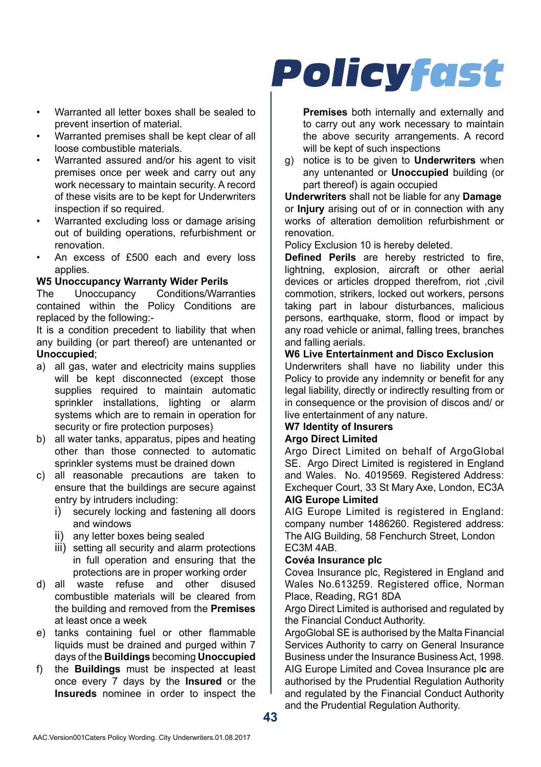- Warranted all letter boxes shall be sealed to prevent insertion of material.
- Warranted premises shall be kept clear of all loose combustible materials.
- Warranted assured and/or his agent to visit premises once per week and carry out any work necessary to maintain security. A record of these visits are to be kept for Underwriters inspection if so required.
- Warranted excluding loss or damage arising out of building operations, refurbishment or renovation.
- An excess of £500 each and every loss applies.

**W5 Unoccupancy Warranty Wider Perils**

The Unoccupancy Conditions/Warranties contained within the Policy Conditions are replaced by the following:-

It is a condition precedent to liability that when any building (or part thereof) are untenanted or **Unoccupied**;

a) all gas, water and electricity mains supplies will be kept disconnected (except those supplies required to maintain automatic sprinkler installations, lighting or alarm systems which are to remain in operation for security or fire protection purposes)

b) all water tanks, apparatus, pipes and heating other than those connected to automatic sprinkler systems must be drained down

c) all reasonable precautions are taken to ensure that the buildings are secure against entry by intruders including:
   i) securely locking and fastening all doors and windows
   ii) any letter boxes being sealed
   iii) setting all security and alarm protections in full operation and ensuring that the protections are in proper working order

d) all waste refuse and other disused combustible materials will be cleared from the building and removed from the **Premises** at least once a week

e) tanks containing fuel or other flammable liquids must be drained and purged within 7 days of the **Buildings** becoming **Unoccupied**

f) the **Buildings** must be inspected at least once every 7 days by the **Insured** or the **Insureds** nominee in order to inspect the **Premises** both internally and externally and to carry out any work necessary to maintain the above security arrangements. A record will be kept of such inspections

g) notice is to be given to **Underwriters** when any untenanted or **Unoccupied** building (or part thereof) is again occupied

**Underwriters** shall not be liable for any **Damage** or **Injury** arising out of or in connection with any works of alteration demolition refurbishment or renovation.

Policy Exclusion 10 is hereby deleted.

**Defined Perils** are hereby restricted to fire, lightning, explosion, aircraft or other aerial devices or articles dropped therefrom, riot ,civil commotion, strikers, locked out workers, persons taking part in labour disturbances, malicious persons, earthquake, storm, flood or impact by any road vehicle or animal, falling trees, branches and falling aerials.

**W6 Live Entertainment and Disco Exclusion**

Underwriters shall have no liability under this Policy to provide any indemnity or benefit for any legal liability, directly or indirectly resulting from or in consequence or the provision of discos and/ or live entertainment of any nature.

**W7 Identity of Insurers**

**Argo Direct Limited**

Argo Direct Limited on behalf of ArgoGlobal SE. Argo Direct Limited is registered in England and Wales. No. 4019569. Registered Address: Exchequer Court, 33 St Mary Axe, London, EC3A

**AIG Europe Limited**

AIG Europe Limited is registered in England: company number 1486260. Registered address: The AIG Building, 58 Fenchurch Street, London EC3M 4AB.

**Covéa Insurance plc**

Covea Insurance plc, Registered in England and Wales No.613259. Registered office, Norman Place, Reading, RG1 8DA

Argo Direct Limited is authorised and regulated by the Financial Conduct Authority.

ArgoGlobal SE is authorised by the Malta Financial Services Authority to carry on General Insurance Business under the Insurance Business Act, 1998.

AIG Europe Limited and Covea Insurance plc are authorised by the Prudential Regulation Authority and regulated by the Financial Conduct Authority and the Prudential Regulation Authority.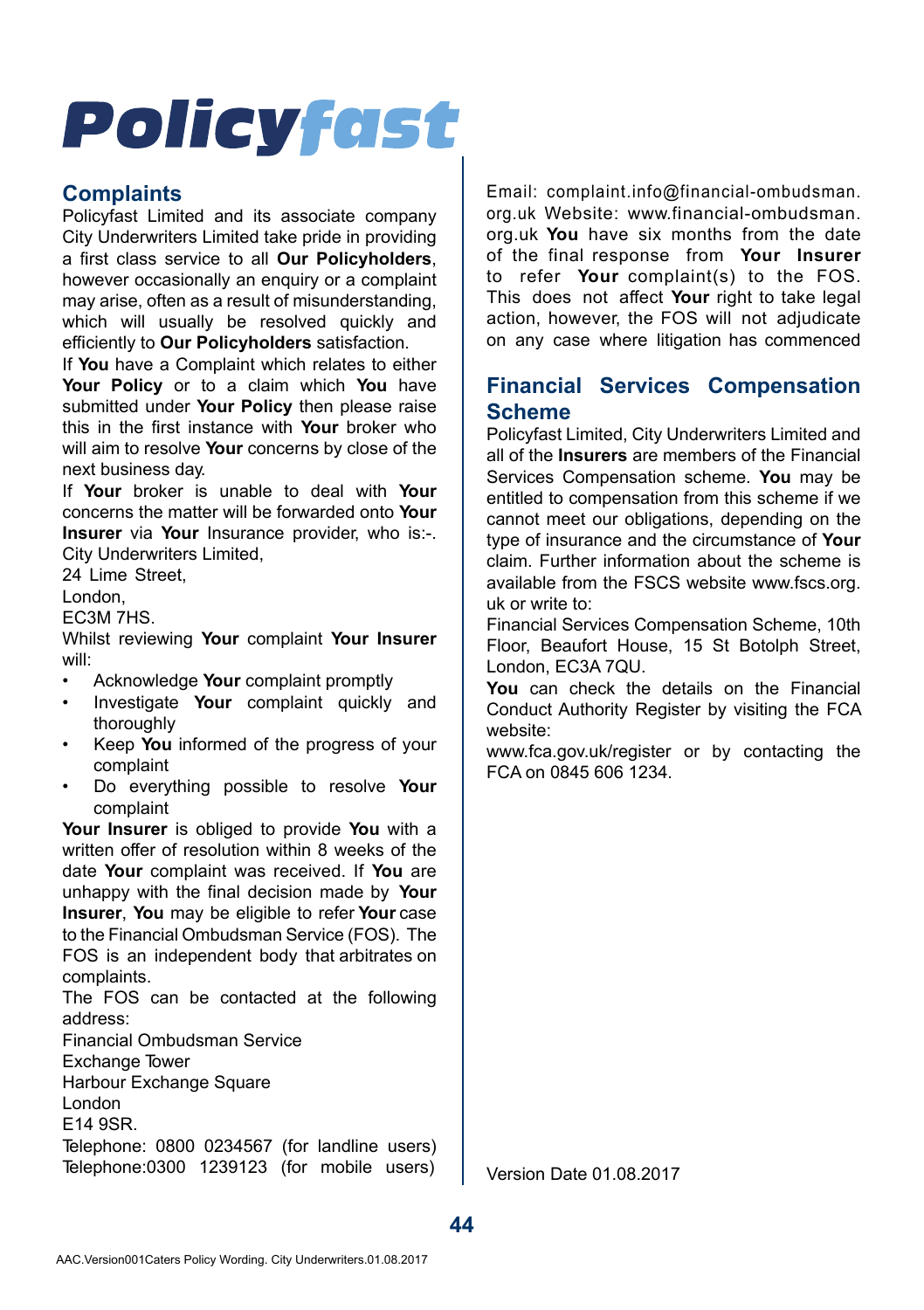# Policyfast

## Complaints

Policyfast Limited and its associate company City Underwriters Limited take pride in providing a first class service to all **Our Policyholders**, however occasionally an enquiry or a complaint may arise, often as a result of misunderstanding, which will usually be resolved quickly and efficiently to **Our Policyholders** satisfaction.

If **You** have a Complaint which relates to either **Your Policy** or to a claim which **You** have submitted under **Your Policy** then please raise this in the first instance with **Your** broker who will aim to resolve **Your** concerns by close of the next business day.

If **Your** broker is unable to deal with **Your** concerns the matter will be forwarded onto **Your Insurer** via **Your** Insurance provider, who is:-.

City Underwriters Limited,
24 Lime Street,
London,
EC3M 7HS.

Whilst reviewing **Your** complaint **Your Insurer** will:

- Acknowledge **Your** complaint promptly
- Investigate **Your** complaint quickly and thoroughly
- Keep **You** informed of the progress of your complaint
- Do everything possible to resolve **Your** complaint

**Your Insurer** is obliged to provide **You** with a written offer of resolution within 8 weeks of the date **Your** complaint was received. If **You** are unhappy with the final decision made by **Your Insurer**, **You** may be eligible to refer **Your** case to the Financial Ombudsman Service (FOS). The FOS is an independent body that arbitrates on complaints.

The FOS can be contacted at the following address:

Financial Ombudsman Service
Exchange Tower
Harbour Exchange Square
London
E14 9SR.

Telephone: 0800 0234567 (for landline users)
Telephone:0300 1239123 (for mobile users)
Email: complaint.info@financial-ombudsman.org.uk Website: www.financial-ombudsman.org.uk **You** have six months from the date of the final response from **Your Insurer** to refer **Your** complaint(s) to the FOS. This does not affect **Your** right to take legal action, however, the FOS will not adjudicate on any case where litigation has commenced

## Financial Services Compensation Scheme

Policyfast Limited, City Underwriters Limited and all of the **Insurers** are members of the Financial Services Compensation scheme. **You** may be entitled to compensation from this scheme if we cannot meet our obligations, depending on the type of insurance and the circumstance of **Your** claim. Further information about the scheme is available from the FSCS website www.fscs.org.uk or write to:

Financial Services Compensation Scheme, 10th Floor, Beaufort House, 15 St Botolph Street, London, EC3A 7QU.

**You** can check the details on the Financial Conduct Authority Register by visiting the FCA website:

www.fca.gov.uk/register or by contacting the FCA on 0845 606 1234.

Version Date 01.08.2017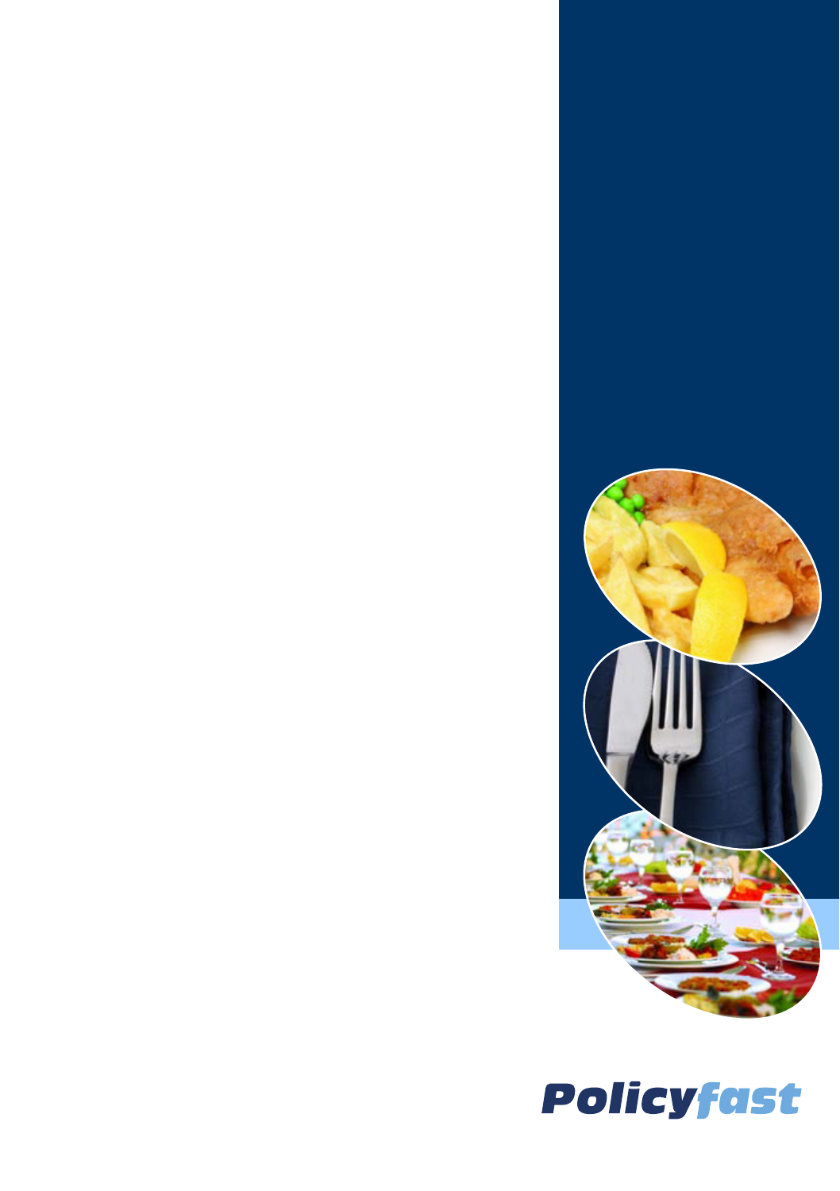Policyfast